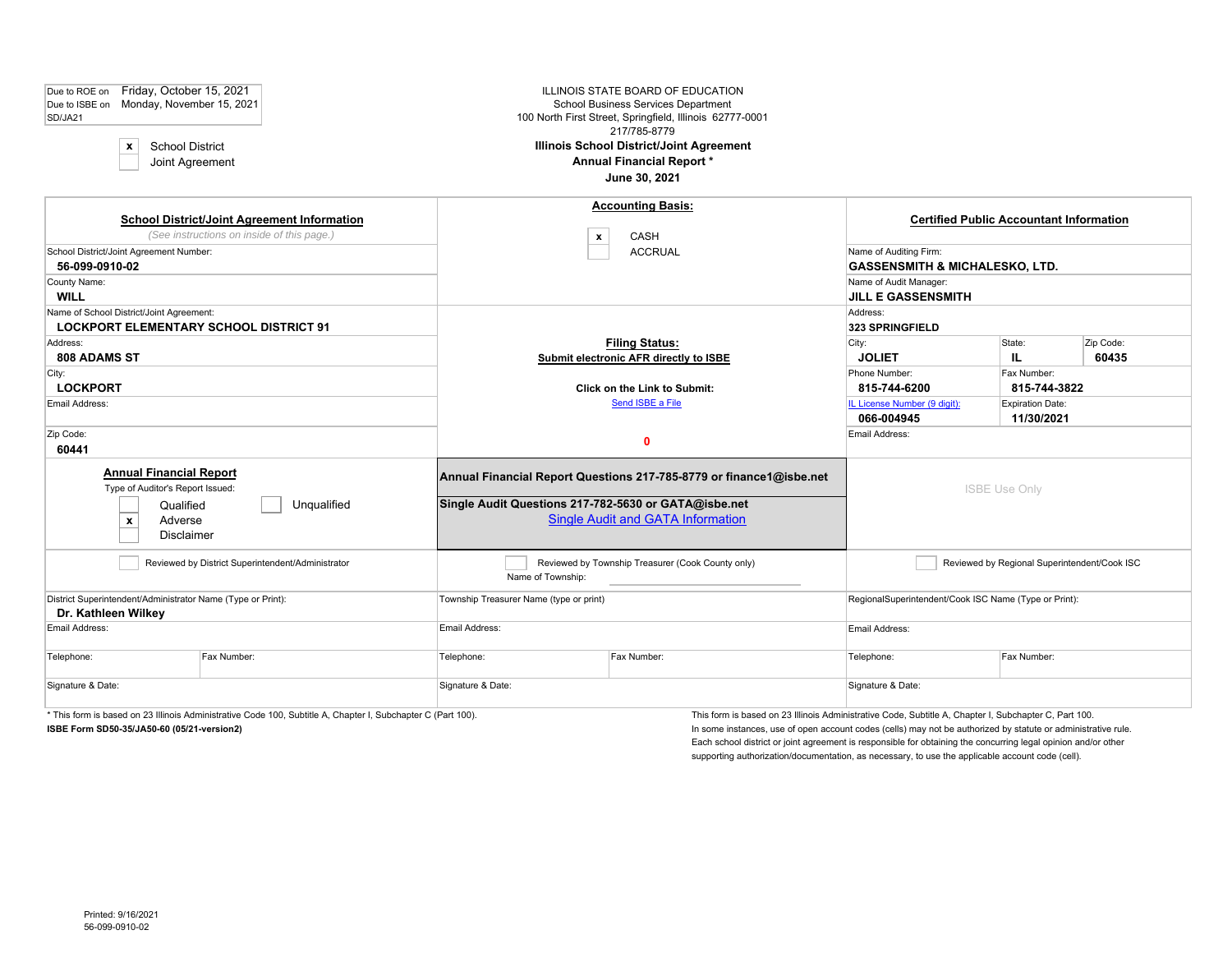| Due to ROE on | Friday, October 15, 2021 |
|---|---|
| Due to ISBE on | Monday, November 15, 2021 |
| SD/JA21 | |

- [x] School District
- [ ] Joint Agreement

ILLINOIS STATE BOARD OF EDUCATION
School Business Services Department
100 North First Street, Springfield, Illinois 62777-0001
217/785-8779

**Illinois School District/Joint Agreement**
**Annual Financial Report ***
**June 30, 2021**

## School District/Joint Agreement Information

*(See instructions on inside of this page.)*

School District/Joint Agreement Number:
**56-099-0910-02**

County Name:
**WILL**

Name of School District/Joint Agreement:
**LOCKPORT ELEMENTARY SCHOOL DISTRICT 91**

Address:
**808 ADAMS ST**

City:
**LOCKPORT**

Email Address:

Zip Code:
**60441**

## Accounting Basis:

- [x] CASH
- [ ] ACCRUAL

## Filing Status:

**Submit electronic AFR directly to ISBE**

**Click on the Link to Submit:**
Send ISBE a File

0

## Certified Public Accountant Information

Name of Auditing Firm:
**GASSENSMITH & MICHALESKO, LTD.**

Name of Audit Manager:
**JILL E GASSENSMITH**

Address:
**323 SPRINGFIELD**

| City: | State: | Zip Code: |
|---|---|---|
| **JOLIET** | **IL** | **60435** |

| Phone Number: | Fax Number: |
|---|---|
| **815-744-6200** | **815-744-3822** |

| IL License Number (9 digit): | Expiration Date: |
|---|---|
| **066-004945** | **11/30/2021** |

Email Address:

## Annual Financial Report

Type of Auditor's Report Issued:

- [ ] Qualified
- [x] Adverse
- [ ] Disclaimer
- [ ] Unqualified

**Annual Financial Report Questions 217-785-8779 or finance1@isbe.net**

**Single Audit Questions 217-782-5630 or GATA@isbe.net**
Single Audit and GATA Information

ISBE Use Only

| [ ] Reviewed by District Superintendent/Administrator | | [ ] Reviewed by Township Treasurer (Cook County only) Name of Township: | | [ ] Reviewed by Regional Superintendent/Cook ISC | |
|---|---|---|---|---|---|
| District Superintendent/Administrator Name (Type or Print): **Dr. Kathleen Wilkey** | | Township Treasurer Name (type or print) | | RegionalSuperintendent/Cook ISC Name (Type or Print): | |
| Email Address: | | Email Address: | | Email Address: | |
| Telephone: | Fax Number: | Telephone: | Fax Number: | Telephone: | Fax Number: |
| Signature & Date: | | Signature & Date: | | Signature & Date: | |

* This form is based on 23 Illinois Administrative Code 100, Subtitle A, Chapter I, Subchapter C (Part 100).
**ISBE Form SD50-35/JA50-60 (05/21-version2)**

This form is based on 23 Illinois Administrative Code, Subtitle A, Chapter I, Subchapter C, Part 100.
In some instances, use of open account codes (cells) may not be authorized by statute or administrative rule.
Each school district or joint agreement is responsible for obtaining the concurring legal opinion and/or other supporting authorization/documentation, as necessary, to use the applicable account code (cell).

Printed: 9/16/2021
56-099-0910-02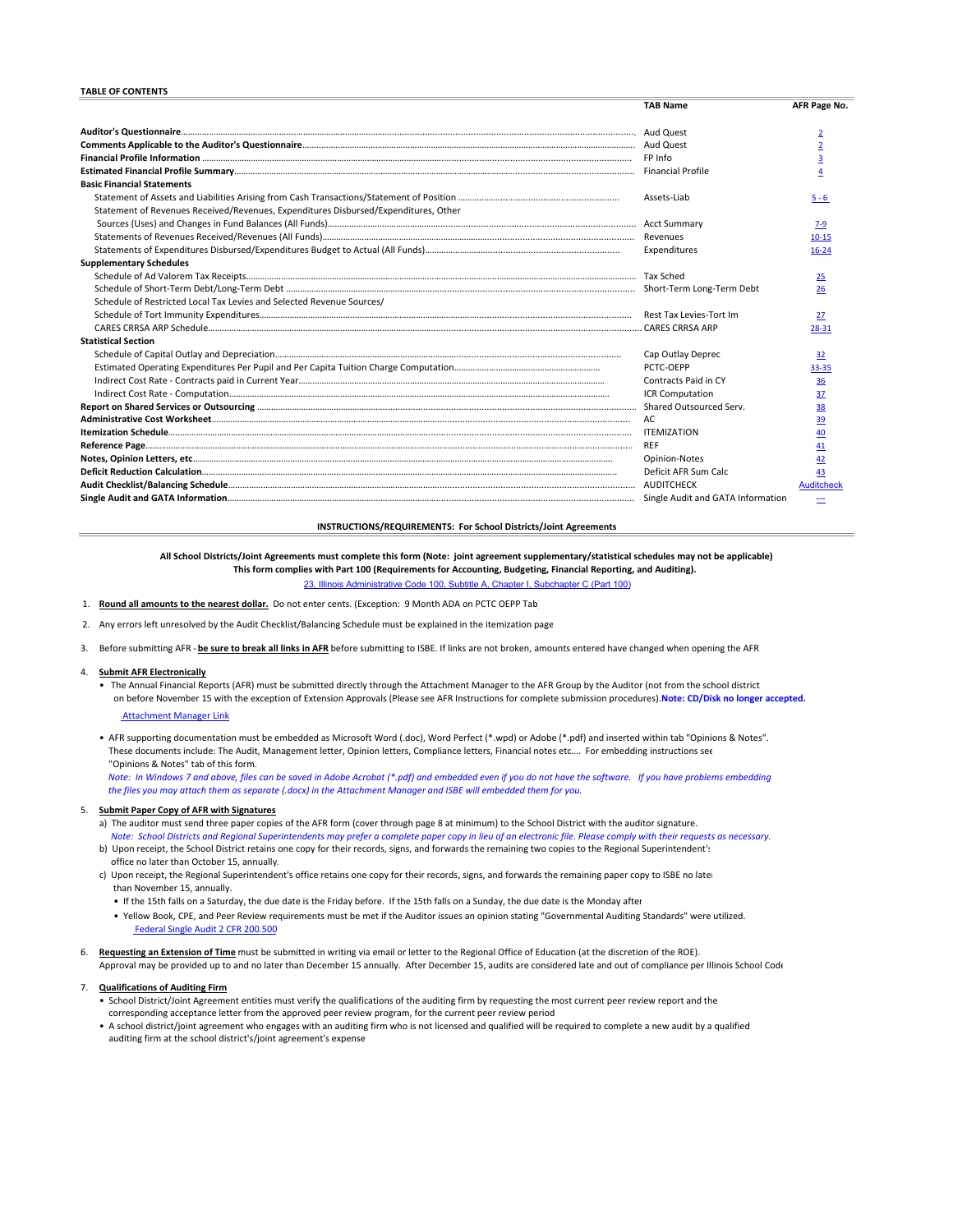**TABLE OF CONTENTS**

| | TAB Name | AFR Page No. |
|---|---|---|
| **Auditor's Questionnaire** | Aud Quest | 2 |
| **Comments Applicable to the Auditor's Questionnaire** | Aud Quest | 2 |
| **Financial Profile Information** | FP Info | 3 |
| **Estimated Financial Profile Summary** | Financial Profile | 4 |
| **Basic Financial Statements** | | |
| Statement of Assets and Liabilities Arising from Cash Transactions/Statement of Position | Assets-Liab | 5 - 6 |
| Statement of Revenues Received/Revenues, Expenditures Disbursed/Expenditures, Other Sources (Uses) and Changes in Fund Balances (All Funds) | Acct Summary | 7-9 |
| Statements of Revenues Received/Revenues (All Funds) | Revenues | 10-15 |
| Statements of Expenditures Disbursed/Expenditures Budget to Actual (All Funds) | Expenditures | 16-24 |
| **Supplementary Schedules** | | |
| Schedule of Ad Valorem Tax Receipts | Tax Sched | 25 |
| Schedule of Short-Term Debt/Long-Term Debt | Short-Term Long-Term Debt | 26 |
| Schedule of Restricted Local Tax Levies and Selected Revenue Sources/ Schedule of Tort Immunity Expenditures | Rest Tax Levies-Tort Im | 27 |
| CARES CRRSA ARP Schedule | CARES CRRSA ARP | 28-31 |
| **Statistical Section** | | |
| Schedule of Capital Outlay and Depreciation | Cap Outlay Deprec | 32 |
| Estimated Operating Expenditures Per Pupil and Per Capita Tuition Charge Computation | PCTC-OEPP | 33-35 |
| Indirect Cost Rate - Contracts paid in Current Year | Contracts Paid in CY | 36 |
| Indirect Cost Rate - Computation | ICR Computation | 37 |
| **Report on Shared Services or Outsourcing** | Shared Outsourced Serv. | 38 |
| **Administrative Cost Worksheet** | AC | 39 |
| **Itemization Schedule** | ITEMIZATION | 40 |
| **Reference Page** | REF | 41 |
| **Notes, Opinion Letters, etc** | Opinion-Notes | 42 |
| **Deficit Reduction Calculation** | Deficit AFR Sum Calc | 43 |
| **Audit Checklist/Balancing Schedule** | AUDITCHECK | Auditcheck |
| **Single Audit and GATA Information** | Single Audit and GATA Information | --- |

**INSTRUCTIONS/REQUIREMENTS: For School Districts/Joint Agreements**

**All School Districts/Joint Agreements must complete this form (Note: joint agreement supplementary/statistical schedules may not be applicable)**
**This form complies with Part 100 (Requirements for Accounting, Budgeting, Financial Reporting, and Auditing).**
23, Illinois Administrative Code 100, Subtitle A, Chapter I, Subchapter C (Part 100)

1. **Round all amounts to the nearest dollar.** Do not enter cents. (Exception: 9 Month ADA on PCTC OEPP Tab

2. Any errors left unresolved by the Audit Checklist/Balancing Schedule must be explained in the itemization page

3. Before submitting AFR - **be sure to break all links in AFR** before submitting to ISBE. If links are not broken, amounts entered have changed when opening the AFR

4. **Submit AFR Electronically**
   - The Annual Financial Reports (AFR) must be submitted directly through the Attachment Manager to the AFR Group by the Auditor (not from the school district on before November 15 with the exception of Extension Approvals (Please see AFR Instructions for complete submission procedures).**Note: CD/Disk no longer accepted.**
     Attachment Manager Link
   - AFR supporting documentation must be embedded as Microsoft Word (.doc), Word Perfect (*.wpd) or Adobe (*.pdf) and inserted within tab "Opinions & Notes". These documents include: The Audit, Management letter, Opinion letters, Compliance letters, Financial notes etc.... For embedding instructions see "Opinions & Notes" tab of this form.
     *Note: In Windows 7 and above, files can be saved in Adobe Acrobat (*.pdf) and embedded even if you do not have the software. If you have problems embedding the files you may attach them as separate (.docx) in the Attachment Manager and ISBE will embedded them for you.*

5. **Submit Paper Copy of AFR with Signatures**
   a) The auditor must send three paper copies of the AFR form (cover through page 8 at minimum) to the School District with the auditor signature.
      *Note: School Districts and Regional Superintendents may prefer a complete paper copy in lieu of an electronic file. Please comply with their requests as necessary.*
   b) Upon receipt, the School District retains one copy for their records, signs, and forwards the remaining two copies to the Regional Superintendent's office no later than October 15, annually.
   c) Upon receipt, the Regional Superintendent's office retains one copy for their records, signs, and forwards the remaining paper copy to ISBE no later than November 15, annually.
   - If the 15th falls on a Saturday, the due date is the Friday before. If the 15th falls on a Sunday, the due date is the Monday after
   - Yellow Book, CPE, and Peer Review requirements must be met if the Auditor issues an opinion stating "Governmental Auditing Standards" were utilized.
     Federal Single Audit 2 CFR 200.500

6. **Requesting an Extension of Time** must be submitted in writing via email or letter to the Regional Office of Education (at the discretion of the ROE). Approval may be provided up to and no later than December 15 annually. After December 15, audits are considered late and out of compliance per Illinois School Code

7. **Qualifications of Auditing Firm**
   - School District/Joint Agreement entities must verify the qualifications of the auditing firm by requesting the most current peer review report and the corresponding acceptance letter from the approved peer review program, for the current peer review period
   - A school district/joint agreement who engages with an auditing firm who is not licensed and qualified will be required to complete a new audit by a qualified auditing firm at the school district's/joint agreement's expense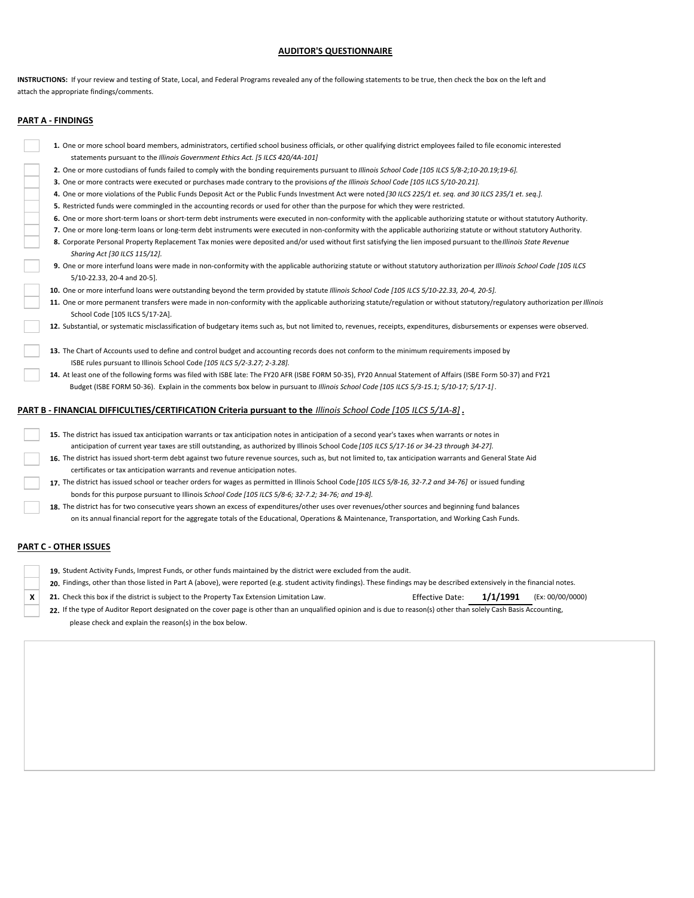## AUDITOR'S QUESTIONNAIRE

**INSTRUCTIONS:** If your review and testing of State, Local, and Federal Programs revealed any of the following statements to be true, then check the box on the left and attach the appropriate findings/comments.

### PART A - FINDINGS

| | |
|---|---|
| | **1.** One or more school board members, administrators, certified school business officials, or other qualifying district employees failed to file economic interested statements pursuant to the *Illinois Government Ethics Act. [5 ILCS 420/4A-101]* |
| | **2.** One or more custodians of funds failed to comply with the bonding requirements pursuant to *Illinois School Code [105 ILCS 5/8-2;10-20.19;19-6].* |
| | **3.** One or more contracts were executed or purchases made contrary to the provisions *of the Illinois School Code [105 ILCS 5/10-20.21].* |
| | **4.** One or more violations of the Public Funds Deposit Act or the Public Funds Investment Act were noted *[30 ILCS 225/1 et. seq. and 30 ILCS 235/1 et. seq.].* |
| | **5.** Restricted funds were commingled in the accounting records or used for other than the purpose for which they were restricted. |
| | **6.** One or more short-term loans or short-term debt instruments were executed in non-conformity with the applicable authorizing statute or without statutory Authority. |
| | **7.** One or more long-term loans or long-term debt instruments were executed in non-conformity with the applicable authorizing statute or without statutory Authority. |
| | **8.** Corporate Personal Property Replacement Tax monies were deposited and/or used without first satisfying the lien imposed pursuant to the *Illinois State Revenue Sharing Act [30 ILCS 115/12].* |
| | **9.** One or more interfund loans were made in non-conformity with the applicable authorizing statute or without statutory authorization per *Illinois School Code [105 ILCS 5/10-22.33, 20-4 and 20-5].* |
| | **10.** One or more interfund loans were outstanding beyond the term provided by statute *Illinois School Code [105 ILCS 5/10-22.33, 20-4, 20-5].* |
| | **11.** One or more permanent transfers were made in non-conformity with the applicable authorizing statute/regulation or without statutory/regulatory authorization per *Illinois* School Code [105 ILCS 5/17-2A]. |
| | **12.** Substantial, or systematic misclassification of budgetary items such as, but not limited to, revenues, receipts, expenditures, disbursements or expenses were observed. |
| | **13.** The Chart of Accounts used to define and control budget and accounting records does not conform to the minimum requirements imposed by ISBE rules pursuant to Illinois School Code *[105 ILCS 5/2-3.27; 2-3.28].* |
| | **14.** At least one of the following forms was filed with ISBE late: The FY20 AFR (ISBE FORM 50-35), FY20 Annual Statement of Affairs (ISBE Form 50-37) and FY21 Budget (ISBE FORM 50-36). Explain in the comments box below in pursuant to *Illinois School Code [105 ILCS 5/3-15.1; 5/10-17; 5/17-1].* |

### PART B - FINANCIAL DIFFICULTIES/CERTIFICATION Criteria pursuant to the *Illinois School Code [105 ILCS 5/1A-8]*.

| | |
|---|---|
| | **15.** The district has issued tax anticipation warrants or tax anticipation notes in anticipation of a second year's taxes when warrants or notes in anticipation of current year taxes are still outstanding, as authorized by Illinois School Code *[105 ILCS 5/17-16 or 34-23 through 34-27].* |
| | **16.** The district has issued short-term debt against two future revenue sources, such as, but not limited to, tax anticipation warrants and General State Aid certificates or tax anticipation warrants and revenue anticipation notes. |
| | **17.** The district has issued school or teacher orders for wages as permitted in Illinois School Code *[105 ILCS 5/8-16, 32-7.2 and 34-76]* or issued funding bonds for this purpose pursuant to Illinois *School Code [105 ILCS 5/8-6; 32-7.2; 34-76; and 19-8].* |
| | **18.** The district has for two consecutive years shown an excess of expenditures/other uses over revenues/other sources and beginning fund balances on its annual financial report for the aggregate totals of the Educational, Operations & Maintenance, Transportation, and Working Cash Funds. |

### PART C - OTHER ISSUES

| | |
|---|---|
| | **19.** Student Activity Funds, Imprest Funds, or other funds maintained by the district were excluded from the audit. |
| | **20.** Findings, other than those listed in Part A (above), were reported (e.g. student activity findings). These findings may be described extensively in the financial notes. |
| X | **21.** Check this box if the district is subject to the Property Tax Extension Limitation Law. Effective Date: **1/1/1991** (Ex: 00/00/0000) |
| | **22.** If the type of Auditor Report designated on the cover page is other than an unqualified opinion and is due to reason(s) other than solely Cash Basis Accounting, please check and explain the reason(s) in the box below. |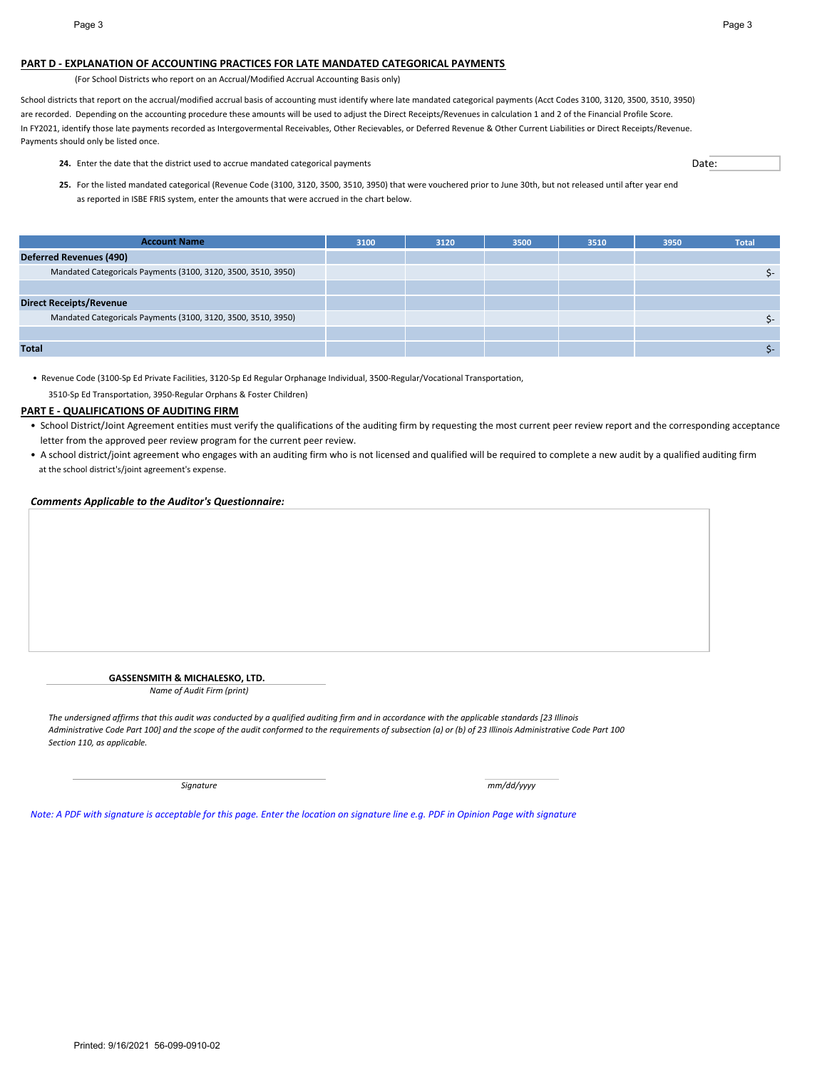## PART D - EXPLANATION OF ACCOUNTING PRACTICES FOR LATE MANDATED CATEGORICAL PAYMENTS

(For School Districts who report on an Accrual/Modified Accrual Accounting Basis only)

School districts that report on the accrual/modified accrual basis of accounting must identify where late mandated categorical payments (Acct Codes 3100, 3120, 3500, 3510, 3950) are recorded. Depending on the accounting procedure these amounts will be used to adjust the Direct Receipts/Revenues in calculation 1 and 2 of the Financial Profile Score. In FY2021, identify those late payments recorded as Intergovermental Receivables, Other Recievables, or Deferred Revenue & Other Current Liabilities or Direct Receipts/Revenue. Payments should only be listed once.

**24.** Enter the date that the district used to accrue mandated categorical payments

Date:

**25.** For the listed mandated categorical (Revenue Code (3100, 3120, 3500, 3510, 3950) that were vouchered prior to June 30th, but not released until after year end as reported in ISBE FRIS system, enter the amounts that were accrued in the chart below.

| Account Name | 3100 | 3120 | 3500 | 3510 | 3950 | Total |
|---|---|---|---|---|---|---|
| **Deferred Revenues (490)** | | | | | | |
| Mandated Categoricals Payments (3100, 3120, 3500, 3510, 3950) | | | | | | $- |
| | | | | | | |
| **Direct Receipts/Revenue** | | | | | | |
| Mandated Categoricals Payments (3100, 3120, 3500, 3510, 3950) | | | | | | $- |
| | | | | | | |
| **Total** | | | | | | $- |

- Revenue Code (3100-Sp Ed Private Facilities, 3120-Sp Ed Regular Orphanage Individual, 3500-Regular/Vocational Transportation, 3510-Sp Ed Transportation, 3950-Regular Orphans & Foster Children)

## PART E - QUALIFICATIONS OF AUDITING FIRM

- School District/Joint Agreement entities must verify the qualifications of the auditing firm by requesting the most current peer review report and the corresponding acceptance letter from the approved peer review program for the current peer review.
- A school district/joint agreement who engages with an auditing firm who is not licensed and qualified will be required to complete a new audit by a qualified auditing firm at the school district's/joint agreement's expense.

***Comments Applicable to the Auditor's Questionnaire:***

**GASSENSMITH & MICHALESKO, LTD.**

*Name of Audit Firm (print)*

*The undersigned affirms that this audit was conducted by a qualified auditing firm and in accordance with the applicable standards [23 Illinois Administrative Code Part 100] and the scope of the audit conformed to the requirements of subsection (a) or (b) of 23 Illinois Administrative Code Part 100 Section 110, as applicable.*

*Signature* *mm/dd/yyyy*

*Note: A PDF with signature is acceptable for this page. Enter the location on signature line e.g. PDF in Opinion Page with signature*

Printed: 9/16/2021 56-099-0910-02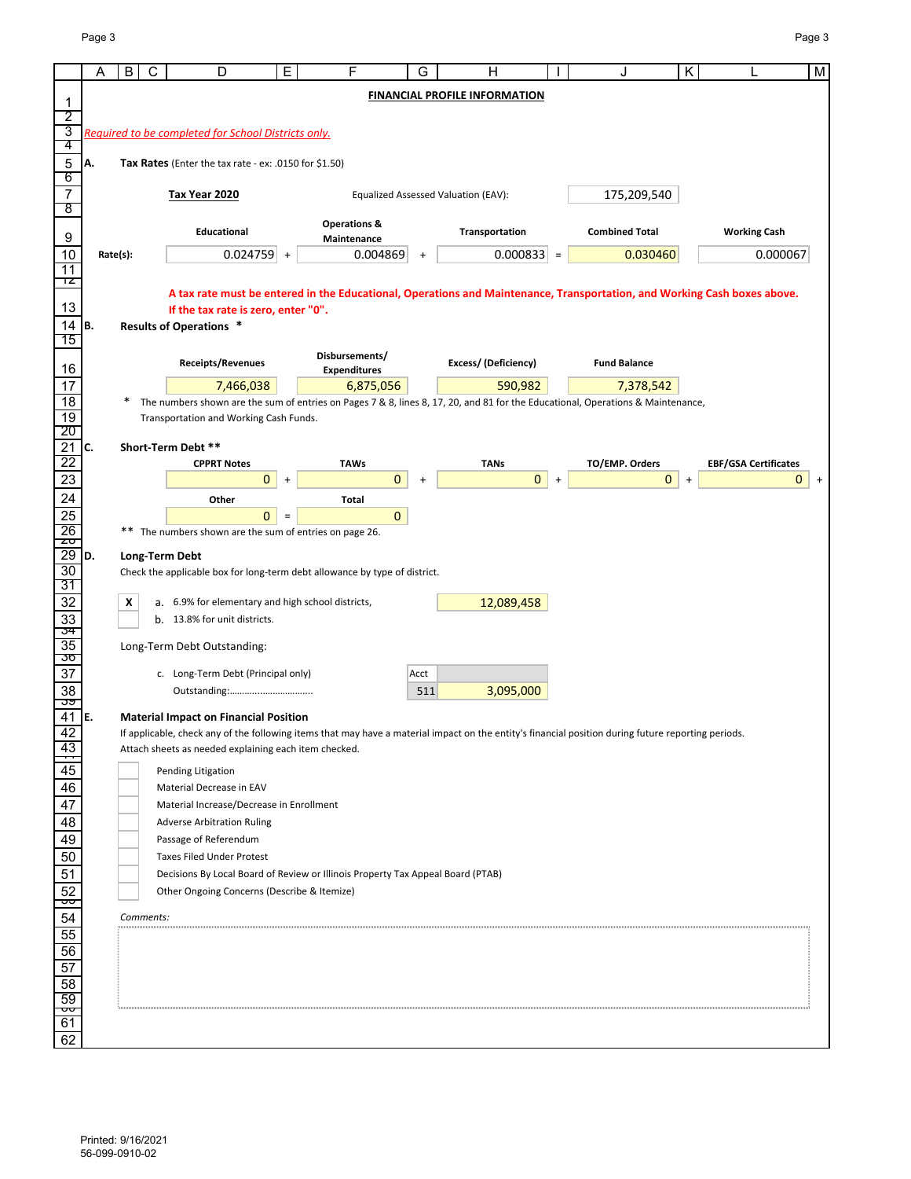# FINANCIAL PROFILE INFORMATION

*Required to be completed for School Districts only.*

## A. Tax Rates (Enter the tax rate - ex: .0150 for $1.50)

**Tax Year 2020** — Equalized Assessed Valuation (EAV): 175,209,540

| | Educational | | Operations & Maintenance | | Transportation | | Combined Total | Working Cash |
|---|---|---|---|---|---|---|---|---|
| Rate(s): | 0.024759 | + | 0.004869 | + | 0.000833 | = | 0.030460 | 0.000067 |

**A tax rate must be entered in the Educational, Operations and Maintenance, Transportation, and Working Cash boxes above. If the tax rate is zero, enter "0".**

## B. Results of Operations *

| Receipts/Revenues | Disbursements/ Expenditures | Excess/ (Deficiency) | Fund Balance |
|---|---|---|---|
| 7,466,038 | 6,875,056 | 590,982 | 7,378,542 |

\* The numbers shown are the sum of entries on Pages 7 & 8, lines 8, 17, 20, and 81 for the Educational, Operations & Maintenance, Transportation and Working Cash Funds.

## C. Short-Term Debt **

| CPPRT Notes | | TAWs | | TANs | | TO/EMP. Orders | | EBF/GSA Certificates | |
|---|---|---|---|---|---|---|---|---|---|
| 0 | + | 0 | + | 0 | + | 0 | + | 0 | + |

| Other | | Total |
|---|---|---|
| 0 | = | 0 |

\*\* The numbers shown are the sum of entries on page 26.

## D. Long-Term Debt

Check the applicable box for long-term debt allowance by type of district.

- [X] a. 6.9% for elementary and high school districts, — 12,089,458
- [ ] b. 13.8% for unit districts.

Long-Term Debt Outstanding:

c. Long-Term Debt (Principal only) Outstanding:................................ Acct 511 — 3,095,000

## E. Material Impact on Financial Position

If applicable, check any of the following items that may have a material impact on the entity's financial position during future reporting periods. Attach sheets as needed explaining each item checked.

- [ ] Pending Litigation
- [ ] Material Decrease in EAV
- [ ] Material Increase/Decrease in Enrollment
- [ ] Adverse Arbitration Ruling
- [ ] Passage of Referendum
- [ ] Taxes Filed Under Protest
- [ ] Decisions By Local Board of Review or Illinois Property Tax Appeal Board (PTAB)
- [ ] Other Ongoing Concerns (Describe & Itemize)

*Comments:*

Printed: 9/16/2021
56-099-0910-02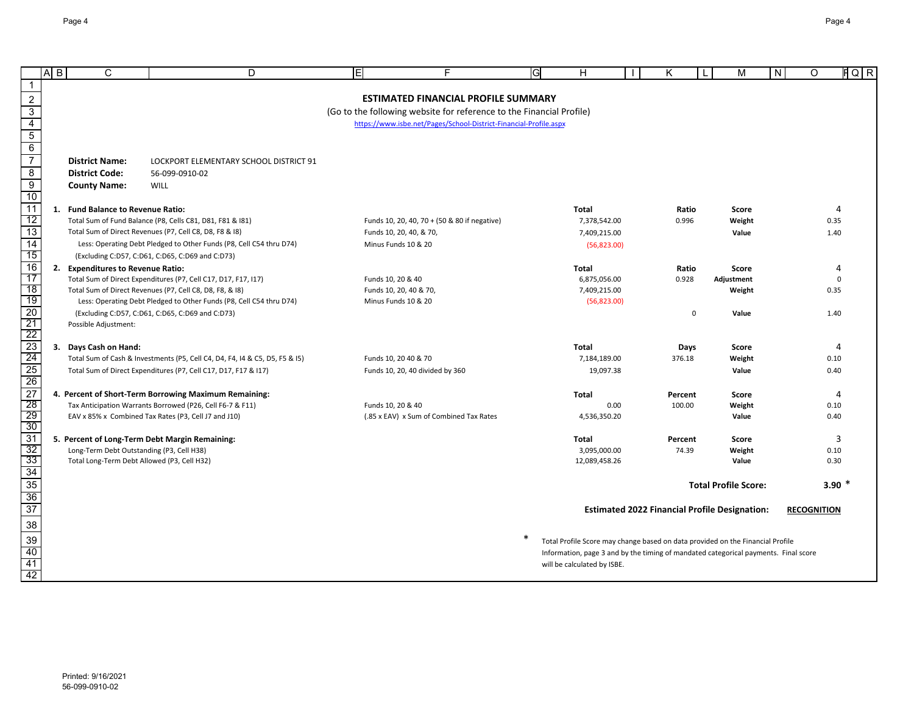## ESTIMATED FINANCIAL PROFILE SUMMARY

(Go to the following website for reference to the Financial Profile)

https://www.isbe.net/Pages/School-District-Financial-Profile.aspx

**District Name:** LOCKPORT ELEMENTARY SCHOOL DISTRICT 91
**District Code:** 56-099-0910-02
**County Name:** WILL

| | | Total | | | |
|---|---|---|---|---|---|
| **1. Fund Balance to Revenue Ratio:** | | **Total** | **Ratio** | **Score** | 4 |
| Total Sum of Fund Balance (P8, Cells C81, D81, F81 & I81) | Funds 10, 20, 40, 70 + (50 & 80 if negative) | 7,378,542.00 | 0.996 | **Weight** | 0.35 |
| Total Sum of Direct Revenues (P7, Cell C8, D8, F8 & I8) | Funds 10, 20, 40, & 70, | 7,409,215.00 | | **Value** | 1.40 |
| Less: Operating Debt Pledged to Other Funds (P8, Cell C54 thru D74) | Minus Funds 10 & 20 | (56,823.00) | | | |
| (Excluding C:D57, C:D61, C:D65, C:D69 and C:D73) | | | | | |
| **2. Expenditures to Revenue Ratio:** | | **Total** | **Ratio** | **Score** | 4 |
| Total Sum of Direct Expenditures (P7, Cell C17, D17, F17, I17) | Funds 10, 20 & 40 | 6,875,056.00 | 0.928 | **Adjustment** | 0 |
| Total Sum of Direct Revenues (P7, Cell C8, D8, F8, & I8) | Funds 10, 20, 40 & 70, | 7,409,215.00 | | **Weight** | 0.35 |
| Less: Operating Debt Pledged to Other Funds (P8, Cell C54 thru D74) | Minus Funds 10 & 20 | (56,823.00) | | | |
| (Excluding C:D57, C:D61, C:D65, C:D69 and C:D73) | | | 0 | **Value** | 1.40 |
| Possible Adjustment: | | | | | |
| **3. Days Cash on Hand:** | | **Total** | **Days** | **Score** | 4 |
| Total Sum of Cash & Investments (P5, Cell C4, D4, F4, I4 & C5, D5, F5 & I5) | Funds 10, 20 40 & 70 | 7,184,189.00 | 376.18 | **Weight** | 0.10 |
| Total Sum of Direct Expenditures (P7, Cell C17, D17, F17 & I17) | Funds 10, 20, 40 divided by 360 | 19,097.38 | | **Value** | 0.40 |
| **4. Percent of Short-Term Borrowing Maximum Remaining:** | | **Total** | **Percent** | **Score** | 4 |
| Tax Anticipation Warrants Borrowed (P26, Cell F6-7 & F11) | Funds 10, 20 & 40 | 0.00 | 100.00 | **Weight** | 0.10 |
| EAV x 85% x Combined Tax Rates (P3, Cell J7 and J10) | (.85 x EAV) x Sum of Combined Tax Rates | 4,536,350.20 | | **Value** | 0.40 |
| **5. Percent of Long-Term Debt Margin Remaining:** | | **Total** | **Percent** | **Score** | 3 |
| Long-Term Debt Outstanding (P3, Cell H38) | | 3,095,000.00 | 74.39 | **Weight** | 0.10 |
| Total Long-Term Debt Allowed (P3, Cell H32) | | 12,089,458.26 | | **Value** | 0.30 |

**Total Profile Score:** **3.90** *

**Estimated 2022 Financial Profile Designation:** **RECOGNITION**

\* Total Profile Score may change based on data provided on the Financial Profile Information, page 3 and by the timing of mandated categorical payments. Final score will be calculated by ISBE.

Printed: 9/16/2021
56-099-0910-02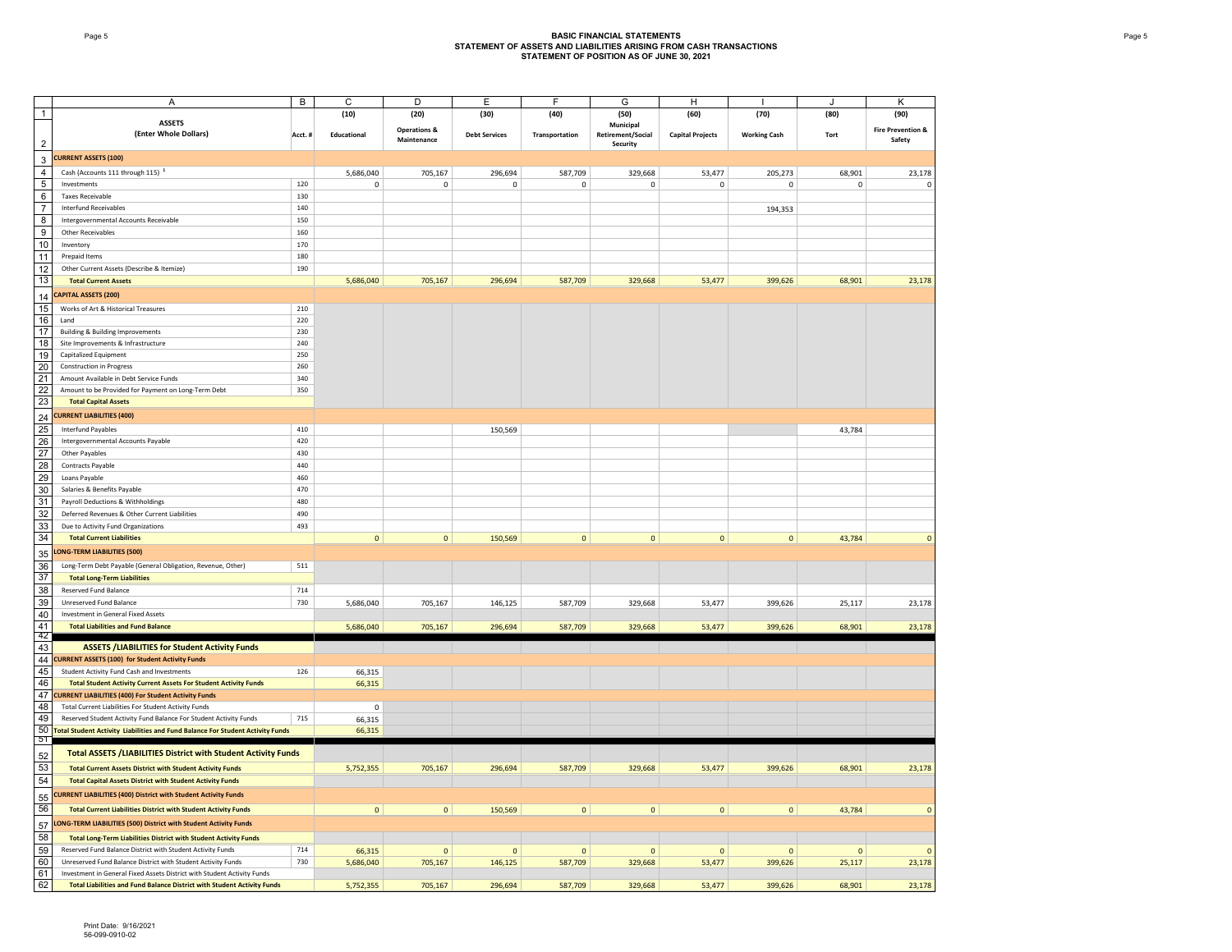# BASIC FINANCIAL STATEMENTS
## STATEMENT OF ASSETS AND LIABILITIES ARISING FROM CASH TRANSACTIONS
## STATEMENT OF POSITION AS OF JUNE 30, 2021

| | A | B | C | D | E | F | G | H | I | J | K |
|---|---|---|---|---|---|---|---|---|---|---|---|
| 1 | | | (10) | (20) | (30) | (40) | (50) | (60) | (70) | (80) | (90) |
| 2 | **ASSETS (Enter Whole Dollars)** | Acct. # | Educational | Operations & Maintenance | Debt Services | Transportation | Municipal Retirement/Social Security | Capital Projects | Working Cash | Tort | Fire Prevention & Safety |
| 3 | **CURRENT ASSETS (100)** | | | | | | | | | | |
| 4 | Cash (Accounts 111 through 115) [1] | | 5,686,040 | 705,167 | 296,694 | 587,709 | 329,668 | 53,477 | 205,273 | 68,901 | 23,178 |
| 5 | Investments | 120 | 0 | 0 | 0 | 0 | 0 | 0 | 0 | 0 | 0 |
| 6 | Taxes Receivable | 130 | | | | | | | | | |
| 7 | Interfund Receivables | 140 | | | | | | | 194,353 | | |
| 8 | Intergovernmental Accounts Receivable | 150 | | | | | | | | | |
| 9 | Other Receivables | 160 | | | | | | | | | |
| 10 | Inventory | 170 | | | | | | | | | |
| 11 | Prepaid Items | 180 | | | | | | | | | |
| 12 | Other Current Assets (Describe & Itemize) | 190 | | | | | | | | | |
| 13 | **Total Current Assets** | | 5,686,040 | 705,167 | 296,694 | 587,709 | 329,668 | 53,477 | 399,626 | 68,901 | 23,178 |
| 14 | **CAPITAL ASSETS (200)** | | | | | | | | | | |
| 15 | Works of Art & Historical Treasures | 210 | | | | | | | | | |
| 16 | Land | 220 | | | | | | | | | |
| 17 | Building & Building Improvements | 230 | | | | | | | | | |
| 18 | Site Improvements & Infrastructure | 240 | | | | | | | | | |
| 19 | Capitalized Equipment | 250 | | | | | | | | | |
| 20 | Construction in Progress | 260 | | | | | | | | | |
| 21 | Amount Available in Debt Service Funds | 340 | | | | | | | | | |
| 22 | Amount to be Provided for Payment on Long-Term Debt | 350 | | | | | | | | | |
| 23 | **Total Capital Assets** | | | | | | | | | | |
| 24 | **CURRENT LIABILITIES (400)** | | | | | | | | | | |
| 25 | Interfund Payables | 410 | | | 150,569 | | | | | 43,784 | |
| 26 | Intergovernmental Accounts Payable | 420 | | | | | | | | | |
| 27 | Other Payables | 430 | | | | | | | | | |
| 28 | Contracts Payable | 440 | | | | | | | | | |
| 29 | Loans Payable | 460 | | | | | | | | | |
| 30 | Salaries & Benefits Payable | 470 | | | | | | | | | |
| 31 | Payroll Deductions & Withholdings | 480 | | | | | | | | | |
| 32 | Deferred Revenues & Other Current Liabilities | 490 | | | | | | | | | |
| 33 | Due to Activity Fund Organizations | 493 | | | | | | | | | |
| 34 | **Total Current Liabilities** | | 0 | 0 | 150,569 | 0 | 0 | 0 | 0 | 43,784 | 0 |
| 35 | **LONG-TERM LIABILITIES (500)** | | | | | | | | | | |
| 36 | Long-Term Debt Payable (General Obligation, Revenue, Other) | 511 | | | | | | | | | |
| 37 | **Total Long-Term Liabilities** | | | | | | | | | | |
| 38 | Reserved Fund Balance | 714 | | | | | | | | | |
| 39 | Unreserved Fund Balance | 730 | 5,686,040 | 705,167 | 146,125 | 587,709 | 329,668 | 53,477 | 399,626 | 25,117 | 23,178 |
| 40 | Investment in General Fixed Assets | | | | | | | | | | |
| 41 | **Total Liabilities and Fund Balance** | | 5,686,040 | 705,167 | 296,694 | 587,709 | 329,668 | 53,477 | 399,626 | 68,901 | 23,178 |
| 43 | **ASSETS /LIABILITIES for Student Activity Funds** | | | | | | | | | | |
| 44 | **CURRENT ASSETS (100) for Student Activity Funds** | | | | | | | | | | |
| 45 | Student Activity Fund Cash and Investments | 126 | 66,315 | | | | | | | | |
| 46 | **Total Student Activity Current Assets For Student Activity Funds** | | 66,315 | | | | | | | | |
| 47 | **CURRENT LIABILITIES (400) For Student Activity Funds** | | | | | | | | | | |
| 48 | Total Current Liabilities For Student Activity Funds | | 0 | | | | | | | | |
| 49 | Reserved Student Activity Fund Balance For Student Activity Funds | 715 | 66,315 | | | | | | | | |
| 50 | **Total Student Activity Liabilities and Fund Balance For Student Activity Funds** | | 66,315 | | | | | | | | |
| 52 | **Total ASSETS /LIABILITIES District with Student Activity Funds** | | | | | | | | | | |
| 53 | **Total Current Assets District with Student Activity Funds** | | 5,752,355 | 705,167 | 296,694 | 587,709 | 329,668 | 53,477 | 399,626 | 68,901 | 23,178 |
| 54 | **Total Capital Assets District with Student Activity Funds** | | | | | | | | | | |
| 55 | **CURRENT LIABILITIES (400) District with Student Activity Funds** | | | | | | | | | | |
| 56 | **Total Current Liabilities District with Student Activity Funds** | | 0 | 0 | 150,569 | 0 | 0 | 0 | 0 | 43,784 | 0 |
| 57 | **LONG-TERM LIABILITIES (500) District with Student Activity Funds** | | | | | | | | | | |
| 58 | **Total Long-Term Liabilities District with Student Activity Funds** | | | | | | | | | | |
| 59 | Reserved Fund Balance District with Student Activity Funds | 714 | 66,315 | 0 | 0 | 0 | 0 | 0 | 0 | 0 | 0 |
| 60 | Unreserved Fund Balance District with Student Activity Funds | 730 | 5,686,040 | 705,167 | 146,125 | 587,709 | 329,668 | 53,477 | 399,626 | 25,117 | 23,178 |
| 61 | Investment in General Fixed Assets District with Student Activity Funds | | | | | | | | | | |
| 62 | **Total Liabilities and Fund Balance District with Student Activity Funds** | | 5,752,355 | 705,167 | 296,694 | 587,709 | 329,668 | 53,477 | 399,626 | 68,901 | 23,178 |

Print Date: 9/16/2021
56-099-0910-02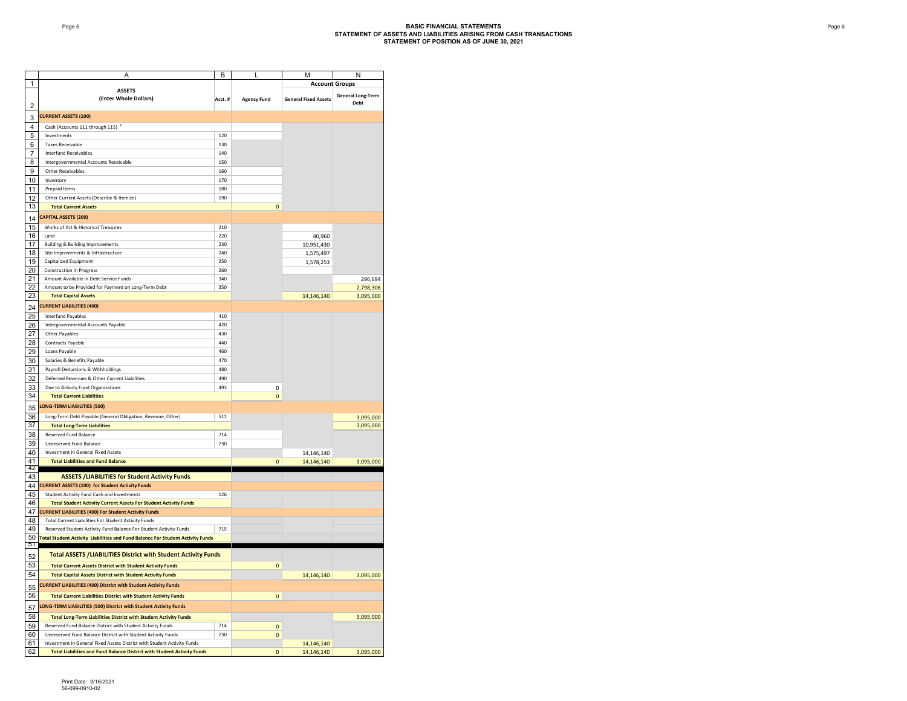# BASIC FINANCIAL STATEMENTS
## STATEMENT OF ASSETS AND LIABILITIES ARISING FROM CASH TRANSACTIONS
### STATEMENT OF POSITION AS OF JUNE 30, 2021

| | A | B | L | M | N |
|---|---|---|---|---|---|
| 1 | | | | Account Groups | |
| 2 | ASSETS (Enter Whole Dollars) | Acct. # | Agency Fund | General Fixed Assets | General Long-Term Debt |
| 3 | **CURRENT ASSETS (100)** | | | | |
| 4 | Cash (Accounts 111 through 115) [1] | | | | |
| 5 | Investments | 120 | | | |
| 6 | Taxes Receivable | 130 | | | |
| 7 | Interfund Receivables | 140 | | | |
| 8 | Intergovernmental Accounts Receivable | 150 | | | |
| 9 | Other Receivables | 160 | | | |
| 10 | Inventory | 170 | | | |
| 11 | Prepaid Items | 180 | | | |
| 12 | Other Current Assets (Describe & Itemize) | 190 | | | |
| 13 | **Total Current Assets** | | 0 | | |
| 14 | **CAPITAL ASSETS (200)** | | | | |
| 15 | Works of Art & Historical Treasures | 210 | | | |
| 16 | Land | 220 | | 40,960 | |
| 17 | Building & Building Improvements | 230 | | 10,951,430 | |
| 18 | Site Improvements & Infrastructure | 240 | | 1,575,497 | |
| 19 | Capitalized Equipment | 250 | | 1,578,253 | |
| 20 | Construction in Progress | 260 | | | |
| 21 | Amount Available in Debt Service Funds | 340 | | | 296,694 |
| 22 | Amount to be Provided for Payment on Long-Term Debt | 350 | | | 2,798,306 |
| 23 | **Total Capital Assets** | | | 14,146,140 | 3,095,000 |
| 24 | **CURRENT LIABILITIES (400)** | | | | |
| 25 | Interfund Payables | 410 | | | |
| 26 | Intergovernmental Accounts Payable | 420 | | | |
| 27 | Other Payables | 430 | | | |
| 28 | Contracts Payable | 440 | | | |
| 29 | Loans Payable | 460 | | | |
| 30 | Salaries & Benefits Payable | 470 | | | |
| 31 | Payroll Deductions & Withholdings | 480 | | | |
| 32 | Deferred Revenues & Other Current Liabilities | 490 | | | |
| 33 | Due to Activity Fund Organizations | 493 | 0 | | |
| 34 | **Total Current Liabilities** | | 0 | | |
| 35 | **LONG-TERM LIABILITIES (500)** | | | | |
| 36 | Long-Term Debt Payable (General Obligation, Revenue, Other) | 511 | | | 3,095,000 |
| 37 | **Total Long-Term Liabilities** | | | | 3,095,000 |
| 38 | Reserved Fund Balance | 714 | | | |
| 39 | Unreserved Fund Balance | 730 | | | |
| 40 | Investment in General Fixed Assets | | | 14,146,140 | |
| 41 | **Total Liabilities and Fund Balance** | | 0 | 14,146,140 | 3,095,000 |
| 42 | | | | | |
| 43 | **ASSETS /LIABILITIES for Student Activity Funds** | | | | |
| 44 | **CURRENT ASSETS (100) for Student Activity Funds** | | | | |
| 45 | Student Activity Fund Cash and Investments | 126 | | | |
| 46 | **Total Student Activity Current Assets For Student Activity Funds** | | | | |
| 47 | **CURRENT LIABILITIES (400) For Student Activity Funds** | | | | |
| 48 | Total Current Liabilities For Student Activity Funds | | | | |
| 49 | Reserved Student Activity Fund Balance For Student Activity Funds | 715 | | | |
| 50 | **Total Student Activity Liabilities and Fund Balance For Student Activity Funds** | | | | |
| 51 | | | | | |
| 52 | **Total ASSETS /LIABILITIES District with Student Activity Funds** | | | | |
| 53 | **Total Current Assets District with Student Activity Funds** | | 0 | | |
| 54 | **Total Capital Assets District with Student Activity Funds** | | | 14,146,140 | 3,095,000 |
| 55 | **CURRENT LIABILITIES (400) District with Student Activity Funds** | | | | |
| 56 | **Total Current Liabilities District with Student Activity Funds** | | 0 | | |
| 57 | **LONG-TERM LIABILITIES (500) District with Student Activity Funds** | | | | |
| 58 | **Total Long-Term Liabilities District with Student Activity Funds** | | | | 3,095,000 |
| 59 | Reserved Fund Balance District with Student Activity Funds | 714 | 0 | | |
| 60 | Unreserved Fund Balance District with Student Activity Funds | 730 | 0 | | |
| 61 | Investment in General Fixed Assets District with Student Activity Funds | | | 14,146,140 | |
| 62 | **Total Liabilities and Fund Balance District with Student Activity Funds** | | 0 | 14,146,140 | 3,095,000 |

Print Date: 9/16/2021
56-099-0910-02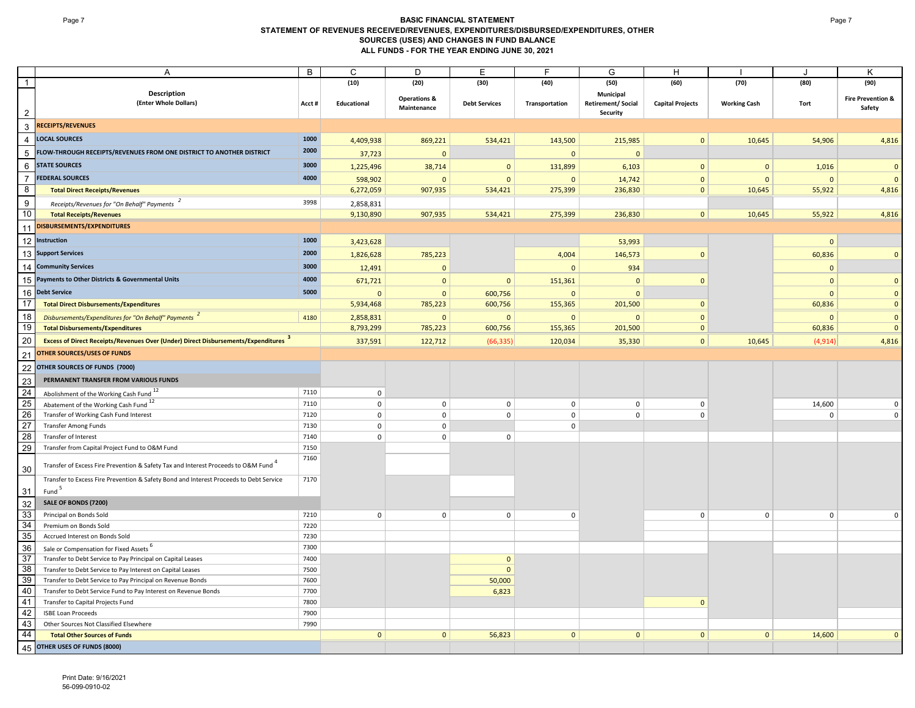# BASIC FINANCIAL STATEMENT
## STATEMENT OF REVENUES RECEIVED/REVENUES, EXPENDITURES/DISBURSED/EXPENDITURES, OTHER SOURCES (USES) AND CHANGES IN FUND BALANCE
## ALL FUNDS - FOR THE YEAR ENDING JUNE 30, 2021

| | A | B | C | D | E | F | G | H | I | J | K |
|---|---|---|---|---|---|---|---|---|---|---|---|
| 1 | | | (10) | (20) | (30) | (40) | (50) | (60) | (70) | (80) | (90) |
| 2 | **Description** (Enter Whole Dollars) | Acct # | Educational | Operations & Maintenance | Debt Services | Transportation | Municipal Retirement/ Social Security | Capital Projects | Working Cash | Tort | Fire Prevention & Safety |
| 3 | **RECEIPTS/REVENUES** | | | | | | | | | | |
| 4 | **LOCAL SOURCES** | 1000 | 4,409,938 | 869,221 | 534,421 | 143,500 | 215,985 | 0 | 10,645 | 54,906 | 4,816 |
| 5 | **FLOW-THROUGH RECEIPTS/REVENUES FROM ONE DISTRICT TO ANOTHER DISTRICT** | 2000 | 37,723 | 0 | | 0 | 0 | | | | |
| 6 | **STATE SOURCES** | 3000 | 1,225,496 | 38,714 | 0 | 131,899 | 6,103 | 0 | 0 | 1,016 | 0 |
| 7 | **FEDERAL SOURCES** | 4000 | 598,902 | 0 | 0 | 0 | 14,742 | 0 | 0 | 0 | 0 |
| 8 | **Total Direct Receipts/Revenues** | | 6,272,059 | 907,935 | 534,421 | 275,399 | 236,830 | 0 | 10,645 | 55,922 | 4,816 |
| 9 | *Receipts/Revenues for "On Behalf" Payments* [2] | 3998 | 2,858,831 | | | | | | | | |
| 10 | **Total Receipts/Revenues** | | 9,130,890 | 907,935 | 534,421 | 275,399 | 236,830 | 0 | 10,645 | 55,922 | 4,816 |
| 11 | **DISBURSEMENTS/EXPENDITURES** | | | | | | | | | | |
| 12 | **Instruction** | 1000 | 3,423,628 | | | | 53,993 | | | 0 | |
| 13 | **Support Services** | 2000 | 1,826,628 | 785,223 | | 4,004 | 146,573 | 0 | | 60,836 | 0 |
| 14 | **Community Services** | 3000 | 12,491 | 0 | | 0 | 934 | | | 0 | |
| 15 | **Payments to Other Districts & Governmental Units** | 4000 | 671,721 | 0 | 0 | 151,361 | 0 | 0 | | 0 | 0 |
| 16 | **Debt Service** | 5000 | 0 | 0 | 600,756 | 0 | 0 | | | 0 | 0 |
| 17 | **Total Direct Disbursements/Expenditures** | | 5,934,468 | 785,223 | 600,756 | 155,365 | 201,500 | 0 | | 60,836 | 0 |
| 18 | *Disbursements/Expenditures for "On Behalf" Payments* [2] | 4180 | 2,858,831 | 0 | 0 | 0 | 0 | 0 | | 0 | 0 |
| 19 | **Total Disbursements/Expenditures** | | 8,793,299 | 785,223 | 600,756 | 155,365 | 201,500 | 0 | | 60,836 | 0 |
| 20 | **Excess of Direct Receipts/Revenues Over (Under) Direct Disbursements/Expenditures** [3] | | 337,591 | 122,712 | (66,335) | 120,034 | 35,330 | 0 | 10,645 | (4,914) | 4,816 |
| 21 | **OTHER SOURCES/USES OF FUNDS** | | | | | | | | | | |
| 22 | **OTHER SOURCES OF FUNDS (7000)** | | | | | | | | | | |
| 23 | **PERMANENT TRANSFER FROM VARIOUS FUNDS** | | | | | | | | | | |
| 24 | Abolishment of the Working Cash Fund [12] | 7110 | 0 | | | | | | | | |
| 25 | Abatement of the Working Cash Fund [12] | 7110 | 0 | 0 | 0 | 0 | 0 | 0 | | 14,600 | 0 |
| 26 | Transfer of Working Cash Fund Interest | 7120 | 0 | 0 | 0 | 0 | 0 | 0 | | 0 | 0 |
| 27 | Transfer Among Funds | 7130 | 0 | 0 | | 0 | | | | | |
| 28 | Transfer of Interest | 7140 | 0 | 0 | 0 | | | | | | |
| 29 | Transfer from Capital Project Fund to O&M Fund | 7150 | | | | | | | | | |
| 30 | Transfer of Excess Fire Prevention & Safety Tax and Interest Proceeds to O&M Fund [4] | 7160 | | | | | | | | | |
| 31 | Transfer to Excess Fire Prevention & Safety Bond and Interest Proceeds to Debt Service Fund [5] | 7170 | | | | | | | | | |
| 32 | **SALE OF BONDS (7200)** | | | | | | | | | | |
| 33 | Principal on Bonds Sold | 7210 | 0 | 0 | 0 | 0 | | 0 | 0 | 0 | 0 |
| 34 | Premium on Bonds Sold | 7220 | | | | | | | | | |
| 35 | Accrued Interest on Bonds Sold | 7230 | | | | | | | | | |
| 36 | Sale or Compensation for Fixed Assets [6] | 7300 | | | | | | | | | |
| 37 | Transfer to Debt Service to Pay Principal on Capital Leases | 7400 | | | 0 | | | | | | |
| 38 | Transfer to Debt Service to Pay Interest on Capital Leases | 7500 | | | 0 | | | | | | |
| 39 | Transfer to Debt Service to Pay Principal on Revenue Bonds | 7600 | | | 50,000 | | | | | | |
| 40 | Transfer to Debt Service Fund to Pay Interest on Revenue Bonds | 7700 | | | 6,823 | | | | | | |
| 41 | Transfer to Capital Projects Fund | 7800 | | | | | | 0 | | | |
| 42 | ISBE Loan Proceeds | 7900 | | | | | | | | | |
| 43 | Other Sources Not Classified Elsewhere | 7990 | | | | | | | | | |
| 44 | **Total Other Sources of Funds** | | 0 | 0 | 56,823 | 0 | 0 | 0 | 0 | 14,600 | 0 |
| 45 | **OTHER USES OF FUNDS (8000)** | | | | | | | | | | |

Print Date: 9/16/2021
56-099-0910-02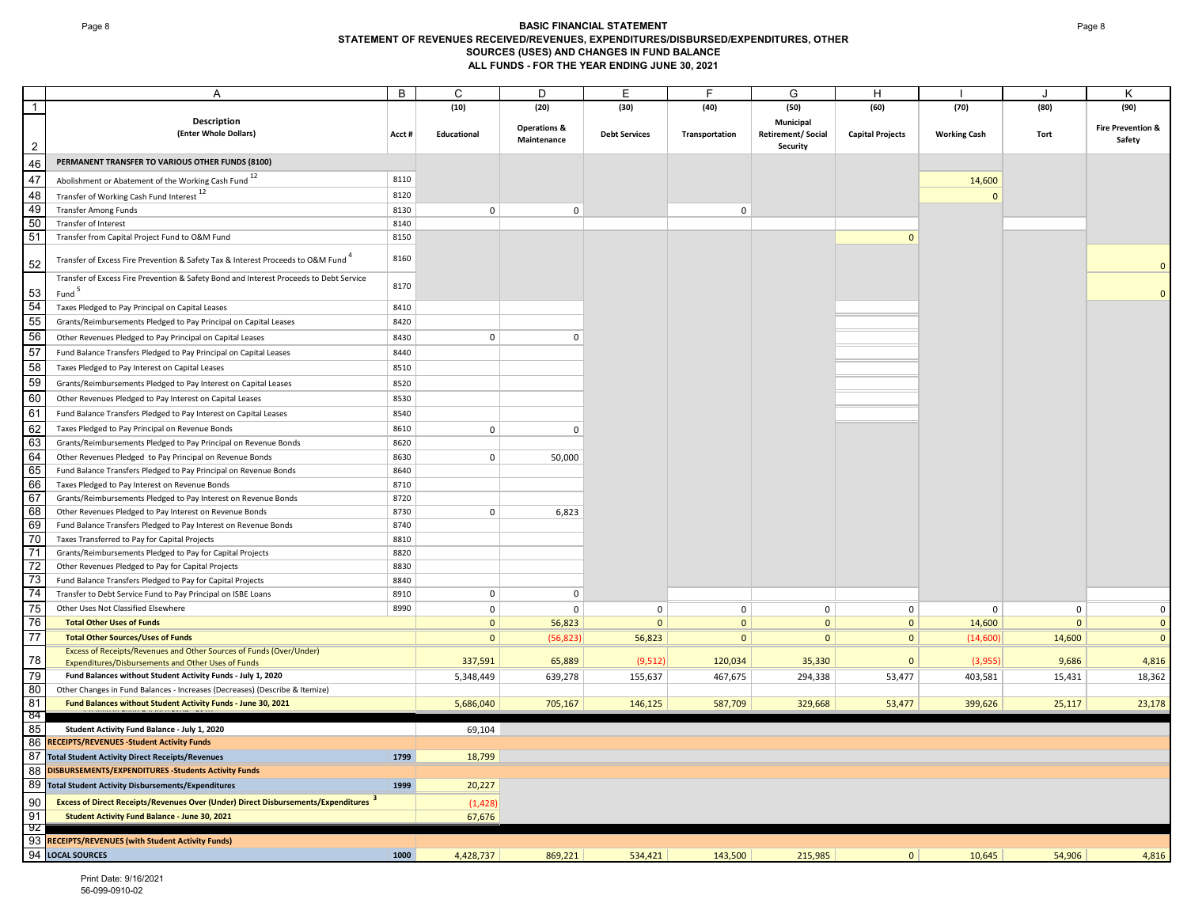## BASIC FINANCIAL STATEMENT
## STATEMENT OF REVENUES RECEIVED/REVENUES, EXPENDITURES/DISBURSED/EXPENDITURES, OTHER SOURCES (USES) AND CHANGES IN FUND BALANCE
## ALL FUNDS - FOR THE YEAR ENDING JUNE 30, 2021

| | A | B | C | D | E | F | G | H | I | J | K |
|---|---|---|---|---|---|---|---|---|---|---|---|
| 1 | | | (10) | (20) | (30) | (40) | (50) | (60) | (70) | (80) | (90) |
| 2 | Description (Enter Whole Dollars) | Acct # | Educational | Operations & Maintenance | Debt Services | Transportation | Municipal Retirement/ Social Security | Capital Projects | Working Cash | Tort | Fire Prevention & Safety |
| 46 | PERMANENT TRANSFER TO VARIOUS OTHER FUNDS (8100) | | | | | | | | | | |
| 47 | Abolishment or Abatement of the Working Cash Fund [12] | 8110 | | | | | | | 14,600 | | |
| 48 | Transfer of Working Cash Fund Interest [12] | 8120 | | | | | | | 0 | | |
| 49 | Transfer Among Funds | 8130 | 0 | 0 | | 0 | | | | | |
| 50 | Transfer of Interest | 8140 | | | | | | | | | |
| 51 | Transfer from Capital Project Fund to O&M Fund | 8150 | | | | | | 0 | | | |
| 52 | Transfer of Excess Fire Prevention & Safety Tax & Interest Proceeds to O&M Fund [4] | 8160 | | | | | | | | | 0 |
| 53 | Transfer of Excess Fire Prevention & Safety Bond and Interest Proceeds to Debt Service Fund [5] | 8170 | | | | | | | | | 0 |
| 54 | Taxes Pledged to Pay Principal on Capital Leases | 8410 | | | | | | | | | |
| 55 | Grants/Reimbursements Pledged to Pay Principal on Capital Leases | 8420 | | | | | | | | | |
| 56 | Other Revenues Pledged to Pay Principal on Capital Leases | 8430 | 0 | 0 | | | | | | | |
| 57 | Fund Balance Transfers Pledged to Pay Principal on Capital Leases | 8440 | | | | | | | | | |
| 58 | Taxes Pledged to Pay Interest on Capital Leases | 8510 | | | | | | | | | |
| 59 | Grants/Reimbursements Pledged to Pay Interest on Capital Leases | 8520 | | | | | | | | | |
| 60 | Other Revenues Pledged to Pay Interest on Capital Leases | 8530 | | | | | | | | | |
| 61 | Fund Balance Transfers Pledged to Pay Interest on Capital Leases | 8540 | | | | | | | | | |
| 62 | Taxes Pledged to Pay Principal on Revenue Bonds | 8610 | 0 | 0 | | | | | | | |
| 63 | Grants/Reimbursements Pledged to Pay Principal on Revenue Bonds | 8620 | | | | | | | | | |
| 64 | Other Revenues Pledged to Pay Principal on Revenue Bonds | 8630 | 0 | 50,000 | | | | | | | |
| 65 | Fund Balance Transfers Pledged to Pay Principal on Revenue Bonds | 8640 | | | | | | | | | |
| 66 | Taxes Pledged to Pay Interest on Revenue Bonds | 8710 | | | | | | | | | |
| 67 | Grants/Reimbursements Pledged to Pay Interest on Revenue Bonds | 8720 | | | | | | | | | |
| 68 | Other Revenues Pledged to Pay Interest on Revenue Bonds | 8730 | 0 | 6,823 | | | | | | | |
| 69 | Fund Balance Transfers Pledged to Pay Interest on Revenue Bonds | 8740 | | | | | | | | | |
| 70 | Taxes Transferred to Pay for Capital Projects | 8810 | | | | | | | | | |
| 71 | Grants/Reimbursements Pledged to Pay for Capital Projects | 8820 | | | | | | | | | |
| 72 | Other Revenues Pledged to Pay for Capital Projects | 8830 | | | | | | | | | |
| 73 | Fund Balance Transfers Pledged to Pay for Capital Projects | 8840 | | | | | | | | | |
| 74 | Transfer to Debt Service Fund to Pay Principal on ISBE Loans | 8910 | 0 | 0 | | | | | | | |
| 75 | Other Uses Not Classified Elsewhere | 8990 | 0 | 0 | 0 | 0 | 0 | 0 | 0 | 0 | 0 |
| 76 | **Total Other Uses of Funds** | | 0 | 56,823 | 0 | 0 | 0 | 0 | 14,600 | 0 | 0 |
| 77 | **Total Other Sources/Uses of Funds** | | 0 | (56,823) | 56,823 | 0 | 0 | 0 | (14,600) | 14,600 | 0 |
| 78 | **Excess of Receipts/Revenues and Other Sources of Funds (Over/Under) Expenditures/Disbursements and Other Uses of Funds** | | 337,591 | 65,889 | (9,512) | 120,034 | 35,330 | 0 | (3,955) | 9,686 | 4,816 |
| 79 | **Fund Balances without Student Activity Funds - July 1, 2020** | | 5,348,449 | 639,278 | 155,637 | 467,675 | 294,338 | 53,477 | 403,581 | 15,431 | 18,362 |
| 80 | Other Changes in Fund Balances - Increases (Decreases) (Describe & Itemize) | | | | | | | | | | |
| 81 | **Fund Balances without Student Activity Funds - June 30, 2021** | | 5,686,040 | 705,167 | 146,125 | 587,709 | 329,668 | 53,477 | 399,626 | 25,117 | 23,178 |
| 85 | **Student Activity Fund Balance - July 1, 2020** | | 69,104 | | | | | | | | |
| 86 | **RECEIPTS/REVENUES -Student Activity Funds** | | | | | | | | | | |
| 87 | **Total Student Activity Direct Receipts/Revenues** | 1799 | 18,799 | | | | | | | | |
| 88 | **DISBURSEMENTS/EXPENDITURES -Students Activity Funds** | | | | | | | | | | |
| 89 | **Total Student Activity Disbursements/Expenditures** | 1999 | 20,227 | | | | | | | | |
| 90 | **Excess of Direct Receipts/Revenues Over (Under) Direct Disbursements/Expenditures [3]** | | (1,428) | | | | | | | | |
| 91 | **Student Activity Fund Balance - June 30, 2021** | | 67,676 | | | | | | | | |
| 93 | **RECEIPTS/REVENUES (with Student Activity Funds)** | | | | | | | | | | |
| 94 | **LOCAL SOURCES** | 1000 | 4,428,737 | 869,221 | 534,421 | 143,500 | 215,985 | 0 | 10,645 | 54,906 | 4,816 |

Print Date: 9/16/2021
56-099-0910-02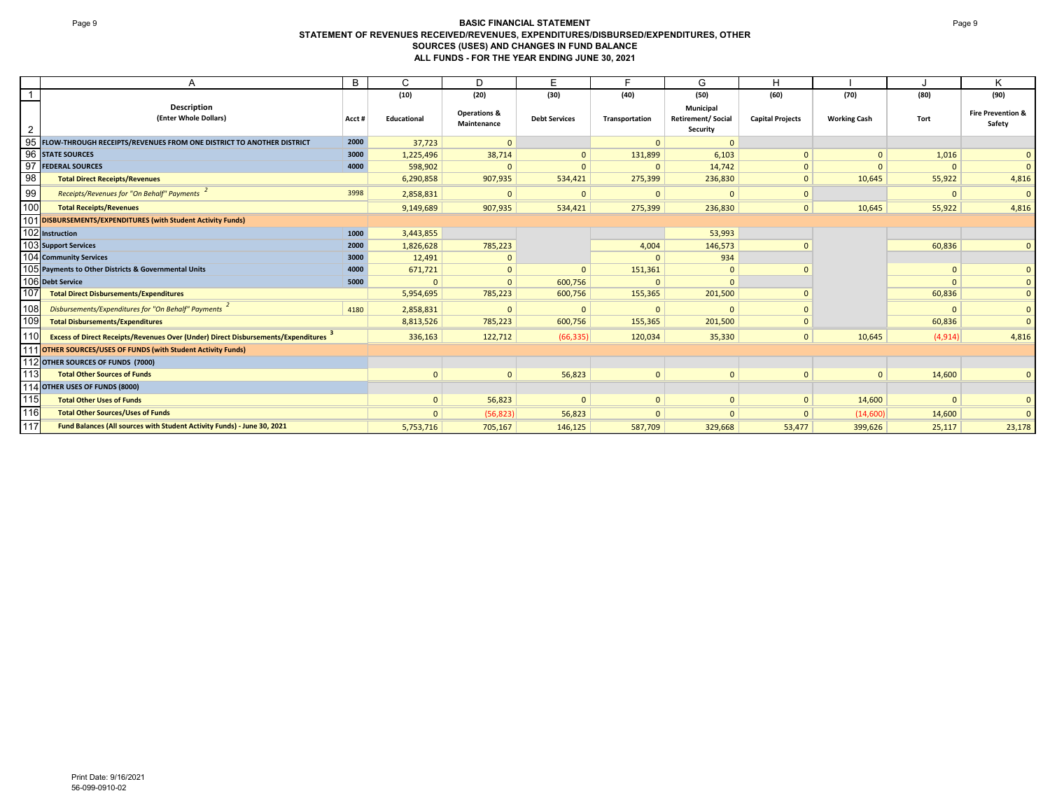**BASIC FINANCIAL STATEMENT**
**STATEMENT OF REVENUES RECEIVED/REVENUES, EXPENDITURES/DISBURSED/EXPENDITURES, OTHER SOURCES (USES) AND CHANGES IN FUND BALANCE**
**ALL FUNDS - FOR THE YEAR ENDING JUNE 30, 2021**

| | A | B | C | D | E | F | G | H | I | J | K |
|---|---|---|---|---|---|---|---|---|---|---|---|
| 1 | | | (10) | (20) | (30) | (40) | (50) | (60) | (70) | (80) | (90) |
| 2 | **Description** (Enter Whole Dollars) | Acct # | Educational | Operations & Maintenance | Debt Services | Transportation | Municipal Retirement/ Social Security | Capital Projects | Working Cash | Tort | Fire Prevention & Safety |
| 95 | **FLOW-THROUGH RECEIPTS/REVENUES FROM ONE DISTRICT TO ANOTHER DISTRICT** | 2000 | 37,723 | 0 | | 0 | 0 | | | | |
| 96 | **STATE SOURCES** | 3000 | 1,225,496 | 38,714 | 0 | 131,899 | 6,103 | 0 | 0 | 1,016 | 0 |
| 97 | **FEDERAL SOURCES** | 4000 | 598,902 | 0 | 0 | 0 | 14,742 | 0 | 0 | 0 | 0 |
| 98 | **Total Direct Receipts/Revenues** | | 6,290,858 | 907,935 | 534,421 | 275,399 | 236,830 | 0 | 10,645 | 55,922 | 4,816 |
| 99 | *Receipts/Revenues for "On Behalf" Payments* [2] | 3998 | 2,858,831 | 0 | 0 | 0 | 0 | 0 | | 0 | 0 |
| 100 | **Total Receipts/Revenues** | | 9,149,689 | 907,935 | 534,421 | 275,399 | 236,830 | 0 | 10,645 | 55,922 | 4,816 |
| 101 | **DISBURSEMENTS/EXPENDITURES (with Student Activity Funds)** | | | | | | | | | | |
| 102 | **Instruction** | 1000 | 3,443,855 | | | | 53,993 | | | | |
| 103 | **Support Services** | 2000 | 1,826,628 | 785,223 | | 4,004 | 146,573 | 0 | | 60,836 | 0 |
| 104 | **Community Services** | 3000 | 12,491 | 0 | | 0 | 934 | | | | |
| 105 | **Payments to Other Districts & Governmental Units** | 4000 | 671,721 | 0 | 0 | 151,361 | 0 | 0 | | 0 | 0 |
| 106 | **Debt Service** | 5000 | 0 | 0 | 600,756 | 0 | 0 | | | 0 | 0 |
| 107 | **Total Direct Disbursements/Expenditures** | | 5,954,695 | 785,223 | 600,756 | 155,365 | 201,500 | 0 | | 60,836 | 0 |
| 108 | *Disbursements/Expenditures for "On Behalf" Payments* [2] | 4180 | 2,858,831 | 0 | 0 | 0 | 0 | 0 | | 0 | 0 |
| 109 | **Total Disbursements/Expenditures** | | 8,813,526 | 785,223 | 600,756 | 155,365 | 201,500 | 0 | | 60,836 | 0 |
| 110 | **Excess of Direct Receipts/Revenues Over (Under) Direct Disbursements/Expenditures** [3] | | 336,163 | 122,712 | (66,335) | 120,034 | 35,330 | 0 | 10,645 | (4,914) | 4,816 |
| 111 | **OTHER SOURCES/USES OF FUNDS (with Student Activity Funds)** | | | | | | | | | | |
| 112 | **OTHER SOURCES OF FUNDS (7000)** | | | | | | | | | | |
| 113 | **Total Other Sources of Funds** | | 0 | 0 | 56,823 | 0 | 0 | 0 | 0 | 14,600 | 0 |
| 114 | **OTHER USES OF FUNDS (8000)** | | | | | | | | | | |
| 115 | **Total Other Uses of Funds** | | 0 | 56,823 | 0 | 0 | 0 | 0 | 14,600 | 0 | 0 |
| 116 | **Total Other Sources/Uses of Funds** | | 0 | (56,823) | 56,823 | 0 | 0 | 0 | (14,600) | 14,600 | 0 |
| 117 | **Fund Balances (All sources with Student Activity Funds) - June 30, 2021** | | 5,753,716 | 705,167 | 146,125 | 587,709 | 329,668 | 53,477 | 399,626 | 25,117 | 23,178 |

Print Date: 9/16/2021
56-099-0910-02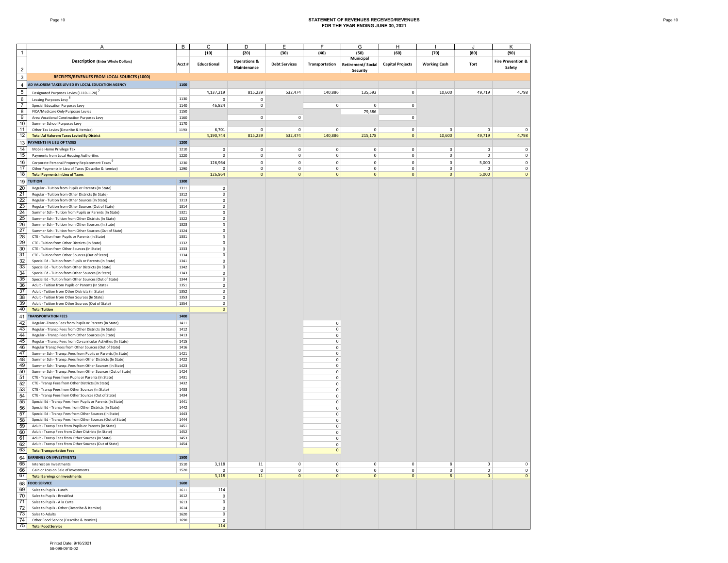# STATEMENT OF REVENUES RECEIVED/REVENUES FOR THE YEAR ENDING JUNE 30, 2021

| | A | B | C | D | E | F | G | H | I | J | K |
|---|---|---|---|---|---|---|---|---|---|---|---|
| 1 | | | (10) | (20) | (30) | (40) | (50) | (60) | (70) | (80) | (90) |
| 2 | Description (Enter Whole Dollars) | Acct # | Educational | Operations & Maintenance | Debt Services | Transportation | Municipal Retirement/ Social Security | Capital Projects | Working Cash | Tort | Fire Prevention & Safety |
| 3 | RECEIPTS/REVENUES FROM LOCAL SOURCES (1000) | | | | | | | | | | |
| 4 | AD VALOREM TAXES LEVIED BY LOCAL EDUCATION AGENCY | 1100 | | | | | | | | | |
| 5 | Designated Purposes Levies (1110-1120) [7] | | 4,137,219 | 815,239 | 532,474 | 140,886 | 135,592 | 0 | 10,600 | 49,719 | 4,798 |
| 6 | Leasing Purposes Levy [8] | 1130 | 0 | 0 | | | | | | | |
| 7 | Special Education Purposes Levy | 1140 | 46,824 | 0 | | 0 | 0 | 0 | | | |
| 8 | FICA/Medicare Only Purposes Levies | 1150 | | | | | 79,586 | | | | |
| 9 | Area Vocational Construction Purposes Levy | 1160 | | 0 | 0 | | | 0 | | | |
| 10 | Summer School Purposes Levy | 1170 | | | | | | | | | |
| 11 | Other Tax Levies (Describe & Itemize) | 1190 | 6,701 | 0 | 0 | 0 | 0 | 0 | 0 | 0 | 0 |
| 12 | Total Ad Valorem Taxes Levied By District | | 4,190,744 | 815,239 | 532,474 | 140,886 | 215,178 | 0 | 10,600 | 49,719 | 4,798 |
| 13 | PAYMENTS IN LIEU OF TAXES | 1200 | | | | | | | | | |
| 14 | Mobile Home Privilege Tax | 1210 | 0 | 0 | 0 | 0 | 0 | 0 | 0 | 0 | 0 |
| 15 | Payments from Local Housing Authorities | 1220 | 0 | 0 | 0 | 0 | 0 | 0 | 0 | 0 | 0 |
| 16 | Corporate Personal Property Replacement Taxes [9] | 1230 | 126,964 | 0 | 0 | 0 | 0 | 0 | 0 | 5,000 | 0 |
| 17 | Other Payments in Lieu of Taxes (Describe & Itemize) | 1290 | 0 | 0 | 0 | 0 | 0 | 0 | 0 | 0 | 0 |
| 18 | Total Payments in Lieu of Taxes | | 126,964 | 0 | 0 | 0 | 0 | 0 | 0 | 5,000 | 0 |
| 19 | TUITION | 1300 | | | | | | | | | |
| 20 | Regular - Tuition from Pupils or Parents (In State) | 1311 | 0 | | | | | | | | |
| 21 | Regular - Tuition from Other Districts (In State) | 1312 | 0 | | | | | | | | |
| 22 | Regular - Tuition from Other Sources (In State) | 1313 | 0 | | | | | | | | |
| 23 | Regular - Tuition from Other Sources (Out of State) | 1314 | 0 | | | | | | | | |
| 24 | Summer Sch - Tuition from Pupils or Parents (In State) | 1321 | 0 | | | | | | | | |
| 25 | Summer Sch - Tuition from Other Districts (In State) | 1322 | 0 | | | | | | | | |
| 26 | Summer Sch - Tuition from Other Sources (In State) | 1323 | 0 | | | | | | | | |
| 27 | Summer Sch - Tuition from Other Sources (Out of State) | 1324 | 0 | | | | | | | | |
| 28 | CTE - Tuition from Pupils or Parents (In State) | 1331 | 0 | | | | | | | | |
| 29 | CTE - Tuition from Other Districts (In State) | 1332 | 0 | | | | | | | | |
| 30 | CTE - Tuition from Other Sources (In State) | 1333 | 0 | | | | | | | | |
| 31 | CTE - Tuition from Other Sources (Out of State) | 1334 | 0 | | | | | | | | |
| 32 | Special Ed - Tuition from Pupils or Parents (In State) | 1341 | 0 | | | | | | | | |
| 33 | Special Ed - Tuition from Other Districts (In State) | 1342 | 0 | | | | | | | | |
| 34 | Special Ed - Tuition from Other Sources (In State) | 1343 | 0 | | | | | | | | |
| 35 | Special Ed - Tuition from Other Sources (Out of State) | 1344 | 0 | | | | | | | | |
| 36 | Adult - Tuition from Pupils or Parents (In State) | 1351 | 0 | | | | | | | | |
| 37 | Adult - Tuition from Other Districts (In State) | 1352 | 0 | | | | | | | | |
| 38 | Adult - Tuition from Other Sources (In State) | 1353 | 0 | | | | | | | | |
| 39 | Adult - Tuition from Other Sources (Out of State) | 1354 | 0 | | | | | | | | |
| 40 | Total Tuition | | 0 | | | | | | | | |
| 41 | TRANSPORTATION FEES | 1400 | | | | | | | | | |
| 42 | Regular -Transp Fees from Pupils or Parents (In State) | 1411 | | | | 0 | | | | | |
| 43 | Regular - Transp Fees from Other Districts (In State) | 1412 | | | | 0 | | | | | |
| 44 | Regular - Transp Fees from Other Sources (In State) | 1413 | | | | 0 | | | | | |
| 45 | Regular - Transp Fees from Co-curricular Activities (In State) | 1415 | | | | 0 | | | | | |
| 46 | Regular Transp Fees from Other Sources (Out of State) | 1416 | | | | 0 | | | | | |
| 47 | Summer Sch - Transp. Fees from Pupils or Parents (In State) | 1421 | | | | 0 | | | | | |
| 48 | Summer Sch - Transp. Fees from Other Districts (In State) | 1422 | | | | 0 | | | | | |
| 49 | Summer Sch - Transp. Fees from Other Sources (In State) | 1423 | | | | 0 | | | | | |
| 50 | Summer Sch - Transp. Fees from Other Sources (Out of State) | 1424 | | | | 0 | | | | | |
| 51 | CTE - Transp Fees from Pupils or Parents (In State) | 1431 | | | | 0 | | | | | |
| 52 | CTE - Transp Fees from Other Districts (In State) | 1432 | | | | 0 | | | | | |
| 53 | CTE - Transp Fees from Other Sources (In State) | 1433 | | | | 0 | | | | | |
| 54 | CTE - Transp Fees from Other Sources (Out of State) | 1434 | | | | 0 | | | | | |
| 55 | Special Ed - Transp Fees from Pupils or Parents (In State) | 1441 | | | | 0 | | | | | |
| 56 | Special Ed - Transp Fees from Other Districts (In State) | 1442 | | | | 0 | | | | | |
| 57 | Special Ed - Transp Fees from Other Sources (In State) | 1443 | | | | 0 | | | | | |
| 58 | Special Ed - Transp Fees from Other Sources (Out of State) | 1444 | | | | 0 | | | | | |
| 59 | Adult - Transp Fees from Pupils or Parents (In State) | 1451 | | | | 0 | | | | | |
| 60 | Adult - Transp Fees from Other Districts (In State) | 1452 | | | | 0 | | | | | |
| 61 | Adult - Transp Fees from Other Sources (In State) | 1453 | | | | 0 | | | | | |
| 62 | Adult - Transp Fees from Other Sources (Out of State) | 1454 | | | | 0 | | | | | |
| 63 | Total Transportation Fees | | | | | 0 | | | | | |
| 64 | EARNINGS ON INVESTMENTS | 1500 | | | | | | | | | |
| 65 | Interest on Investments | 1510 | 3,118 | 11 | 0 | 0 | 0 | 0 | 8 | 0 | 0 |
| 66 | Gain or Loss on Sale of Investments | 1520 | 0 | 0 | 0 | 0 | 0 | 0 | 0 | 0 | 0 |
| 67 | Total Earnings on Investments | | 3,118 | 11 | 0 | 0 | 0 | 0 | 8 | 0 | 0 |
| 68 | FOOD SERVICE | 1600 | | | | | | | | | |
| 69 | Sales to Pupils - Lunch | 1611 | 114 | | | | | | | | |
| 70 | Sales to Pupils - Breakfast | 1612 | 0 | | | | | | | | |
| 71 | Sales to Pupils - A la Carte | 1613 | 0 | | | | | | | | |
| 72 | Sales to Pupils - Other (Describe & Itemize) | 1614 | 0 | | | | | | | | |
| 73 | Sales to Adults | 1620 | 0 | | | | | | | | |
| 74 | Other Food Service (Describe & Itemize) | 1690 | 0 | | | | | | | | |
| 75 | Total Food Service | | 114 | | | | | | | | |

Printed Date: 9/16/2021
56-099-0910-02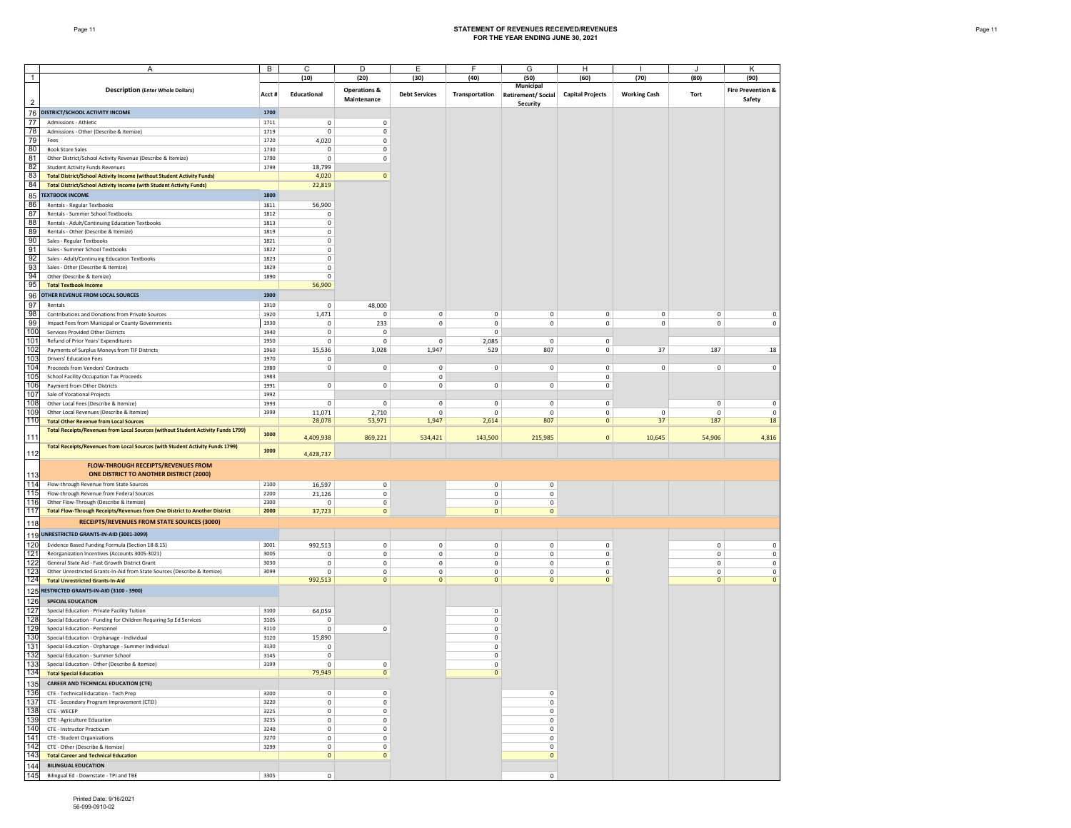# STATEMENT OF REVENUES RECEIVED/REVENUES FOR THE YEAR ENDING JUNE 30, 2021

| | A | B | C | D | E | F | G | H | I | J | K |
|---|---|---|---|---|---|---|---|---|---|---|---|
| 1 | | | (10) | (20) | (30) | (40) | (50) | (60) | (70) | (80) | (90) |
| 2 | Description (Enter Whole Dollars) | Acct # | Educational | Operations & Maintenance | Debt Services | Transportation | Municipal Retirement/ Social Security | Capital Projects | Working Cash | Tort | Fire Prevention & Safety |
| 76 | DISTRICT/SCHOOL ACTIVITY INCOME | 1700 | | | | | | | | | |
| 77 | Admissions - Athletic | 1711 | 0 | 0 | | | | | | | |
| 78 | Admissions - Other (Describe & Itemize) | 1719 | 0 | 0 | | | | | | | |
| 79 | Fees | 1720 | 4,020 | 0 | | | | | | | |
| 80 | Book Store Sales | 1730 | 0 | 0 | | | | | | | |
| 81 | Other District/School Activity Revenue (Describe & Itemize) | 1790 | 0 | 0 | | | | | | | |
| 82 | Student Activity Funds Revenues | 1799 | 18,799 | | | | | | | | |
| 83 | Total District/School Activity Income (without Student Activity Funds) | | 4,020 | 0 | | | | | | | |
| 84 | Total District/School Activity Income (with Student Activity Funds) | | 22,819 | | | | | | | | |
| 85 | TEXTBOOK INCOME | 1800 | | | | | | | | | |
| 86 | Rentals - Regular Textbooks | 1811 | 56,900 | | | | | | | | |
| 87 | Rentals - Summer School Textbooks | 1812 | 0 | | | | | | | | |
| 88 | Rentals - Adult/Continuing Education Textbooks | 1813 | 0 | | | | | | | | |
| 89 | Rentals - Other (Describe & Itemize) | 1819 | 0 | | | | | | | | |
| 90 | Sales - Regular Textbooks | 1821 | 0 | | | | | | | | |
| 91 | Sales - Summer School Textbooks | 1822 | 0 | | | | | | | | |
| 92 | Sales - Adult/Continuing Education Textbooks | 1823 | 0 | | | | | | | | |
| 93 | Sales - Other (Describe & Itemize) | 1829 | 0 | | | | | | | | |
| 94 | Other (Describe & Itemize) | 1890 | 0 | | | | | | | | |
| 95 | Total Textbook Income | | 56,900 | | | | | | | | |
| 96 | OTHER REVENUE FROM LOCAL SOURCES | 1900 | | | | | | | | | |
| 97 | Rentals | 1910 | 0 | 48,000 | | | | | | | |
| 98 | Contributions and Donations from Private Sources | 1920 | 1,471 | 0 | 0 | 0 | 0 | 0 | 0 | 0 | 0 |
| 99 | Impact Fees from Municipal or County Governments | 1930 | 0 | 233 | 0 | 0 | 0 | 0 | 0 | 0 | 0 |
| 100 | Services Provided Other Districts | 1940 | 0 | 0 | | 0 | | | | | |
| 101 | Refund of Prior Years' Expenditures | 1950 | 0 | 0 | 0 | 2,085 | 0 | 0 | | | |
| 102 | Payments of Surplus Moneys from TIF Districts | 1960 | 15,536 | 3,028 | 1,947 | 529 | 807 | 0 | 37 | 187 | 18 |
| 103 | Drivers' Education Fees | 1970 | 0 | | | | | | | | |
| 104 | Proceeds from Vendors' Contracts | 1980 | 0 | 0 | 0 | 0 | 0 | 0 | 0 | 0 | 0 |
| 105 | School Facility Occupation Tax Proceeds | 1983 | | | 0 | | | 0 | | | |
| 106 | Payment from Other Districts | 1991 | 0 | 0 | 0 | 0 | 0 | 0 | | | |
| 107 | Sale of Vocational Projects | 1992 | | | | | | | | | |
| 108 | Other Local Fees (Describe & Itemize) | 1993 | 0 | 0 | 0 | 0 | 0 | 0 | | 0 | 0 |
| 109 | Other Local Revenues (Describe & Itemize) | 1999 | 11,071 | 2,710 | 0 | 0 | 0 | 0 | 0 | 0 | 0 |
| 110 | Total Other Revenue from Local Sources | | 28,078 | 53,971 | 1,947 | 2,614 | 807 | 0 | 37 | 187 | 18 |
| 111 | Total Receipts/Revenues from Local Sources (without Student Activity Funds 1799) | 1000 | 4,409,938 | 869,221 | 534,421 | 143,500 | 215,985 | 0 | 10,645 | 54,906 | 4,816 |
| 112 | Total Receipts/Revenues from Local Sources (with Student Activity Funds 1799) | 1000 | 4,428,737 | | | | | | | | |
| 113 | FLOW-THROUGH RECEIPTS/REVENUES FROM ONE DISTRICT TO ANOTHER DISTRICT (2000) | | | | | | | | | | |
| 114 | Flow-through Revenue from State Sources | 2100 | 16,597 | 0 | | 0 | 0 | | | | |
| 115 | Flow-through Revenue from Federal Sources | 2200 | 21,126 | 0 | | 0 | 0 | | | | |
| 116 | Other Flow-Through (Describe & Itemize) | 2300 | 0 | 0 | | 0 | 0 | | | | |
| 117 | Total Flow-Through Receipts/Revenues from One District to Another District | 2000 | 37,723 | 0 | | 0 | 0 | | | | |
| 118 | RECEIPTS/REVENUES FROM STATE SOURCES (3000) | | | | | | | | | | |
| 119 | UNRESTRICTED GRANTS-IN-AID (3001-3099) | | | | | | | | | | |
| 120 | Evidence Based Funding Formula (Section 18-8.15) | 3001 | 992,513 | 0 | 0 | 0 | 0 | 0 | | 0 | 0 |
| 121 | Reorganization Incentives (Accounts 3005-3021) | 3005 | 0 | 0 | 0 | 0 | 0 | 0 | | 0 | 0 |
| 122 | General State Aid - Fast Growth District Grant | 3030 | 0 | 0 | 0 | 0 | 0 | 0 | | 0 | 0 |
| 123 | Other Unrestricted Grants-In-Aid from State Sources (Describe & Itemize) | 3099 | 0 | 0 | 0 | 0 | 0 | 0 | | 0 | 0 |
| 124 | Total Unrestricted Grants-In-Aid | | 992,513 | 0 | 0 | 0 | 0 | 0 | | 0 | 0 |
| 125 | RESTRICTED GRANTS-IN-AID (3100 - 3900) | | | | | | | | | | |
| 126 | SPECIAL EDUCATION | | | | | | | | | | |
| 127 | Special Education - Private Facility Tuition | 3100 | 64,059 | | | 0 | | | | | |
| 128 | Special Education - Funding for Children Requiring Sp Ed Services | 3105 | 0 | | | 0 | | | | | |
| 129 | Special Education - Personnel | 3110 | 0 | 0 | | 0 | | | | | |
| 130 | Special Education - Orphanage - Individual | 3120 | 15,890 | | | 0 | | | | | |
| 131 | Special Education - Orphanage - Summer Individual | 3130 | 0 | | | 0 | | | | | |
| 132 | Special Education - Summer School | 3145 | 0 | | | 0 | | | | | |
| 133 | Special Education - Other (Describe & Itemize) | 3199 | 0 | 0 | | 0 | | | | | |
| 134 | Total Special Education | | 79,949 | 0 | | 0 | | | | | |
| 135 | CAREER AND TECHNICAL EDUCATION (CTE) | | | | | | | | | | |
| 136 | CTE - Technical Education - Tech Prep | 3200 | 0 | 0 | | | 0 | | | | |
| 137 | CTE - Secondary Program Improvement (CTEI) | 3220 | 0 | 0 | | | 0 | | | | |
| 138 | CTE - WECEP | 3225 | 0 | 0 | | | 0 | | | | |
| 139 | CTE - Agriculture Education | 3235 | 0 | 0 | | | 0 | | | | |
| 140 | CTE - Instructor Practicum | 3240 | 0 | 0 | | | 0 | | | | |
| 141 | CTE - Student Organizations | 3270 | 0 | 0 | | | 0 | | | | |
| 142 | CTE - Other (Describe & Itemize) | 3299 | 0 | 0 | | | 0 | | | | |
| 143 | Total Career and Technical Education | | 0 | 0 | | | 0 | | | | |
| 144 | BILINGUAL EDUCATION | | | | | | | | | | |
| 145 | Bilingual Ed - Downstate - TPI and TBE | 3305 | 0 | | | | 0 | | | | |

Printed Date: 9/16/2021
56-099-0910-02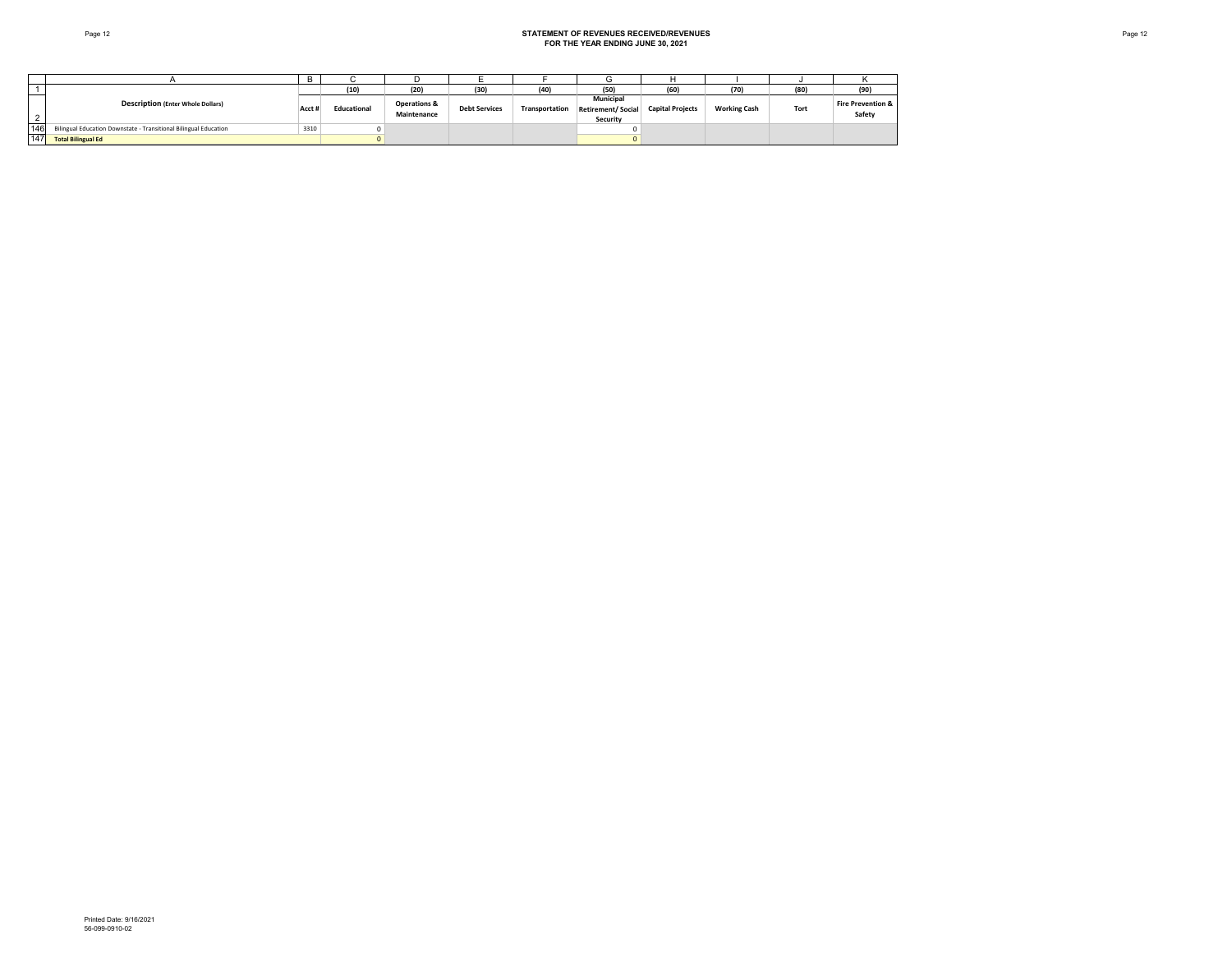## STATEMENT OF REVENUES RECEIVED/REVENUES
### FOR THE YEAR ENDING JUNE 30, 2021

| | A | B | C | D | E | F | G | H | I | J | K |
|---|---|---|---|---|---|---|---|---|---|---|---|
| 1 | | | (10) | (20) | (30) | (40) | (50) | (60) | (70) | (80) | (90) |
| 2 | **Description (Enter Whole Dollars)** | **Acct #** | **Educational** | **Operations & Maintenance** | **Debt Services** | **Transportation** | **Municipal Retirement/ Social Security** | **Capital Projects** | **Working Cash** | **Tort** | **Fire Prevention & Safety** |
| 146 | Bilingual Education Downstate - Transitional Bilingual Education | 3310 | 0 | | | | 0 | | | | |
| 147 | **Total Bilingual Ed** | | 0 | | | | 0 | | | | |

Printed Date: 9/16/2021
56-099-0910-02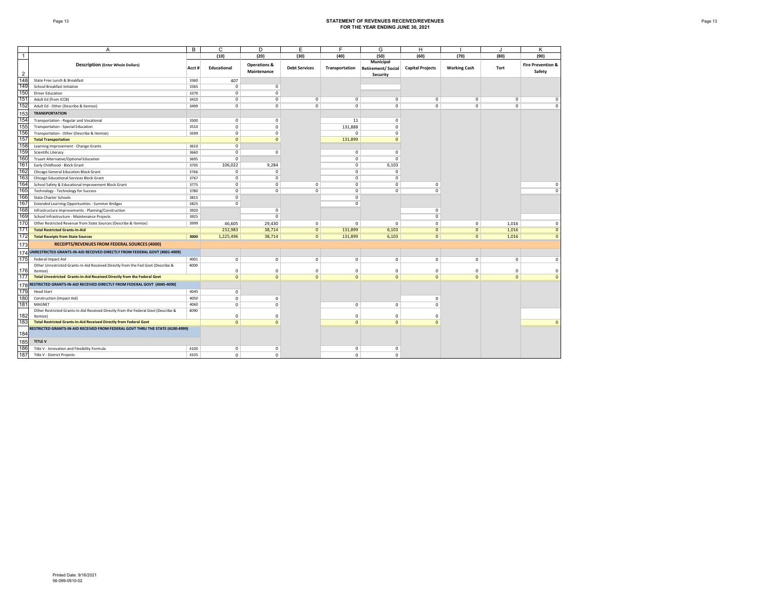# STATEMENT OF REVENUES RECEIVED/REVENUES
## FOR THE YEAR ENDING JUNE 30, 2021

| | A | B | C | D | E | F | G | H | I | J | K |
|---|---|---|---|---|---|---|---|---|---|---|---|
| 1 | | | (10) | (20) | (30) | (40) | (50) | (60) | (70) | (80) | (90) |
| 2 | **Description (Enter Whole Dollars)** | **Acct #** | **Educational** | **Operations & Maintenance** | **Debt Services** | **Transportation** | **Municipal Retirement/ Social Security** | **Capital Projects** | **Working Cash** | **Tort** | **Fire Prevention & Safety** |
| 148 | State Free Lunch & Breakfast | 3360 | 407 | | | | | | | | |
| 149 | School Breakfast Initiative | 3365 | 0 | 0 | | | | | | | |
| 150 | Driver Education | 3370 | 0 | 0 | | | | | | | |
| 151 | Adult Ed (from ICCB) | 3410 | 0 | 0 | 0 | 0 | 0 | 0 | 0 | 0 | 0 |
| 152 | Adult Ed - Other (Describe & Itemize) | 3499 | 0 | 0 | 0 | 0 | 0 | 0 | 0 | 0 | 0 |
| 153 | **TRANSPORTATION** | | | | | | | | | | |
| 154 | Transportation - Regular and Vocational | 3500 | 0 | 0 | | 11 | 0 | | | | |
| 155 | Transportation - Special Education | 3510 | 0 | 0 | | 131,888 | 0 | | | | |
| 156 | Transportation - Other (Describe & Itemize) | 3599 | 0 | 0 | | 0 | 0 | | | | |
| 157 | **Total Transportation** | | 0 | 0 | | 131,899 | 0 | | | | |
| 158 | Learning Improvement - Change Grants | 3610 | 0 | | | | | | | | |
| 159 | Scientific Literacy | 3660 | 0 | 0 | | 0 | 0 | | | | |
| 160 | Truant Alternative/Optional Education | 3695 | 0 | | | 0 | 0 | | | | |
| 161 | Early Childhood - Block Grant | 3705 | 106,022 | 9,284 | | 0 | 6,103 | | | | |
| 162 | Chicago General Education Block Grant | 3766 | 0 | 0 | | 0 | 0 | | | | |
| 163 | Chicago Educational Services Block Grant | 3767 | 0 | 0 | | 0 | 0 | | | | |
| 164 | School Safety & Educational Improvement Block Grant | 3775 | 0 | 0 | 0 | 0 | 0 | 0 | | | 0 |
| 165 | Technology - Technology for Success | 3780 | 0 | 0 | 0 | 0 | 0 | 0 | | | 0 |
| 166 | State Charter Schools | 3815 | 0 | | | 0 | | | | | |
| 167 | Extended Learning Opportunities - Summer Bridges | 3825 | 0 | | | 0 | | | | | |
| 168 | Infrastructure Improvements - Planning/Construction | 3920 | | 0 | | | | 0 | | | |
| 169 | School Infrastructure - Maintenance Projects | 3925 | | 0 | | | | 0 | | | |
| 170 | Other Restricted Revenue from State Sources (Describe & Itemize) | 3999 | 46,605 | 29,430 | 0 | 0 | 0 | 0 | 0 | 1,016 | 0 |
| 171 | **Total Restricted Grants-In-Aid** | | 232,983 | 38,714 | 0 | 131,899 | 6,103 | 0 | 0 | 1,016 | 0 |
| 172 | **Total Receipts from State Sources** | **3000** | 1,225,496 | 38,714 | 0 | 131,899 | 6,103 | 0 | 0 | 1,016 | 0 |
| 173 | **RECEIPTS/REVENUES FROM FEDERAL SOURCES (4000)** | | | | | | | | | | |
| 174 | **UNRESTRICTED GRANTS-IN-AID RECEIVED DIRECTLY FROM FEDERAL GOVT (4001-4009)** | | | | | | | | | | |
| 175 | Federal Impact Aid | 4001 | 0 | 0 | 0 | 0 | 0 | 0 | 0 | 0 | 0 |
| 176 | Other Unrestricted Grants-In-Aid Received Directly from the Fed Govt (Describe & Itemize) | 4009 | 0 | 0 | 0 | 0 | 0 | 0 | 0 | 0 | 0 |
| 177 | **Total Unrestricted Grants-In-Aid Received Directly from the Federal Govt** | | 0 | 0 | 0 | 0 | 0 | 0 | 0 | 0 | 0 |
| 178 | **RESTRICTED GRANTS-IN-AID RECEIVED DIRECTLY FROM FEDERAL GOVT (4045-4090)** | | | | | | | | | | |
| 179 | Head Start | 4045 | 0 | | | | | | | | |
| 180 | Construction (Impact Aid) | 4050 | 0 | 0 | | | | 0 | | | |
| 181 | MAGNET | 4060 | 0 | 0 | | 0 | 0 | 0 | | | |
| 182 | Other Restricted Grants-In-Aid Received Directly from the Federal Govt (Describe & Itemize) | 4090 | 0 | 0 | | 0 | 0 | 0 | | | |
| 183 | **Total Restricted Grants-In-Aid Received Directly from Federal Govt** | | 0 | 0 | | 0 | 0 | 0 | | | 0 |
| 184 | **RESTRICTED GRANTS-IN-AID RECEIVED FROM FEDERAL GOVT THRU THE STATE (4100-4999)** | | | | | | | | | | |
| 185 | **TITLE V** | | | | | | | | | | |
| 186 | Title V - Innovation and Flexibility Formula | 4100 | 0 | 0 | | 0 | 0 | | | | |
| 187 | Title V - District Projects | 4105 | 0 | 0 | | 0 | 0 | | | | |

Printed Date: 9/16/2021
56-099-0910-02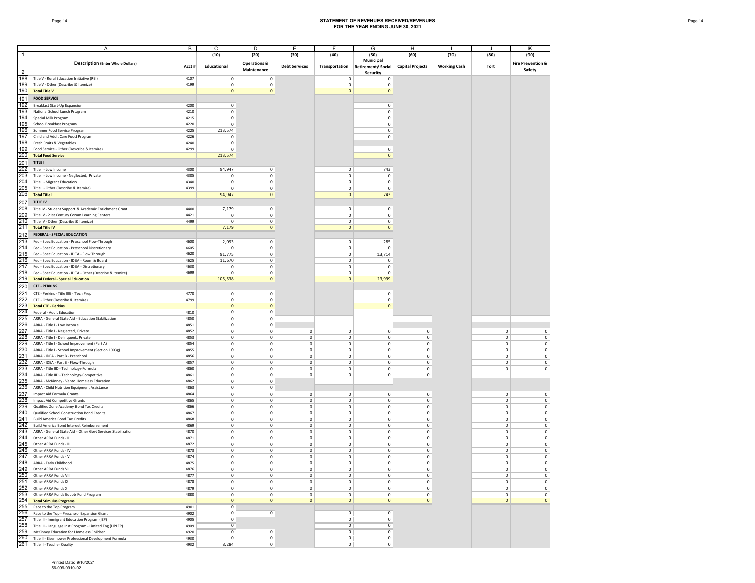# STATEMENT OF REVENUES RECEIVED/REVENUES FOR THE YEAR ENDING JUNE 30, 2021

| | A | B | C | D | E | F | G | H | I | J | K |
|---|---|---|---|---|---|---|---|---|---|---|---|
| 1 | | | (10) | (20) | (30) | (40) | (50) | (60) | (70) | (80) | (90) |
| 2 | **Description (Enter Whole Dollars)** | **Acct #** | **Educational** | **Operations & Maintenance** | **Debt Services** | **Transportation** | **Municipal Retirement/ Social Security** | **Capital Projects** | **Working Cash** | **Tort** | **Fire Prevention & Safety** |
| 188 | Title V - Rural Education Initiative (REI) | 4107 | 0 | 0 | | 0 | 0 | | | | |
| 189 | Title V - Other (Describe & Itemize) | 4199 | 0 | 0 | | 0 | 0 | | | | |
| 190 | **Total Title V** | | 0 | 0 | | 0 | 0 | | | | |
| 191 | **FOOD SERVICE** | | | | | | | | | | |
| 192 | Breakfast Start-Up Expansion | 4200 | 0 | | | | 0 | | | | |
| 193 | National School Lunch Program | 4210 | 0 | | | | 0 | | | | |
| 194 | Special Milk Program | 4215 | 0 | | | | 0 | | | | |
| 195 | School Breakfast Program | 4220 | 0 | | | | 0 | | | | |
| 196 | Summer Food Service Program | 4225 | 213,574 | | | | 0 | | | | |
| 197 | Child and Adult Care Food Program | 4226 | 0 | | | | 0 | | | | |
| 198 | Fresh Fruits & Vegetables | 4240 | 0 | | | | | | | | |
| 199 | Food Service - Other (Describe & Itemize) | 4299 | 0 | | | | 0 | | | | |
| 200 | **Total Food Service** | | 213,574 | | | | 0 | | | | |
| 201 | **TITLE I** | | | | | | | | | | |
| 202 | Title I - Low Income | 4300 | 94,947 | 0 | | 0 | 743 | | | | |
| 203 | Title I - Low Income - Neglected, Private | 4305 | 0 | 0 | | 0 | 0 | | | | |
| 204 | Title I - Migrant Education | 4340 | 0 | 0 | | 0 | 0 | | | | |
| 205 | Title I - Other (Describe & Itemize) | 4399 | 0 | 0 | | 0 | 0 | | | | |
| 206 | **Total Title I** | | 94,947 | 0 | | 0 | 743 | | | | |
| 207 | **TITLE IV** | | | | | | | | | | |
| 208 | Title IV - Student Support & Academic Enrichment Grant | 4400 | 7,179 | 0 | | 0 | 0 | | | | |
| 209 | Title IV - 21st Century Comm Learning Centers | 4421 | 0 | 0 | | 0 | 0 | | | | |
| 210 | Title IV - Other (Describe & Itemize) | 4499 | 0 | 0 | | 0 | 0 | | | | |
| 211 | **Total Title IV** | | 7,179 | 0 | | 0 | 0 | | | | |
| 212 | **FEDERAL - SPECIAL EDUCATION** | | | | | | | | | | |
| 213 | Fed - Spec Education - Preschool Flow-Through | 4600 | 2,093 | 0 | | 0 | 285 | | | | |
| 214 | Fed - Spec Education - Preschool Discretionary | 4605 | 0 | 0 | | 0 | 0 | | | | |
| 215 | Fed - Spec Education - IDEA - Flow Through | 4620 | 91,775 | 0 | | 0 | 13,714 | | | | |
| 216 | Fed - Spec Education - IDEA - Room & Board | 4625 | 11,670 | 0 | | 0 | 0 | | | | |
| 217 | Fed - Spec Education - IDEA - Discretionary | 4630 | 0 | 0 | | 0 | 0 | | | | |
| 218 | Fed - Spec Education - IDEA - Other (Describe & Itemize) | 4699 | 0 | 0 | | 0 | 0 | | | | |
| 219 | **Total Federal - Special Education** | | 105,538 | 0 | | 0 | 13,999 | | | | |
| 220 | **CTE - PERKINS** | | | | | | | | | | |
| 221 | CTE - Perkins - Title IIIE - Tech Prep | 4770 | 0 | 0 | | | 0 | | | | |
| 222 | CTE - Other (Describe & Itemize) | 4799 | 0 | 0 | | | 0 | | | | |
| 223 | **Total CTE - Perkins** | | 0 | 0 | | | 0 | | | | |
| 224 | Federal - Adult Education | 4810 | 0 | 0 | | | | | | | |
| 225 | ARRA - General State Aid - Education Stabilization | 4850 | 0 | 0 | | | | | | | |
| 226 | ARRA - Title I - Low Income | 4851 | 0 | 0 | | | | | | | |
| 227 | ARRA - Title I - Neglected, Private | 4852 | 0 | 0 | 0 | 0 | 0 | 0 | | 0 | 0 |
| 228 | ARRA - Title I - Delinquent, Private | 4853 | 0 | 0 | 0 | 0 | 0 | 0 | | 0 | 0 |
| 229 | ARRA - Title I - School Improvement (Part A) | 4854 | 0 | 0 | 0 | 0 | 0 | 0 | | 0 | 0 |
| 230 | ARRA - Title I - School Improvement (Section 1003g) | 4855 | 0 | 0 | 0 | 0 | 0 | 0 | | 0 | 0 |
| 231 | ARRA - IDEA - Part B - Preschool | 4856 | 0 | 0 | 0 | 0 | 0 | 0 | | 0 | 0 |
| 232 | ARRA - IDEA - Part B - Flow-Through | 4857 | 0 | 0 | 0 | 0 | 0 | 0 | | 0 | 0 |
| 233 | ARRA - Title IID - Technology-Formula | 4860 | 0 | 0 | 0 | 0 | 0 | 0 | | 0 | 0 |
| 234 | ARRA - Title IID - Technology-Competitive | 4861 | 0 | 0 | 0 | 0 | 0 | 0 | | | |
| 235 | ARRA - McKinney - Vento Homeless Education | 4862 | 0 | 0 | | | | | | | |
| 236 | ARRA - Child Nutrition Equipment Assistance | 4863 | 0 | 0 | | | | | | | |
| 237 | Impact Aid Formula Grants | 4864 | 0 | 0 | 0 | 0 | 0 | 0 | | 0 | 0 |
| 238 | Impact Aid Competitive Grants | 4865 | 0 | 0 | 0 | 0 | 0 | 0 | | 0 | 0 |
| 239 | Qualified Zone Academy Bond Tax Credits | 4866 | 0 | 0 | 0 | 0 | 0 | 0 | | 0 | 0 |
| 240 | Qualified School Construction Bond Credits | 4867 | 0 | 0 | 0 | 0 | 0 | 0 | | 0 | 0 |
| 241 | Build America Bond Tax Credits | 4868 | 0 | 0 | 0 | 0 | 0 | 0 | | 0 | 0 |
| 242 | Build America Bond Interest Reimbursement | 4869 | 0 | 0 | 0 | 0 | 0 | 0 | | 0 | 0 |
| 243 | ARRA - General State Aid - Other Govt Services Stabilization | 4870 | 0 | 0 | 0 | 0 | 0 | 0 | | 0 | 0 |
| 244 | Other ARRA Funds - II | 4871 | 0 | 0 | 0 | 0 | 0 | 0 | | 0 | 0 |
| 245 | Other ARRA Funds - III | 4872 | 0 | 0 | 0 | 0 | 0 | 0 | | 0 | 0 |
| 246 | Other ARRA Funds - IV | 4873 | 0 | 0 | 0 | 0 | 0 | 0 | | 0 | 0 |
| 247 | Other ARRA Funds - V | 4874 | 0 | 0 | 0 | 0 | 0 | 0 | | 0 | 0 |
| 248 | ARRA - Early Childhood | 4875 | 0 | 0 | 0 | 0 | 0 | 0 | | 0 | 0 |
| 249 | Other ARRA Funds VII | 4876 | 0 | 0 | 0 | 0 | 0 | 0 | | 0 | 0 |
| 250 | Other ARRA Funds VIII | 4877 | 0 | 0 | 0 | 0 | 0 | 0 | | 0 | 0 |
| 251 | Other ARRA Funds IX | 4878 | 0 | 0 | 0 | 0 | 0 | 0 | | 0 | 0 |
| 252 | Other ARRA Funds X | 4879 | 0 | 0 | 0 | 0 | 0 | 0 | | 0 | 0 |
| 253 | Other ARRA Funds Ed Job Fund Program | 4880 | 0 | 0 | 0 | 0 | 0 | 0 | | 0 | 0 |
| 254 | **Total Stimulus Programs** | | 0 | 0 | 0 | 0 | 0 | 0 | | 0 | 0 |
| 255 | Race to the Top Program | 4901 | 0 | | | | | | | | |
| 256 | Race to the Top - Preschool Expansion Grant | 4902 | 0 | 0 | | 0 | 0 | | | | |
| 257 | Title III - Immigrant Education Program (IEP) | 4905 | 0 | | | 0 | 0 | | | | |
| 258 | Title III - Language Inst Program - Limited Eng (LIPLEP) | 4909 | 0 | | | 0 | 0 | | | | |
| 259 | McKinney Education for Homeless Children | 4920 | 0 | 0 | | 0 | 0 | | | | |
| 260 | Title II - Eisenhower Professional Development Formula | 4930 | 0 | 0 | | 0 | 0 | | | | |
| 261 | Title II - Teacher Quality | 4932 | 8,284 | 0 | | 0 | 0 | | | | |

Printed Date: 9/16/2021
56-099-0910-02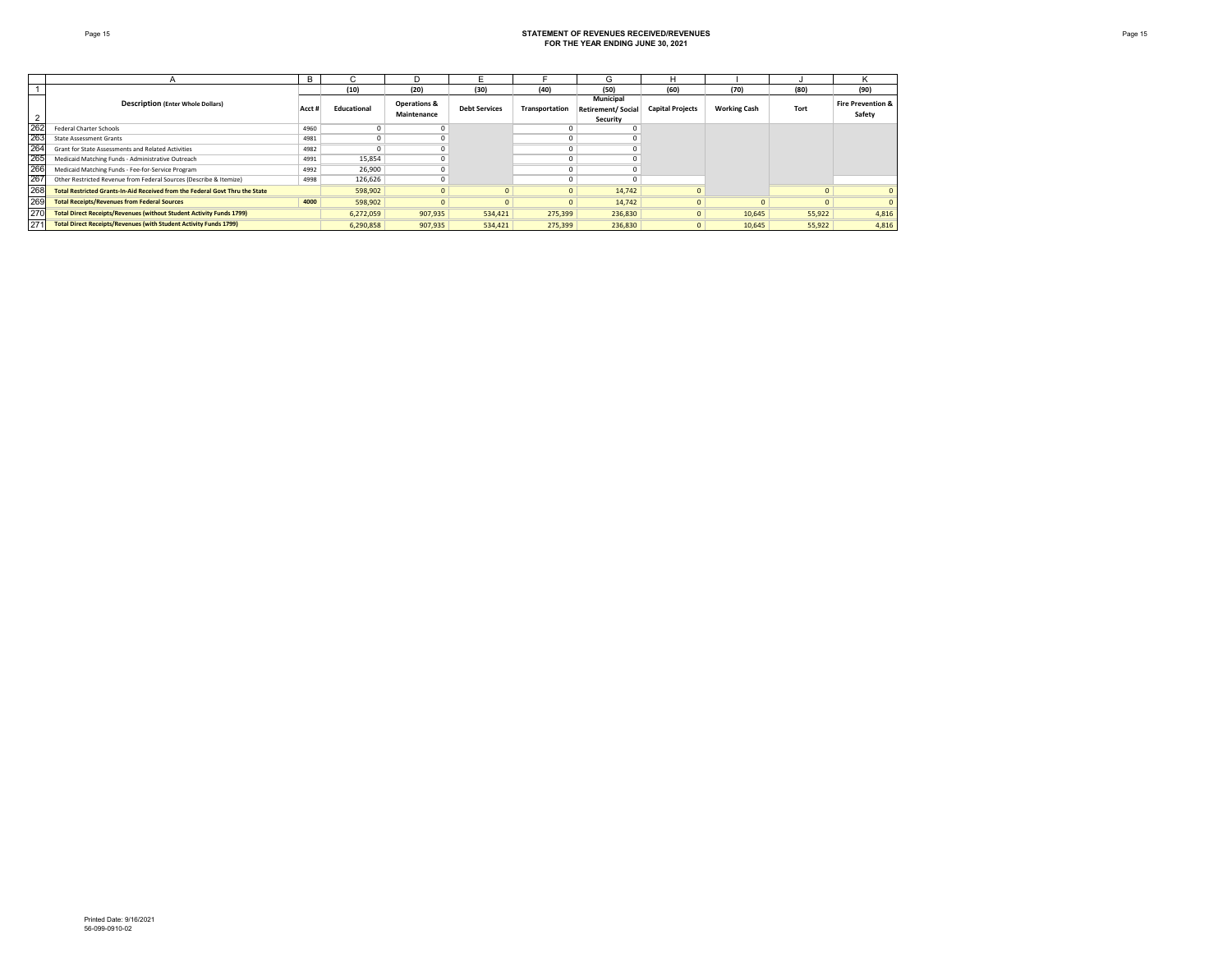# STATEMENT OF REVENUES RECEIVED/REVENUES
## FOR THE YEAR ENDING JUNE 30, 2021

| | A | B | C | D | E | F | G | H | I | J | K |
|---|---|---|---|---|---|---|---|---|---|---|---|
| 1 | | | (10) | (20) | (30) | (40) | (50) | (60) | (70) | (80) | (90) |
| 2 | **Description** (Enter Whole Dollars) | Acct # | Educational | Operations & Maintenance | Debt Services | Transportation | Municipal Retirement/ Social Security | Capital Projects | Working Cash | Tort | Fire Prevention & Safety |
| 262 | Federal Charter Schools | 4960 | 0 | 0 | | 0 | 0 | | | | |
| 263 | State Assessment Grants | 4981 | 0 | 0 | | 0 | 0 | | | | |
| 264 | Grant for State Assessments and Related Activities | 4982 | 0 | 0 | | 0 | 0 | | | | |
| 265 | Medicaid Matching Funds - Administrative Outreach | 4991 | 15,854 | 0 | | 0 | 0 | | | | |
| 266 | Medicaid Matching Funds - Fee-for-Service Program | 4992 | 26,900 | 0 | | 0 | 0 | | | | |
| 267 | Other Restricted Revenue from Federal Sources (Describe & Itemize) | 4998 | 126,626 | 0 | | 0 | 0 | | | | |
| 268 | **Total Restricted Grants-In-Aid Received from the Federal Govt Thru the State** | | 598,902 | 0 | 0 | 0 | 14,742 | 0 | | 0 | 0 |
| 269 | **Total Receipts/Revenues from Federal Sources** | **4000** | 598,902 | 0 | 0 | 0 | 14,742 | 0 | 0 | 0 | 0 |
| 270 | **Total Direct Receipts/Revenues (without Student Activity Funds 1799)** | | 6,272,059 | 907,935 | 534,421 | 275,399 | 236,830 | 0 | 10,645 | 55,922 | 4,816 |
| 271 | **Total Direct Receipts/Revenues (with Student Activity Funds 1799)** | | 6,290,858 | 907,935 | 534,421 | 275,399 | 236,830 | 0 | 10,645 | 55,922 | 4,816 |

Printed Date: 9/16/2021
56-099-0910-02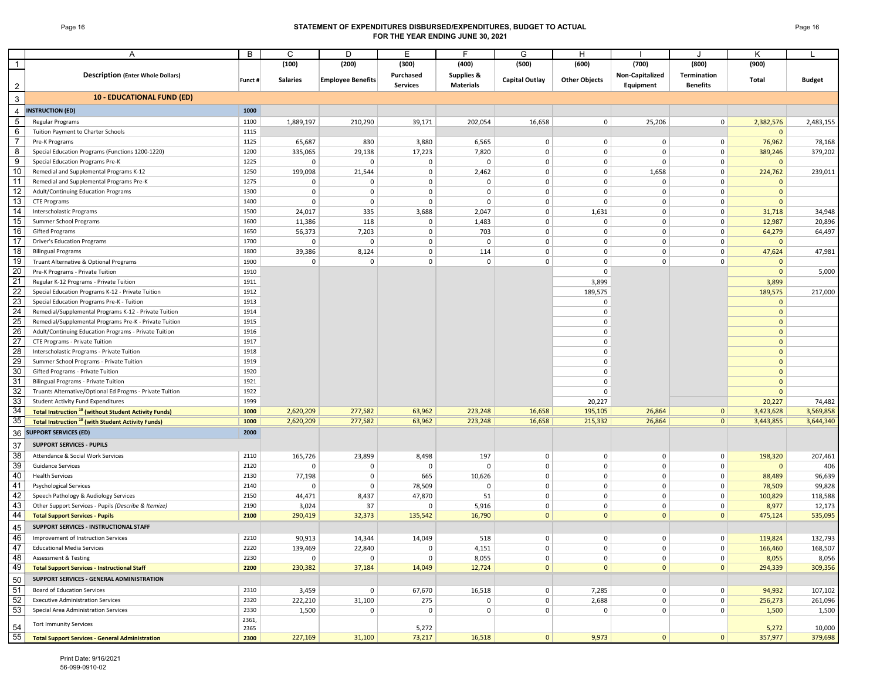# STATEMENT OF EXPENDITURES DISBURSED/EXPENDITURES, BUDGET TO ACTUAL
## FOR THE YEAR ENDING JUNE 30, 2021

| | A | B | C | D | E | F | G | H | I | J | K | L |
|---|---|---|---|---|---|---|---|---|---|---|---|---|
| 1 | | | (100) | (200) | (300) | (400) | (500) | (600) | (700) | (800) | (900) | |
| 2 | **Description (Enter Whole Dollars)** | Funct # | Salaries | Employee Benefits | Purchased Services | Supplies & Materials | Capital Outlay | Other Objects | Non-Capitalized Equipment | Termination Benefits | Total | Budget |
| 3 | **10 - EDUCATIONAL FUND (ED)** | | | | | | | | | | | |
| 4 | **INSTRUCTION (ED)** | 1000 | | | | | | | | | | |
| 5 | Regular Programs | 1100 | 1,889,197 | 210,290 | 39,171 | 202,054 | 16,658 | 0 | 25,206 | 0 | 2,382,576 | 2,483,155 |
| 6 | Tuition Payment to Charter Schools | 1115 | | | | | | | | | 0 | |
| 7 | Pre-K Programs | 1125 | 65,687 | 830 | 3,880 | 6,565 | 0 | 0 | 0 | 0 | 76,962 | 78,168 |
| 8 | Special Education Programs (Functions 1200-1220) | 1200 | 335,065 | 29,138 | 17,223 | 7,820 | 0 | 0 | 0 | 0 | 389,246 | 379,202 |
| 9 | Special Education Programs Pre-K | 1225 | 0 | 0 | 0 | 0 | 0 | 0 | 0 | 0 | 0 | |
| 10 | Remedial and Supplemental Programs K-12 | 1250 | 199,098 | 21,544 | 0 | 2,462 | 0 | 0 | 1,658 | 0 | 224,762 | 239,011 |
| 11 | Remedial and Supplemental Programs Pre-K | 1275 | 0 | 0 | 0 | 0 | 0 | 0 | 0 | 0 | 0 | |
| 12 | Adult/Continuing Education Programs | 1300 | 0 | 0 | 0 | 0 | 0 | 0 | 0 | 0 | 0 | |
| 13 | CTE Programs | 1400 | 0 | 0 | 0 | 0 | 0 | 0 | 0 | 0 | 0 | |
| 14 | Interscholastic Programs | 1500 | 24,017 | 335 | 3,688 | 2,047 | 0 | 1,631 | 0 | 0 | 31,718 | 34,948 |
| 15 | Summer School Programs | 1600 | 11,386 | 118 | 0 | 1,483 | 0 | 0 | 0 | 0 | 12,987 | 20,896 |
| 16 | Gifted Programs | 1650 | 56,373 | 7,203 | 0 | 703 | 0 | 0 | 0 | 0 | 64,279 | 64,497 |
| 17 | Driver's Education Programs | 1700 | 0 | 0 | 0 | 0 | 0 | 0 | 0 | 0 | 0 | |
| 18 | Bilingual Programs | 1800 | 39,386 | 8,124 | 0 | 114 | 0 | 0 | 0 | 0 | 47,624 | 47,981 |
| 19 | Truant Alternative & Optional Programs | 1900 | 0 | 0 | 0 | 0 | 0 | 0 | 0 | 0 | 0 | |
| 20 | Pre-K Programs - Private Tuition | 1910 | | | | | | 0 | | | 0 | 5,000 |
| 21 | Regular K-12 Programs - Private Tuition | 1911 | | | | | | 3,899 | | | 3,899 | |
| 22 | Special Education Programs K-12 - Private Tuition | 1912 | | | | | | 189,575 | | | 189,575 | 217,000 |
| 23 | Special Education Programs Pre-K - Tuition | 1913 | | | | | | 0 | | | 0 | |
| 24 | Remedial/Supplemental Programs K-12 - Private Tuition | 1914 | | | | | | 0 | | | 0 | |
| 25 | Remedial/Supplemental Programs Pre-K - Private Tuition | 1915 | | | | | | 0 | | | 0 | |
| 26 | Adult/Continuing Education Programs - Private Tuition | 1916 | | | | | | 0 | | | 0 | |
| 27 | CTE Programs - Private Tuition | 1917 | | | | | | 0 | | | 0 | |
| 28 | Interscholastic Programs - Private Tuition | 1918 | | | | | | 0 | | | 0 | |
| 29 | Summer School Programs - Private Tuition | 1919 | | | | | | 0 | | | 0 | |
| 30 | Gifted Programs - Private Tuition | 1920 | | | | | | 0 | | | 0 | |
| 31 | Bilingual Programs - Private Tuition | 1921 | | | | | | 0 | | | 0 | |
| 32 | Truants Alternative/Optional Ed Progms - Private Tuition | 1922 | | | | | | 0 | | | 0 | |
| 33 | Student Activity Fund Expenditures | 1999 | | | | | | 20,227 | | | 20,227 | 74,482 |
| 34 | **Total Instruction [10] (without Student Activity Funds)** | **1000** | 2,620,209 | 277,582 | 63,962 | 223,248 | 16,658 | 195,105 | 26,864 | 0 | 3,423,628 | 3,569,858 |
| 35 | **Total Instruction [10] (with Student Activity Funds)** | **1000** | 2,620,209 | 277,582 | 63,962 | 223,248 | 16,658 | 215,332 | 26,864 | 0 | 3,443,855 | 3,644,340 |
| 36 | **SUPPORT SERVICES (ED)** | 2000 | | | | | | | | | | |
| 37 | **SUPPORT SERVICES - PUPILS** | | | | | | | | | | | |
| 38 | Attendance & Social Work Services | 2110 | 165,726 | 23,899 | 8,498 | 197 | 0 | 0 | 0 | 0 | 198,320 | 207,461 |
| 39 | Guidance Services | 2120 | 0 | 0 | 0 | 0 | 0 | 0 | 0 | 0 | 0 | 406 |
| 40 | Health Services | 2130 | 77,198 | 0 | 665 | 10,626 | 0 | 0 | 0 | 0 | 88,489 | 96,639 |
| 41 | Psychological Services | 2140 | 0 | 0 | 78,509 | 0 | 0 | 0 | 0 | 0 | 78,509 | 99,828 |
| 42 | Speech Pathology & Audiology Services | 2150 | 44,471 | 8,437 | 47,870 | 51 | 0 | 0 | 0 | 0 | 100,829 | 118,588 |
| 43 | Other Support Services - Pupils *(Describe & Itemize)* | 2190 | 3,024 | 37 | 0 | 5,916 | 0 | 0 | 0 | 0 | 8,977 | 12,173 |
| 44 | **Total Support Services - Pupils** | **2100** | 290,419 | 32,373 | 135,542 | 16,790 | 0 | 0 | 0 | 0 | 475,124 | 535,095 |
| 45 | **SUPPORT SERVICES - INSTRUCTIONAL STAFF** | | | | | | | | | | | |
| 46 | Improvement of Instruction Services | 2210 | 90,913 | 14,344 | 14,049 | 518 | 0 | 0 | 0 | 0 | 119,824 | 132,793 |
| 47 | Educational Media Services | 2220 | 139,469 | 22,840 | 0 | 4,151 | 0 | 0 | 0 | 0 | 166,460 | 168,507 |
| 48 | Assessment & Testing | 2230 | 0 | 0 | 0 | 8,055 | 0 | 0 | 0 | 0 | 8,055 | 8,056 |
| 49 | **Total Support Services - Instructional Staff** | **2200** | 230,382 | 37,184 | 14,049 | 12,724 | 0 | 0 | 0 | 0 | 294,339 | 309,356 |
| 50 | **SUPPORT SERVICES - GENERAL ADMINISTRATION** | | | | | | | | | | | |
| 51 | Board of Education Services | 2310 | 3,459 | 0 | 67,670 | 16,518 | 0 | 7,285 | 0 | 0 | 94,932 | 107,102 |
| 52 | Executive Administration Services | 2320 | 222,210 | 31,100 | 275 | 0 | 0 | 2,688 | 0 | 0 | 256,273 | 261,096 |
| 53 | Special Area Administration Services | 2330 | 1,500 | 0 | 0 | 0 | 0 | 0 | 0 | 0 | 1,500 | 1,500 |
| 54 | Tort Immunity Services | 2361, 2365 | | | 5,272 | | | | | | 5,272 | 10,000 |
| 55 | **Total Support Services - General Administration** | **2300** | 227,169 | 31,100 | 73,217 | 16,518 | 0 | 9,973 | 0 | 0 | 357,977 | 379,698 |

Print Date: 9/16/2021
56-099-0910-02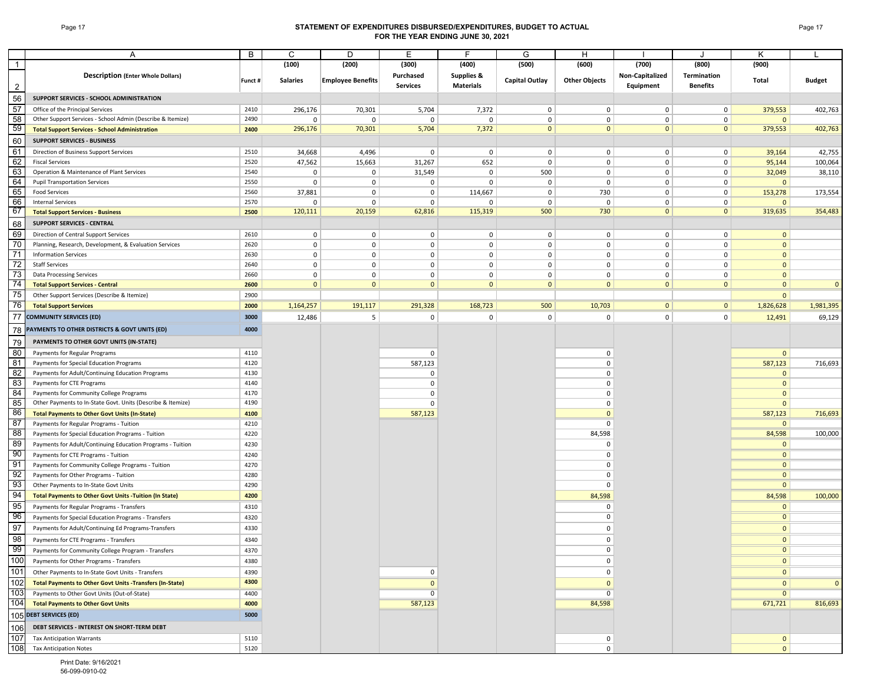# STATEMENT OF EXPENDITURES DISBURSED/EXPENDITURES, BUDGET TO ACTUAL
## FOR THE YEAR ENDING JUNE 30, 2021

| | A | B | C | D | E | F | G | H | I | J | K | L |
|---|---|---|---|---|---|---|---|---|---|---|---|---|
| 1 | | | (100) | (200) | (300) | (400) | (500) | (600) | (700) | (800) | (900) | |
| 2 | **Description (Enter Whole Dollars)** | **Funct #** | **Salaries** | **Employee Benefits** | **Purchased Services** | **Supplies & Materials** | **Capital Outlay** | **Other Objects** | **Non-Capitalized Equipment** | **Termination Benefits** | **Total** | **Budget** |
| 56 | **SUPPORT SERVICES - SCHOOL ADMINISTRATION** | | | | | | | | | | | |
| 57 | Office of the Principal Services | 2410 | 296,176 | 70,301 | 5,704 | 7,372 | 0 | 0 | 0 | 0 | 379,553 | 402,763 |
| 58 | Other Support Services - School Admin (Describe & Itemize) | 2490 | 0 | 0 | 0 | 0 | 0 | 0 | 0 | 0 | 0 | |
| 59 | **Total Support Services - School Administration** | **2400** | 296,176 | 70,301 | 5,704 | 7,372 | 0 | 0 | 0 | 0 | 379,553 | 402,763 |
| 60 | **SUPPORT SERVICES - BUSINESS** | | | | | | | | | | | |
| 61 | Direction of Business Support Services | 2510 | 34,668 | 4,496 | 0 | 0 | 0 | 0 | 0 | 0 | 39,164 | 42,755 |
| 62 | Fiscal Services | 2520 | 47,562 | 15,663 | 31,267 | 652 | 0 | 0 | 0 | 0 | 95,144 | 100,064 |
| 63 | Operation & Maintenance of Plant Services | 2540 | 0 | 0 | 31,549 | 0 | 500 | 0 | 0 | 0 | 32,049 | 38,110 |
| 64 | Pupil Transportation Services | 2550 | 0 | 0 | 0 | 0 | 0 | 0 | 0 | 0 | 0 | |
| 65 | Food Services | 2560 | 37,881 | 0 | 0 | 114,667 | 0 | 730 | 0 | 0 | 153,278 | 173,554 |
| 66 | Internal Services | 2570 | 0 | 0 | 0 | 0 | 0 | 0 | 0 | 0 | 0 | |
| 67 | **Total Support Services - Business** | **2500** | 120,111 | 20,159 | 62,816 | 115,319 | 500 | 730 | 0 | 0 | 319,635 | 354,483 |
| 68 | **SUPPORT SERVICES - CENTRAL** | | | | | | | | | | | |
| 69 | Direction of Central Support Services | 2610 | 0 | 0 | 0 | 0 | 0 | 0 | 0 | 0 | 0 | |
| 70 | Planning, Research, Development, & Evaluation Services | 2620 | 0 | 0 | 0 | 0 | 0 | 0 | 0 | 0 | 0 | |
| 71 | Information Services | 2630 | 0 | 0 | 0 | 0 | 0 | 0 | 0 | 0 | 0 | |
| 72 | Staff Services | 2640 | 0 | 0 | 0 | 0 | 0 | 0 | 0 | 0 | 0 | |
| 73 | Data Processing Services | 2660 | 0 | 0 | 0 | 0 | 0 | 0 | 0 | 0 | 0 | |
| 74 | **Total Support Services - Central** | **2600** | 0 | 0 | 0 | 0 | 0 | 0 | 0 | 0 | 0 | 0 |
| 75 | Other Support Services (Describe & Itemize) | 2900 | | | | | | | | | 0 | |
| 76 | **Total Support Services** | **2000** | 1,164,257 | 191,117 | 291,328 | 168,723 | 500 | 10,703 | 0 | 0 | 1,826,628 | 1,981,395 |
| 77 | **COMMUNITY SERVICES (ED)** | **3000** | 12,486 | 5 | 0 | 0 | 0 | 0 | 0 | 0 | 12,491 | 69,129 |
| 78 | **PAYMENTS TO OTHER DISTRICTS & GOVT UNITS (ED)** | **4000** | | | | | | | | | | |
| 79 | **PAYMENTS TO OTHER GOVT UNITS (IN-STATE)** | | | | | | | | | | | |
| 80 | Payments for Regular Programs | 4110 | | | 0 | | | 0 | | | 0 | |
| 81 | Payments for Special Education Programs | 4120 | | | 587,123 | | | 0 | | | 587,123 | 716,693 |
| 82 | Payments for Adult/Continuing Education Programs | 4130 | | | 0 | | | 0 | | | 0 | |
| 83 | Payments for CTE Programs | 4140 | | | 0 | | | 0 | | | 0 | |
| 84 | Payments for Community College Programs | 4170 | | | 0 | | | 0 | | | 0 | |
| 85 | Other Payments to In-State Govt. Units (Describe & Itemize) | 4190 | | | 0 | | | 0 | | | 0 | |
| 86 | **Total Payments to Other Govt Units (In-State)** | **4100** | | | 587,123 | | | 0 | | | 587,123 | 716,693 |
| 87 | Payments for Regular Programs - Tuition | 4210 | | | | | | 0 | | | 0 | |
| 88 | Payments for Special Education Programs - Tuition | 4220 | | | | | | 84,598 | | | 84,598 | 100,000 |
| 89 | Payments for Adult/Continuing Education Programs - Tuition | 4230 | | | | | | 0 | | | 0 | |
| 90 | Payments for CTE Programs - Tuition | 4240 | | | | | | 0 | | | 0 | |
| 91 | Payments for Community College Programs - Tuition | 4270 | | | | | | 0 | | | 0 | |
| 92 | Payments for Other Programs - Tuition | 4280 | | | | | | 0 | | | 0 | |
| 93 | Other Payments to In-State Govt Units | 4290 | | | | | | 0 | | | 0 | |
| 94 | **Total Payments to Other Govt Units -Tuition (In State)** | **4200** | | | | | | 84,598 | | | 84,598 | 100,000 |
| 95 | Payments for Regular Programs - Transfers | 4310 | | | | | | 0 | | | 0 | |
| 96 | Payments for Special Education Programs - Transfers | 4320 | | | | | | 0 | | | 0 | |
| 97 | Payments for Adult/Continuing Ed Programs-Transfers | 4330 | | | | | | 0 | | | 0 | |
| 98 | Payments for CTE Programs - Transfers | 4340 | | | | | | 0 | | | 0 | |
| 99 | Payments for Community College Program - Transfers | 4370 | | | | | | 0 | | | 0 | |
| 100 | Payments for Other Programs - Transfers | 4380 | | | | | | 0 | | | 0 | |
| 101 | Other Payments to In-State Govt Units - Transfers | 4390 | | | 0 | | | 0 | | | 0 | |
| 102 | **Total Payments to Other Govt Units -Transfers (In-State)** | **4300** | | | 0 | | | 0 | | | 0 | 0 |
| 103 | Payments to Other Govt Units (Out-of-State) | 4400 | | | 0 | | | 0 | | | 0 | |
| 104 | **Total Payments to Other Govt Units** | **4000** | | | 587,123 | | | 84,598 | | | 671,721 | 816,693 |
| 105 | **DEBT SERVICES (ED)** | **5000** | | | | | | | | | | |
| 106 | **DEBT SERVICES - INTEREST ON SHORT-TERM DEBT** | | | | | | | | | | | |
| 107 | Tax Anticipation Warrants | 5110 | | | | | | 0 | | | 0 | |
| 108 | Tax Anticipation Notes | 5120 | | | | | | 0 | | | 0 | |

Print Date: 9/16/2021
56-099-0910-02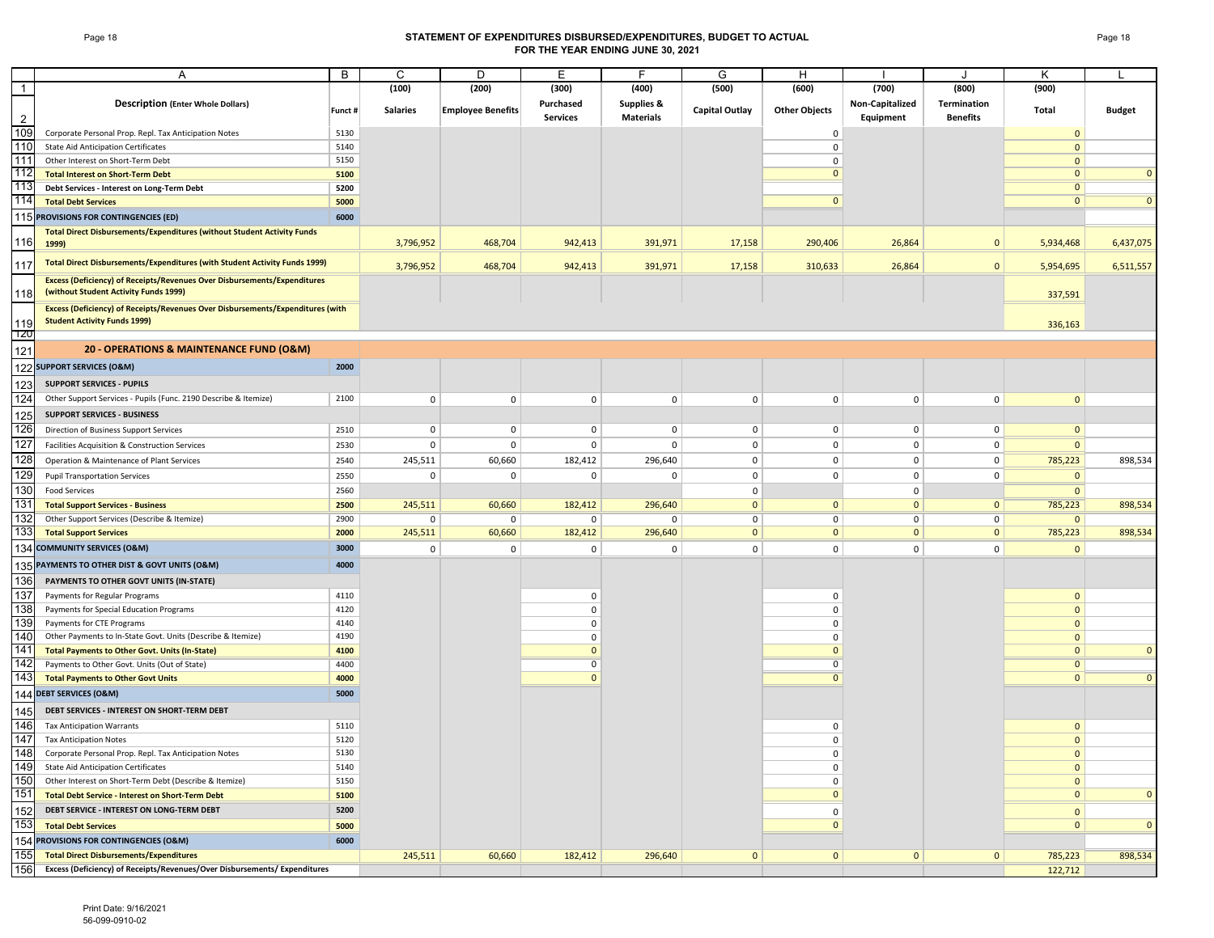# STATEMENT OF EXPENDITURES DISBURSED/EXPENDITURES, BUDGET TO ACTUAL
## FOR THE YEAR ENDING JUNE 30, 2021

| | A | B | C | D | E | F | G | H | I | J | K | L |
|---|---|---|---|---|---|---|---|---|---|---|---|---|
| 1 | | | (100) | (200) | (300) | (400) | (500) | (600) | (700) | (800) | (900) | |
| 2 | **Description (Enter Whole Dollars)** | Funct # | **Salaries** | **Employee Benefits** | **Purchased Services** | **Supplies & Materials** | **Capital Outlay** | **Other Objects** | **Non-Capitalized Equipment** | **Termination Benefits** | **Total** | **Budget** |
| 109 | Corporate Personal Prop. Repl. Tax Anticipation Notes | 5130 | | | | | | 0 | | | 0 | |
| 110 | State Aid Anticipation Certificates | 5140 | | | | | | 0 | | | 0 | |
| 111 | Other Interest on Short-Term Debt | 5150 | | | | | | 0 | | | 0 | |
| 112 | **Total Interest on Short-Term Debt** | **5100** | | | | | | 0 | | | 0 | 0 |
| 113 | **Debt Services - Interest on Long-Term Debt** | **5200** | | | | | | | | | 0 | |
| 114 | **Total Debt Services** | **5000** | | | | | | 0 | | | 0 | 0 |
| 115 | **PROVISIONS FOR CONTINGENCIES (ED)** | **6000** | | | | | | | | | | |
| 116 | **Total Direct Disbursements/Expenditures (without Student Activity Funds 1999)** | | 3,796,952 | 468,704 | 942,413 | 391,971 | 17,158 | 290,406 | 26,864 | 0 | 5,934,468 | 6,437,075 |
| 117 | **Total Direct Disbursements/Expenditures (with Student Activity Funds 1999)** | | 3,796,952 | 468,704 | 942,413 | 391,971 | 17,158 | 310,633 | 26,864 | 0 | 5,954,695 | 6,511,557 |
| 118 | **Excess (Deficiency) of Receipts/Revenues Over Disbursements/Expenditures (without Student Activity Funds 1999)** | | | | | | | | | | 337,591 | |
| 119 | **Excess (Deficiency) of Receipts/Revenues Over Disbursements/Expenditures (with Student Activity Funds 1999)** | | | | | | | | | | 336,163 | |
| 120 | | | | | | | | | | | | |
| 121 | **20 - OPERATIONS & MAINTENANCE FUND (O&M)** | | | | | | | | | | | |
| 122 | **SUPPORT SERVICES (O&M)** | **2000** | | | | | | | | | | |
| 123 | **SUPPORT SERVICES - PUPILS** | | | | | | | | | | | |
| 124 | Other Support Services - Pupils (Func. 2190 Describe & Itemize) | 2100 | 0 | 0 | 0 | 0 | 0 | 0 | 0 | 0 | 0 | |
| 125 | **SUPPORT SERVICES - BUSINESS** | | | | | | | | | | | |
| 126 | Direction of Business Support Services | 2510 | 0 | 0 | 0 | 0 | 0 | 0 | 0 | 0 | 0 | |
| 127 | Facilities Acquisition & Construction Services | 2530 | 0 | 0 | 0 | 0 | 0 | 0 | 0 | 0 | 0 | |
| 128 | Operation & Maintenance of Plant Services | 2540 | 245,511 | 60,660 | 182,412 | 296,640 | 0 | 0 | 0 | 0 | 785,223 | 898,534 |
| 129 | Pupil Transportation Services | 2550 | 0 | 0 | 0 | 0 | 0 | 0 | 0 | 0 | 0 | |
| 130 | Food Services | 2560 | | | | | 0 | | 0 | | 0 | |
| 131 | **Total Support Services - Business** | **2500** | 245,511 | 60,660 | 182,412 | 296,640 | 0 | 0 | 0 | 0 | 785,223 | 898,534 |
| 132 | Other Support Services (Describe & Itemize) | 2900 | 0 | 0 | 0 | 0 | 0 | 0 | 0 | 0 | 0 | |
| 133 | **Total Support Services** | **2000** | 245,511 | 60,660 | 182,412 | 296,640 | 0 | 0 | 0 | 0 | 785,223 | 898,534 |
| 134 | **COMMUNITY SERVICES (O&M)** | **3000** | 0 | 0 | 0 | 0 | 0 | 0 | 0 | 0 | 0 | |
| 135 | **PAYMENTS TO OTHER DIST & GOVT UNITS (O&M)** | **4000** | | | | | | | | | | |
| 136 | **PAYMENTS TO OTHER GOVT UNITS (IN-STATE)** | | | | | | | | | | | |
| 137 | Payments for Regular Programs | 4110 | | | 0 | | | 0 | | | 0 | |
| 138 | Payments for Special Education Programs | 4120 | | | 0 | | | 0 | | | 0 | |
| 139 | Payments for CTE Programs | 4140 | | | 0 | | | 0 | | | 0 | |
| 140 | Other Payments to In-State Govt. Units (Describe & Itemize) | 4190 | | | 0 | | | 0 | | | 0 | |
| 141 | **Total Payments to Other Govt. Units (In-State)** | **4100** | | | 0 | | | 0 | | | 0 | 0 |
| 142 | Payments to Other Govt. Units (Out of State) | 4400 | | | 0 | | | 0 | | | 0 | |
| 143 | **Total Payments to Other Govt Units** | **4000** | | | 0 | | | 0 | | | 0 | 0 |
| 144 | **DEBT SERVICES (O&M)** | **5000** | | | | | | | | | | |
| 145 | **DEBT SERVICES - INTEREST ON SHORT-TERM DEBT** | | | | | | | | | | | |
| 146 | Tax Anticipation Warrants | 5110 | | | | | | 0 | | | 0 | |
| 147 | Tax Anticipation Notes | 5120 | | | | | | 0 | | | 0 | |
| 148 | Corporate Personal Prop. Repl. Tax Anticipation Notes | 5130 | | | | | | 0 | | | 0 | |
| 149 | State Aid Anticipation Certificates | 5140 | | | | | | 0 | | | 0 | |
| 150 | Other Interest on Short-Term Debt (Describe & Itemize) | 5150 | | | | | | 0 | | | 0 | |
| 151 | **Total Debt Service - Interest on Short-Term Debt** | **5100** | | | | | | 0 | | | 0 | 0 |
| 152 | **DEBT SERVICE - INTEREST ON LONG-TERM DEBT** | **5200** | | | | | | 0 | | | 0 | |
| 153 | **Total Debt Services** | **5000** | | | | | | 0 | | | 0 | 0 |
| 154 | **PROVISIONS FOR CONTINGENCIES (O&M)** | **6000** | | | | | | | | | | |
| 155 | **Total Direct Disbursements/Expenditures** | | 245,511 | 60,660 | 182,412 | 296,640 | 0 | 0 | 0 | 0 | 785,223 | 898,534 |
| 156 | **Excess (Deficiency) of Receipts/Revenues/Over Disbursements/ Expenditures** | | | | | | | | | | 122,712 | |

Print Date: 9/16/2021
56-099-0910-02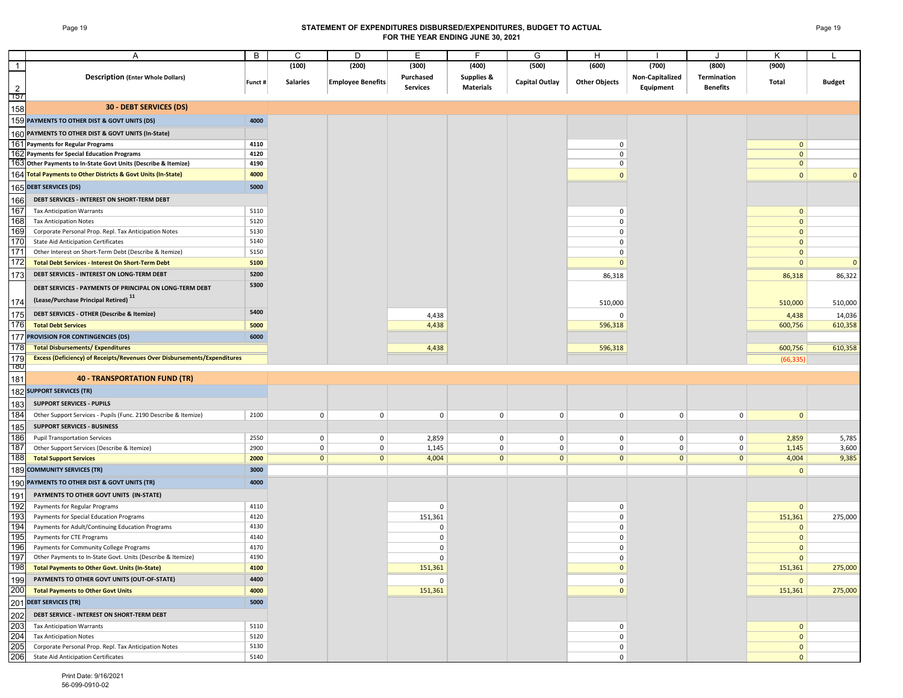# STATEMENT OF EXPENDITURES DISBURSED/EXPENDITURES, BUDGET TO ACTUAL
## FOR THE YEAR ENDING JUNE 30, 2021

| | A | B | C | D | E | F | G | H | I | J | K | L |
|---|---|---|---|---|---|---|---|---|---|---|---|---|
| 1 | | | (100) | (200) | (300) | (400) | (500) | (600) | (700) | (800) | (900) | |
| 2 | **Description (Enter Whole Dollars)** | **Funct #** | **Salaries** | **Employee Benefits** | **Purchased Services** | **Supplies & Materials** | **Capital Outlay** | **Other Objects** | **Non-Capitalized Equipment** | **Termination Benefits** | **Total** | **Budget** |
| 158 | **30 - DEBT SERVICES (DS)** | | | | | | | | | | | |
| 159 | **PAYMENTS TO OTHER DIST & GOVT UNITS (DS)** | **4000** | | | | | | | | | | |
| 160 | **PAYMENTS TO OTHER DIST & GOVT UNITS (In-State)** | | | | | | | | | | | |
| 161 | **Payments for Regular Programs** | **4110** | | | | | | 0 | | | 0 | |
| 162 | **Payments for Special Education Programs** | **4120** | | | | | | 0 | | | 0 | |
| 163 | **Other Payments to In-State Govt Units (Describe & Itemize)** | **4190** | | | | | | 0 | | | 0 | |
| 164 | **Total Payments to Other Districts & Govt Units (In-State)** | **4000** | | | | | | 0 | | | 0 | 0 |
| 165 | **DEBT SERVICES (DS)** | **5000** | | | | | | | | | | |
| 166 | **DEBT SERVICES - INTEREST ON SHORT-TERM DEBT** | | | | | | | | | | | |
| 167 | Tax Anticipation Warrants | 5110 | | | | | | 0 | | | 0 | |
| 168 | Tax Anticipation Notes | 5120 | | | | | | 0 | | | 0 | |
| 169 | Corporate Personal Prop. Repl. Tax Anticipation Notes | 5130 | | | | | | 0 | | | 0 | |
| 170 | State Aid Anticipation Certificates | 5140 | | | | | | 0 | | | 0 | |
| 171 | Other Interest on Short-Term Debt (Describe & Itemize) | 5150 | | | | | | 0 | | | 0 | |
| 172 | **Total Debt Services - Interest On Short-Term Debt** | **5100** | | | | | | 0 | | | 0 | 0 |
| 173 | **DEBT SERVICES - INTEREST ON LONG-TERM DEBT** | **5200** | | | | | | 86,318 | | | 86,318 | 86,322 |
| 174 | **DEBT SERVICES - PAYMENTS OF PRINCIPAL ON LONG-TERM DEBT (Lease/Purchase Principal Retired)** [11] | **5300** | | | | | | 510,000 | | | 510,000 | 510,000 |
| 175 | **DEBT SERVICES - OTHER (Describe & Itemize)** | **5400** | | | 4,438 | | | 0 | | | 4,438 | 14,036 |
| 176 | **Total Debt Services** | **5000** | | | 4,438 | | | 596,318 | | | 600,756 | 610,358 |
| 177 | **PROVISION FOR CONTINGENCIES (DS)** | **6000** | | | | | | | | | | |
| 178 | **Total Disbursements/ Expenditures** | | | | 4,438 | | | 596,318 | | | 600,756 | 610,358 |
| 179 | **Excess (Deficiency) of Receipts/Revenues Over Disbursements/Expenditures** | | | | | | | | | | (66,335) | |
| 181 | **40 - TRANSPORTATION FUND (TR)** | | | | | | | | | | | |
| 182 | **SUPPORT SERVICES (TR)** | | | | | | | | | | | |
| 183 | **SUPPORT SERVICES - PUPILS** | | | | | | | | | | | |
| 184 | Other Support Services - Pupils (Func. 2190 Describe & Itemize) | 2100 | 0 | 0 | 0 | 0 | 0 | 0 | 0 | 0 | 0 | |
| 185 | **SUPPORT SERVICES - BUSINESS** | | | | | | | | | | | |
| 186 | Pupil Transportation Services | 2550 | 0 | 0 | 2,859 | 0 | 0 | 0 | 0 | 0 | 2,859 | 5,785 |
| 187 | Other Support Services (Describe & Itemize) | 2900 | 0 | 0 | 1,145 | 0 | 0 | 0 | 0 | 0 | 1,145 | 3,600 |
| 188 | **Total Support Services** | **2000** | 0 | 0 | 4,004 | 0 | 0 | 0 | 0 | 0 | 4,004 | 9,385 |
| 189 | **COMMUNITY SERVICES (TR)** | **3000** | | | | | | | | | 0 | |
| 190 | **PAYMENTS TO OTHER DIST & GOVT UNITS (TR)** | **4000** | | | | | | | | | | |
| 191 | **PAYMENTS TO OTHER GOVT UNITS (IN-STATE)** | | | | | | | | | | | |
| 192 | Payments for Regular Programs | 4110 | | | 0 | | | 0 | | | 0 | |
| 193 | Payments for Special Education Programs | 4120 | | | 151,361 | | | 0 | | | 151,361 | 275,000 |
| 194 | Payments for Adult/Continuing Education Programs | 4130 | | | 0 | | | 0 | | | 0 | |
| 195 | Payments for CTE Programs | 4140 | | | 0 | | | 0 | | | 0 | |
| 196 | Payments for Community College Programs | 4170 | | | 0 | | | 0 | | | 0 | |
| 197 | Other Payments to In-State Govt. Units (Describe & Itemize) | 4190 | | | 0 | | | 0 | | | 0 | |
| 198 | **Total Payments to Other Govt. Units (In-State)** | **4100** | | | 151,361 | | | 0 | | | 151,361 | 275,000 |
| 199 | **PAYMENTS TO OTHER GOVT UNITS (OUT-OF-STATE)** | **4400** | | | 0 | | | 0 | | | 0 | |
| 200 | **Total Payments to Other Govt Units** | **4000** | | | 151,361 | | | 0 | | | 151,361 | 275,000 |
| 201 | **DEBT SERVICES (TR)** | **5000** | | | | | | | | | | |
| 202 | **DEBT SERVICE - INTEREST ON SHORT-TERM DEBT** | | | | | | | | | | | |
| 203 | Tax Anticipation Warrants | 5110 | | | | | | 0 | | | 0 | |
| 204 | Tax Anticipation Notes | 5120 | | | | | | 0 | | | 0 | |
| 205 | Corporate Personal Prop. Repl. Tax Anticipation Notes | 5130 | | | | | | 0 | | | 0 | |
| 206 | State Aid Anticipation Certificates | 5140 | | | | | | 0 | | | 0 | |

Print Date: 9/16/2021
56-099-0910-02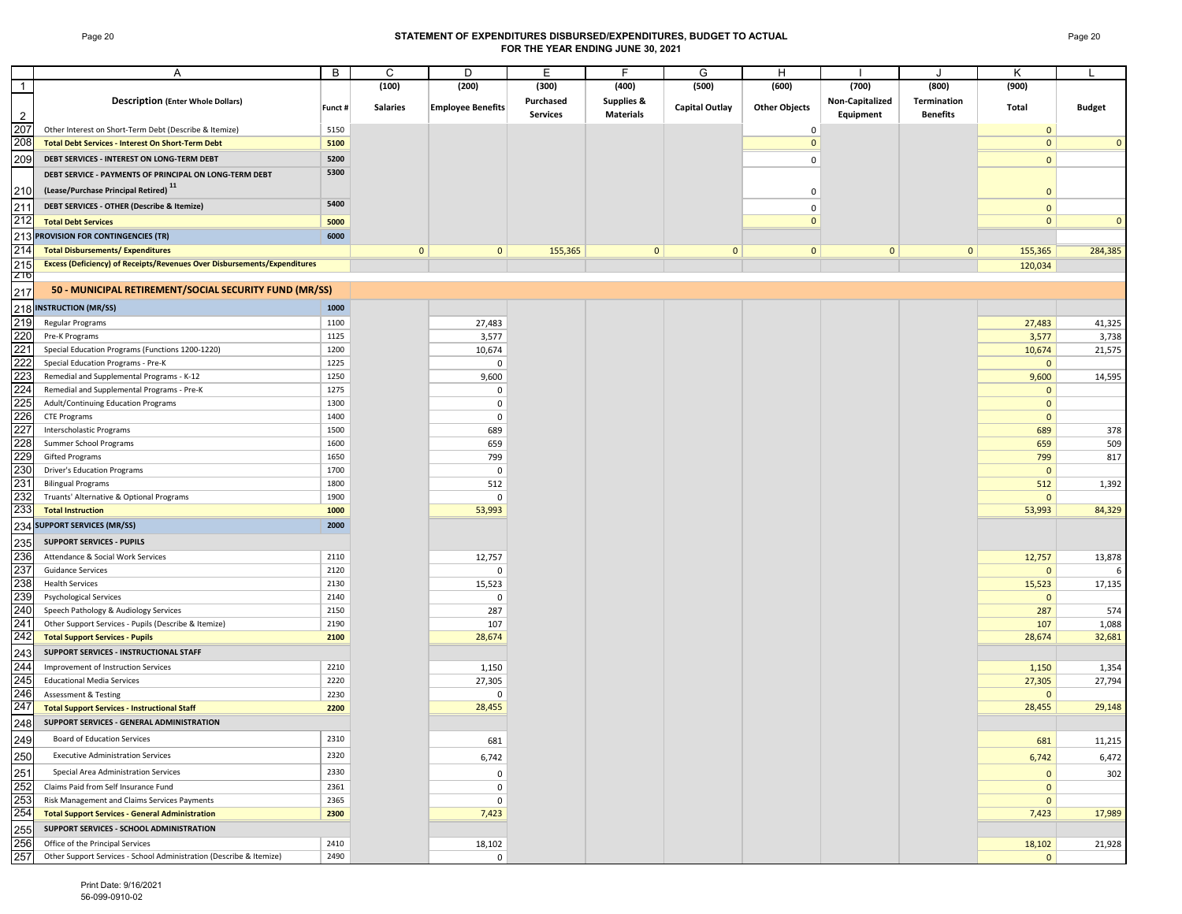# STATEMENT OF EXPENDITURES DISBURSED/EXPENDITURES, BUDGET TO ACTUAL
## FOR THE YEAR ENDING JUNE 30, 2021

| | A | B | C | D | E | F | G | H | I | J | K | L |
|---|---|---|---|---|---|---|---|---|---|---|---|---|
| 1 | | | (100) | (200) | (300) | (400) | (500) | (600) | (700) | (800) | (900) | |
| 2 | **Description (Enter Whole Dollars)** | Funct # | Salaries | Employee Benefits | Purchased Services | Supplies & Materials | Capital Outlay | Other Objects | Non-Capitalized Equipment | Termination Benefits | Total | Budget |
| 207 | Other Interest on Short-Term Debt (Describe & Itemize) | 5150 | | | | | | 0 | | | 0 | |
| 208 | **Total Debt Services - Interest On Short-Term Debt** | 5100 | | | | | | 0 | | | 0 | 0 |
| 209 | **DEBT SERVICES - INTEREST ON LONG-TERM DEBT** | 5200 | | | | | | 0 | | | 0 | |
| 210 | **DEBT SERVICE - PAYMENTS OF PRINCIPAL ON LONG-TERM DEBT (Lease/Purchase Principal Retired)** [11] | 5300 | | | | | | 0 | | | 0 | |
| 211 | **DEBT SERVICES - OTHER (Describe & Itemize)** | 5400 | | | | | | 0 | | | 0 | |
| 212 | **Total Debt Services** | 5000 | | | | | | 0 | | | 0 | 0 |
| 213 | **PROVISION FOR CONTINGENCIES (TR)** | 6000 | | | | | | | | | | |
| 214 | **Total Disbursements/ Expenditures** | | 0 | 0 | 155,365 | 0 | 0 | 0 | 0 | 0 | 155,365 | 284,385 |
| 215 | **Excess (Deficiency) of Receipts/Revenues Over Disbursements/Expenditures** | | | | | | | | | | 120,034 | |
| 216 | | | | | | | | | | | | |
| 217 | **50 - MUNICIPAL RETIREMENT/SOCIAL SECURITY FUND (MR/SS)** | | | | | | | | | | | |
| 218 | **INSTRUCTION (MR/SS)** | 1000 | | | | | | | | | | |
| 219 | Regular Programs | 1100 | | 27,483 | | | | | | | 27,483 | 41,325 |
| 220 | Pre-K Programs | 1125 | | 3,577 | | | | | | | 3,577 | 3,738 |
| 221 | Special Education Programs (Functions 1200-1220) | 1200 | | 10,674 | | | | | | | 10,674 | 21,575 |
| 222 | Special Education Programs - Pre-K | 1225 | | 0 | | | | | | | 0 | |
| 223 | Remedial and Supplemental Programs - K-12 | 1250 | | 9,600 | | | | | | | 9,600 | 14,595 |
| 224 | Remedial and Supplemental Programs - Pre-K | 1275 | | 0 | | | | | | | 0 | |
| 225 | Adult/Continuing Education Programs | 1300 | | 0 | | | | | | | 0 | |
| 226 | CTE Programs | 1400 | | 0 | | | | | | | 0 | |
| 227 | Interscholastic Programs | 1500 | | 689 | | | | | | | 689 | 378 |
| 228 | Summer School Programs | 1600 | | 659 | | | | | | | 659 | 509 |
| 229 | Gifted Programs | 1650 | | 799 | | | | | | | 799 | 817 |
| 230 | Driver's Education Programs | 1700 | | 0 | | | | | | | 0 | |
| 231 | Bilingual Programs | 1800 | | 512 | | | | | | | 512 | 1,392 |
| 232 | Truants' Alternative & Optional Programs | 1900 | | 0 | | | | | | | 0 | |
| 233 | **Total Instruction** | 1000 | | 53,993 | | | | | | | 53,993 | 84,329 |
| 234 | **SUPPORT SERVICES (MR/SS)** | 2000 | | | | | | | | | | |
| 235 | **SUPPORT SERVICES - PUPILS** | | | | | | | | | | | |
| 236 | Attendance & Social Work Services | 2110 | | 12,757 | | | | | | | 12,757 | 13,878 |
| 237 | Guidance Services | 2120 | | 0 | | | | | | | 0 | 6 |
| 238 | Health Services | 2130 | | 15,523 | | | | | | | 15,523 | 17,135 |
| 239 | Psychological Services | 2140 | | 0 | | | | | | | 0 | |
| 240 | Speech Pathology & Audiology Services | 2150 | | 287 | | | | | | | 287 | 574 |
| 241 | Other Support Services - Pupils (Describe & Itemize) | 2190 | | 107 | | | | | | | 107 | 1,088 |
| 242 | **Total Support Services - Pupils** | 2100 | | 28,674 | | | | | | | 28,674 | 32,681 |
| 243 | **SUPPORT SERVICES - INSTRUCTIONAL STAFF** | | | | | | | | | | | |
| 244 | Improvement of Instruction Services | 2210 | | 1,150 | | | | | | | 1,150 | 1,354 |
| 245 | Educational Media Services | 2220 | | 27,305 | | | | | | | 27,305 | 27,794 |
| 246 | Assessment & Testing | 2230 | | 0 | | | | | | | 0 | |
| 247 | **Total Support Services - Instructional Staff** | 2200 | | 28,455 | | | | | | | 28,455 | 29,148 |
| 248 | **SUPPORT SERVICES - GENERAL ADMINISTRATION** | | | | | | | | | | | |
| 249 | Board of Education Services | 2310 | | 681 | | | | | | | 681 | 11,215 |
| 250 | Executive Administration Services | 2320 | | 6,742 | | | | | | | 6,742 | 6,472 |
| 251 | Special Area Administration Services | 2330 | | 0 | | | | | | | 0 | 302 |
| 252 | Claims Paid from Self Insurance Fund | 2361 | | 0 | | | | | | | 0 | |
| 253 | Risk Management and Claims Services Payments | 2365 | | 0 | | | | | | | 0 | |
| 254 | **Total Support Services - General Administration** | 2300 | | 7,423 | | | | | | | 7,423 | 17,989 |
| 255 | **SUPPORT SERVICES - SCHOOL ADMINISTRATION** | | | | | | | | | | | |
| 256 | Office of the Principal Services | 2410 | | 18,102 | | | | | | | 18,102 | 21,928 |
| 257 | Other Support Services - School Administration (Describe & Itemize) | 2490 | | 0 | | | | | | | 0 | |

Print Date: 9/16/2021
56-099-0910-02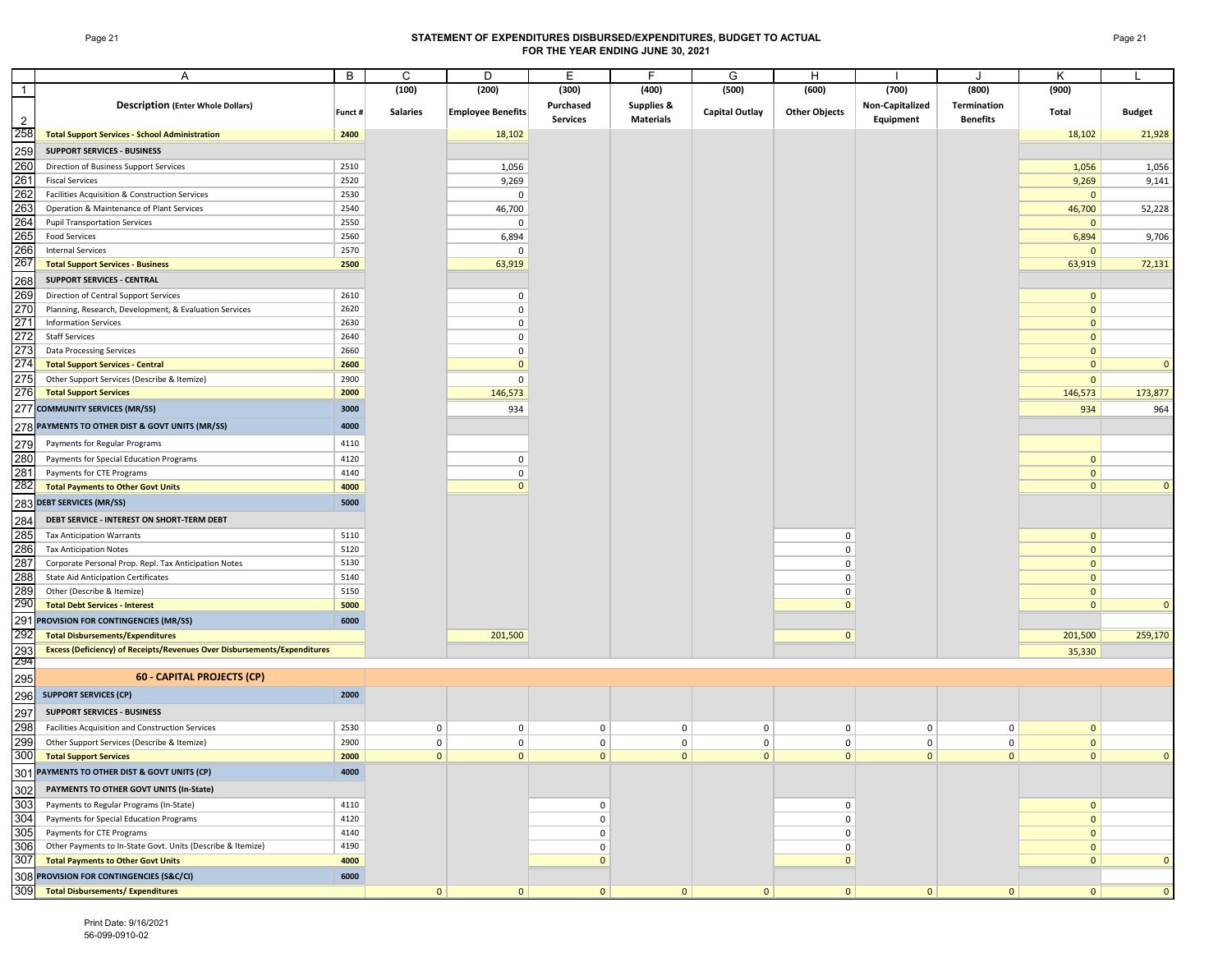# STATEMENT OF EXPENDITURES DISBURSED/EXPENDITURES, BUDGET TO ACTUAL
## FOR THE YEAR ENDING JUNE 30, 2021

| | A | B | C | D | E | F | G | H | I | J | K | L |
|---|---|---|---|---|---|---|---|---|---|---|---|---|
| 1 | | | (100) | (200) | (300) | (400) | (500) | (600) | (700) | (800) | (900) | |
| 2 | **Description (Enter Whole Dollars)** | **Funct #** | **Salaries** | **Employee Benefits** | **Purchased Services** | **Supplies & Materials** | **Capital Outlay** | **Other Objects** | **Non-Capitalized Equipment** | **Termination Benefits** | **Total** | **Budget** |
| 258 | **Total Support Services - School Administration** | **2400** | | 18,102 | | | | | | | 18,102 | 21,928 |
| 259 | **SUPPORT SERVICES - BUSINESS** | | | | | | | | | | | |
| 260 | Direction of Business Support Services | 2510 | | 1,056 | | | | | | | 1,056 | 1,056 |
| 261 | Fiscal Services | 2520 | | 9,269 | | | | | | | 9,269 | 9,141 |
| 262 | Facilities Acquisition & Construction Services | 2530 | | 0 | | | | | | | 0 | |
| 263 | Operation & Maintenance of Plant Services | 2540 | | 46,700 | | | | | | | 46,700 | 52,228 |
| 264 | Pupil Transportation Services | 2550 | | 0 | | | | | | | 0 | |
| 265 | Food Services | 2560 | | 6,894 | | | | | | | 6,894 | 9,706 |
| 266 | Internal Services | 2570 | | 0 | | | | | | | 0 | |
| 267 | **Total Support Services - Business** | **2500** | | 63,919 | | | | | | | 63,919 | 72,131 |
| 268 | **SUPPORT SERVICES - CENTRAL** | | | | | | | | | | | |
| 269 | Direction of Central Support Services | 2610 | | 0 | | | | | | | 0 | |
| 270 | Planning, Research, Development, & Evaluation Services | 2620 | | 0 | | | | | | | 0 | |
| 271 | Information Services | 2630 | | 0 | | | | | | | 0 | |
| 272 | Staff Services | 2640 | | 0 | | | | | | | 0 | |
| 273 | Data Processing Services | 2660 | | 0 | | | | | | | 0 | |
| 274 | **Total Support Services - Central** | **2600** | | 0 | | | | | | | 0 | 0 |
| 275 | Other Support Services (Describe & Itemize) | 2900 | | 0 | | | | | | | 0 | |
| 276 | **Total Support Services** | **2000** | | 146,573 | | | | | | | 146,573 | 173,877 |
| 277 | **COMMUNITY SERVICES (MR/SS)** | **3000** | | 934 | | | | | | | 934 | 964 |
| 278 | **PAYMENTS TO OTHER DIST & GOVT UNITS (MR/SS)** | **4000** | | | | | | | | | | |
| 279 | Payments for Regular Programs | 4110 | | | | | | | | | | |
| 280 | Payments for Special Education Programs | 4120 | | 0 | | | | | | | 0 | |
| 281 | Payments for CTE Programs | 4140 | | 0 | | | | | | | 0 | |
| 282 | **Total Payments to Other Govt Units** | **4000** | | 0 | | | | | | | 0 | 0 |
| 283 | **DEBT SERVICES (MR/SS)** | **5000** | | | | | | | | | | |
| 284 | **DEBT SERVICE - INTEREST ON SHORT-TERM DEBT** | | | | | | | | | | | |
| 285 | Tax Anticipation Warrants | 5110 | | | | | | 0 | | | 0 | |
| 286 | Tax Anticipation Notes | 5120 | | | | | | 0 | | | 0 | |
| 287 | Corporate Personal Prop. Repl. Tax Anticipation Notes | 5130 | | | | | | 0 | | | 0 | |
| 288 | State Aid Anticipation Certificates | 5140 | | | | | | 0 | | | 0 | |
| 289 | Other (Describe & Itemize) | 5150 | | | | | | 0 | | | 0 | |
| 290 | **Total Debt Services - Interest** | **5000** | | | | | | 0 | | | 0 | 0 |
| 291 | **PROVISION FOR CONTINGENCIES (MR/SS)** | **6000** | | | | | | | | | | |
| 292 | **Total Disbursements/Expenditures** | | | 201,500 | | | | 0 | | | 201,500 | 259,170 |
| 293 | **Excess (Deficiency) of Receipts/Revenues Over Disbursements/Expenditures** | | | | | | | | | | 35,330 | |
| 294 | | | | | | | | | | | | |
| 295 | **60 - CAPITAL PROJECTS (CP)** | | | | | | | | | | | |
| 296 | **SUPPORT SERVICES (CP)** | **2000** | | | | | | | | | | |
| 297 | **SUPPORT SERVICES - BUSINESS** | | | | | | | | | | | |
| 298 | Facilities Acquisition and Construction Services | 2530 | 0 | 0 | 0 | 0 | 0 | 0 | 0 | 0 | 0 | |
| 299 | Other Support Services (Describe & Itemize) | 2900 | 0 | 0 | 0 | 0 | 0 | 0 | 0 | 0 | 0 | |
| 300 | **Total Support Services** | **2000** | 0 | 0 | 0 | 0 | 0 | 0 | 0 | 0 | 0 | 0 |
| 301 | **PAYMENTS TO OTHER DIST & GOVT UNITS (CP)** | **4000** | | | | | | | | | | |
| 302 | **PAYMENTS TO OTHER GOVT UNITS (In-State)** | | | | | | | | | | | |
| 303 | Payments to Regular Programs (In-State) | 4110 | | | 0 | | | 0 | | | 0 | |
| 304 | Payments for Special Education Programs | 4120 | | | 0 | | | 0 | | | 0 | |
| 305 | Payments for CTE Programs | 4140 | | | 0 | | | 0 | | | 0 | |
| 306 | Other Payments to In-State Govt. Units (Describe & Itemize) | 4190 | | | 0 | | | 0 | | | 0 | |
| 307 | **Total Payments to Other Govt Units** | **4000** | | | 0 | | | 0 | | | 0 | 0 |
| 308 | **PROVISION FOR CONTINGENCIES (S&C/CI)** | **6000** | | | | | | | | | | |
| 309 | **Total Disbursements/ Expenditures** | | 0 | 0 | 0 | 0 | 0 | 0 | 0 | 0 | 0 | 0 |

Print Date: 9/16/2021
56-099-0910-02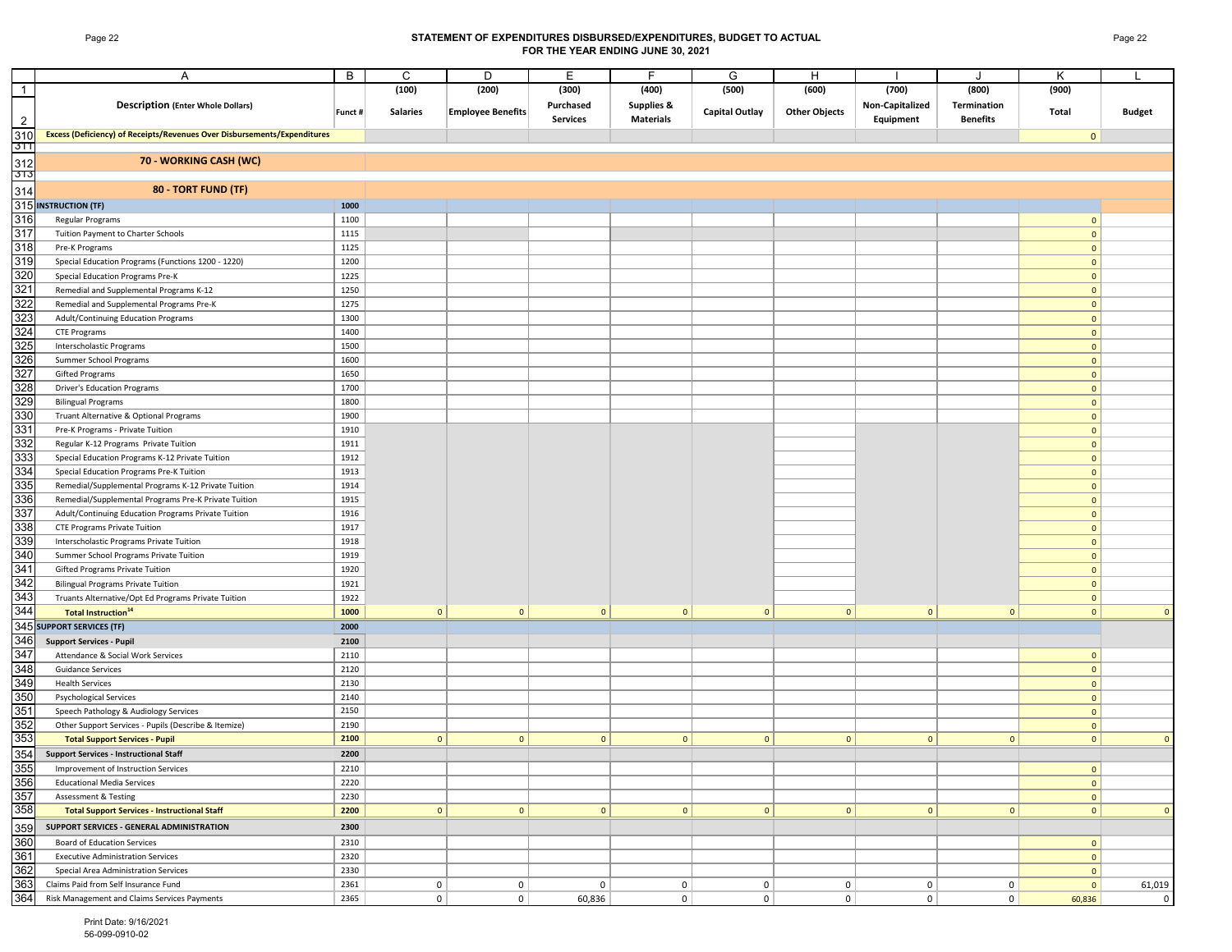# STATEMENT OF EXPENDITURES DISBURSED/EXPENDITURES, BUDGET TO ACTUAL
## FOR THE YEAR ENDING JUNE 30, 2021

| | A | B | C | D | E | F | G | H | I | J | K | L |
|---|---|---|---|---|---|---|---|---|---|---|---|---|
| 1 | | | (100) | (200) | (300) | (400) | (500) | (600) | (700) | (800) | (900) | |
| 2 | **Description (Enter Whole Dollars)** | Funct # | **Salaries** | **Employee Benefits** | **Purchased Services** | **Supplies & Materials** | **Capital Outlay** | **Other Objects** | **Non-Capitalized Equipment** | **Termination Benefits** | **Total** | **Budget** |
| 310 | **Excess (Deficiency) of Receipts/Revenues Over Disbursements/Expenditures** | | | | | | | | | | 0 | |
| 312 | **70 - WORKING CASH (WC)** | | | | | | | | | | | |
| 314 | **80 - TORT FUND (TF)** | | | | | | | | | | | |
| 315 | **INSTRUCTION (TF)** | **1000** | | | | | | | | | | |
| 316 | Regular Programs | 1100 | | | | | | | | | 0 | |
| 317 | Tuition Payment to Charter Schools | 1115 | | | | | | | | | 0 | |
| 318 | Pre-K Programs | 1125 | | | | | | | | | 0 | |
| 319 | Special Education Programs (Functions 1200 - 1220) | 1200 | | | | | | | | | 0 | |
| 320 | Special Education Programs Pre-K | 1225 | | | | | | | | | 0 | |
| 321 | Remedial and Supplemental Programs K-12 | 1250 | | | | | | | | | 0 | |
| 322 | Remedial and Supplemental Programs Pre-K | 1275 | | | | | | | | | 0 | |
| 323 | Adult/Continuing Education Programs | 1300 | | | | | | | | | 0 | |
| 324 | CTE Programs | 1400 | | | | | | | | | 0 | |
| 325 | Interscholastic Programs | 1500 | | | | | | | | | 0 | |
| 326 | Summer School Programs | 1600 | | | | | | | | | 0 | |
| 327 | Gifted Programs | 1650 | | | | | | | | | 0 | |
| 328 | Driver's Education Programs | 1700 | | | | | | | | | 0 | |
| 329 | Bilingual Programs | 1800 | | | | | | | | | 0 | |
| 330 | Truant Alternative & Optional Programs | 1900 | | | | | | | | | 0 | |
| 331 | Pre-K Programs - Private Tuition | 1910 | | | | | | | | | 0 | |
| 332 | Regular K-12 Programs Private Tuition | 1911 | | | | | | | | | 0 | |
| 333 | Special Education Programs K-12 Private Tuition | 1912 | | | | | | | | | 0 | |
| 334 | Special Education Programs Pre-K Tuition | 1913 | | | | | | | | | 0 | |
| 335 | Remedial/Supplemental Programs K-12 Private Tuition | 1914 | | | | | | | | | 0 | |
| 336 | Remedial/Supplemental Programs Pre-K Private Tuition | 1915 | | | | | | | | | 0 | |
| 337 | Adult/Continuing Education Programs Private Tuition | 1916 | | | | | | | | | 0 | |
| 338 | CTE Programs Private Tuition | 1917 | | | | | | | | | 0 | |
| 339 | Interscholastic Programs Private Tuition | 1918 | | | | | | | | | 0 | |
| 340 | Summer School Programs Private Tuition | 1919 | | | | | | | | | 0 | |
| 341 | Gifted Programs Private Tuition | 1920 | | | | | | | | | 0 | |
| 342 | Bilingual Programs Private Tuition | 1921 | | | | | | | | | 0 | |
| 343 | Truants Alternative/Opt Ed Programs Private Tuition | 1922 | | | | | | | | | 0 | |
| 344 | **Total Instruction[14]** | **1000** | 0 | 0 | 0 | 0 | 0 | 0 | 0 | 0 | 0 | 0 |
| 345 | **SUPPORT SERVICES (TF)** | **2000** | | | | | | | | | | |
| 346 | **Support Services - Pupil** | **2100** | | | | | | | | | | |
| 347 | Attendance & Social Work Services | 2110 | | | | | | | | | 0 | |
| 348 | Guidance Services | 2120 | | | | | | | | | 0 | |
| 349 | Health Services | 2130 | | | | | | | | | 0 | |
| 350 | Psychological Services | 2140 | | | | | | | | | 0 | |
| 351 | Speech Pathology & Audiology Services | 2150 | | | | | | | | | 0 | |
| 352 | Other Support Services - Pupils (Describe & Itemize) | 2190 | | | | | | | | | 0 | |
| 353 | **Total Support Services - Pupil** | **2100** | 0 | 0 | 0 | 0 | 0 | 0 | 0 | 0 | 0 | 0 |
| 354 | **Support Services - Instructional Staff** | **2200** | | | | | | | | | | |
| 355 | Improvement of Instruction Services | 2210 | | | | | | | | | 0 | |
| 356 | Educational Media Services | 2220 | | | | | | | | | 0 | |
| 357 | Assessment & Testing | 2230 | | | | | | | | | 0 | |
| 358 | **Total Support Services - Instructional Staff** | **2200** | 0 | 0 | 0 | 0 | 0 | 0 | 0 | 0 | 0 | 0 |
| 359 | **SUPPORT SERVICES - GENERAL ADMINISTRATION** | **2300** | | | | | | | | | | |
| 360 | Board of Education Services | 2310 | | | | | | | | | 0 | |
| 361 | Executive Administration Services | 2320 | | | | | | | | | 0 | |
| 362 | Special Area Administration Services | 2330 | | | | | | | | | 0 | |
| 363 | Claims Paid from Self Insurance Fund | 2361 | 0 | 0 | 0 | 0 | 0 | 0 | 0 | 0 | 0 | 61,019 |
| 364 | Risk Management and Claims Services Payments | 2365 | 0 | 0 | 60,836 | 0 | 0 | 0 | 0 | 0 | 60,836 | 0 |

Print Date: 9/16/2021
56-099-0910-02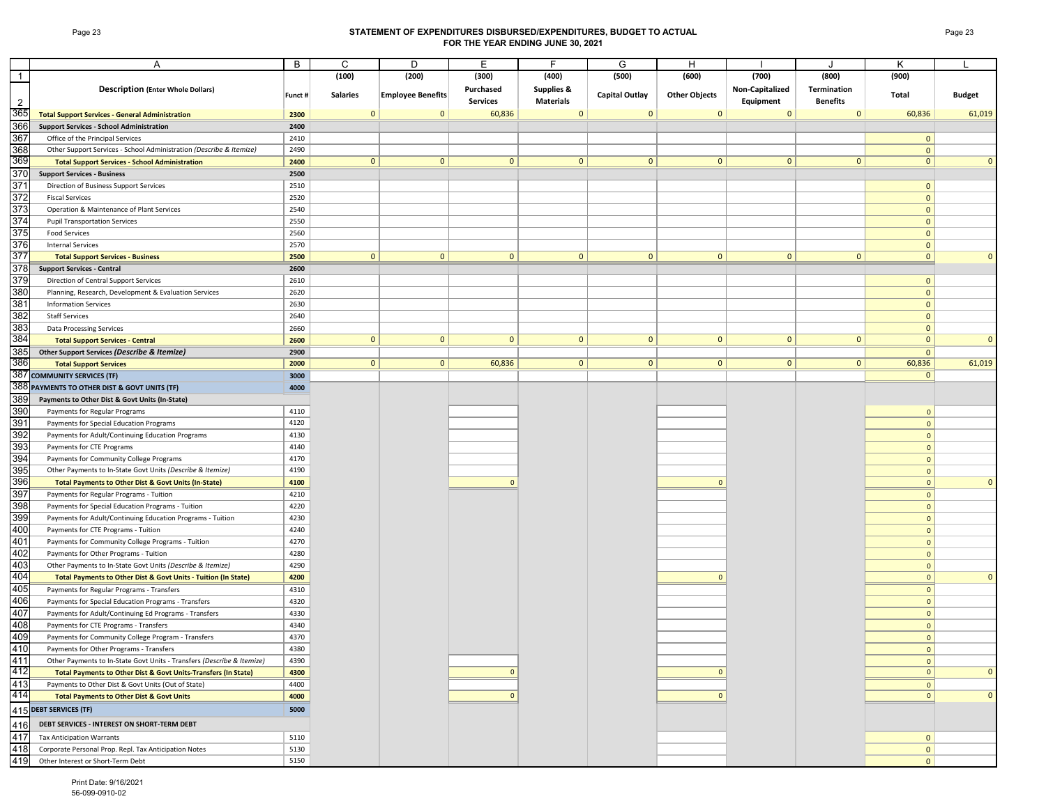# STATEMENT OF EXPENDITURES DISBURSED/EXPENDITURES, BUDGET TO ACTUAL
## FOR THE YEAR ENDING JUNE 30, 2021

| | A | B | C | D | E | F | G | H | I | J | K | L |
|---|---|---|---|---|---|---|---|---|---|---|---|---|
| 1 | | | (100) | (200) | (300) | (400) | (500) | (600) | (700) | (800) | (900) | |
| 2 | **Description (Enter Whole Dollars)** | Funct # | **Salaries** | **Employee Benefits** | **Purchased Services** | **Supplies & Materials** | **Capital Outlay** | **Other Objects** | **Non-Capitalized Equipment** | **Termination Benefits** | **Total** | **Budget** |
| 365 | **Total Support Services - General Administration** | 2300 | 0 | 0 | 60,836 | 0 | 0 | 0 | 0 | 0 | 60,836 | 61,019 |
| 366 | **Support Services - School Administration** | 2400 | | | | | | | | | | |
| 367 | Office of the Principal Services | 2410 | | | | | | | | | 0 | |
| 368 | Other Support Services - School Administration *(Describe & Itemize)* | 2490 | | | | | | | | | 0 | |
| 369 | **Total Support Services - School Administration** | 2400 | 0 | 0 | 0 | 0 | 0 | 0 | 0 | 0 | 0 | 0 |
| 370 | **Support Services - Business** | 2500 | | | | | | | | | | |
| 371 | Direction of Business Support Services | 2510 | | | | | | | | | 0 | |
| 372 | Fiscal Services | 2520 | | | | | | | | | 0 | |
| 373 | Operation & Maintenance of Plant Services | 2540 | | | | | | | | | 0 | |
| 374 | Pupil Transportation Services | 2550 | | | | | | | | | 0 | |
| 375 | Food Services | 2560 | | | | | | | | | 0 | |
| 376 | Internal Services | 2570 | | | | | | | | | 0 | |
| 377 | **Total Support Services - Business** | 2500 | 0 | 0 | 0 | 0 | 0 | 0 | 0 | 0 | 0 | 0 |
| 378 | **Support Services - Central** | 2600 | | | | | | | | | | |
| 379 | Direction of Central Support Services | 2610 | | | | | | | | | 0 | |
| 380 | Planning, Research, Development & Evaluation Services | 2620 | | | | | | | | | 0 | |
| 381 | Information Services | 2630 | | | | | | | | | 0 | |
| 382 | Staff Services | 2640 | | | | | | | | | 0 | |
| 383 | Data Processing Services | 2660 | | | | | | | | | 0 | |
| 384 | **Total Support Services - Central** | 2600 | 0 | 0 | 0 | 0 | 0 | 0 | 0 | 0 | 0 | 0 |
| 385 | **Other Support Services *(Describe & Itemize)*** | 2900 | | | | | | | | | 0 | |
| 386 | **Total Support Services** | 2000 | 0 | 0 | 60,836 | 0 | 0 | 0 | 0 | 0 | 60,836 | 61,019 |
| 387 | **COMMUNITY SERVICES (TF)** | 3000 | | | | | | | | | 0 | |
| 388 | **PAYMENTS TO OTHER DIST & GOVT UNITS (TF)** | 4000 | | | | | | | | | | |
| 389 | **Payments to Other Dist & Govt Units (In-State)** | | | | | | | | | | | |
| 390 | Payments for Regular Programs | 4110 | | | | | | | | | 0 | |
| 391 | Payments for Special Education Programs | 4120 | | | | | | | | | 0 | |
| 392 | Payments for Adult/Continuing Education Programs | 4130 | | | | | | | | | 0 | |
| 393 | Payments for CTE Programs | 4140 | | | | | | | | | 0 | |
| 394 | Payments for Community College Programs | 4170 | | | | | | | | | 0 | |
| 395 | Other Payments to In-State Govt Units *(Describe & Itemize)* | 4190 | | | | | | | | | 0 | |
| 396 | **Total Payments to Other Dist & Govt Units (In-State)** | 4100 | | | 0 | | | 0 | | | 0 | 0 |
| 397 | Payments for Regular Programs - Tuition | 4210 | | | | | | | | | 0 | |
| 398 | Payments for Special Education Programs - Tuition | 4220 | | | | | | | | | 0 | |
| 399 | Payments for Adult/Continuing Education Programs - Tuition | 4230 | | | | | | | | | 0 | |
| 400 | Payments for CTE Programs - Tuition | 4240 | | | | | | | | | 0 | |
| 401 | Payments for Community College Programs - Tuition | 4270 | | | | | | | | | 0 | |
| 402 | Payments for Other Programs - Tuition | 4280 | | | | | | | | | 0 | |
| 403 | Other Payments to In-State Govt Units *(Describe & Itemize)* | 4290 | | | | | | | | | 0 | |
| 404 | **Total Payments to Other Dist & Govt Units - Tuition (In State)** | 4200 | | | | | | 0 | | | 0 | 0 |
| 405 | Payments for Regular Programs - Transfers | 4310 | | | | | | | | | 0 | |
| 406 | Payments for Special Education Programs - Transfers | 4320 | | | | | | | | | 0 | |
| 407 | Payments for Adult/Continuing Ed Programs - Transfers | 4330 | | | | | | | | | 0 | |
| 408 | Payments for CTE Programs - Transfers | 4340 | | | | | | | | | 0 | |
| 409 | Payments for Community College Program - Transfers | 4370 | | | | | | | | | 0 | |
| 410 | Payments for Other Programs - Transfers | 4380 | | | | | | | | | 0 | |
| 411 | Other Payments to In-State Govt Units - Transfers *(Describe & Itemize)* | 4390 | | | | | | | | | 0 | |
| 412 | **Total Payments to Other Dist & Govt Units-Transfers (In State)** | 4300 | | | 0 | | | 0 | | | 0 | 0 |
| 413 | Payments to Other Dist & Govt Units (Out of State) | 4400 | | | | | | | | | 0 | |
| 414 | **Total Payments to Other Dist & Govt Units** | 4000 | | | 0 | | | 0 | | | 0 | 0 |
| 415 | **DEBT SERVICES (TF)** | 5000 | | | | | | | | | | |
| 416 | **DEBT SERVICES - INTEREST ON SHORT-TERM DEBT** | | | | | | | | | | | |
| 417 | Tax Anticipation Warrants | 5110 | | | | | | | | | 0 | |
| 418 | Corporate Personal Prop. Repl. Tax Anticipation Notes | 5130 | | | | | | | | | 0 | |
| 419 | Other Interest or Short-Term Debt | 5150 | | | | | | | | | 0 | |

Print Date: 9/16/2021
56-099-0910-02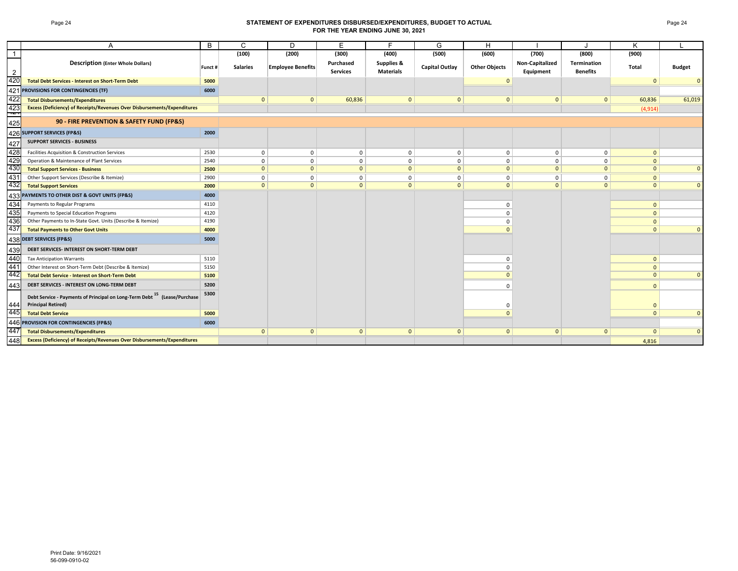# STATEMENT OF EXPENDITURES DISBURSED/EXPENDITURES, BUDGET TO ACTUAL
## FOR THE YEAR ENDING JUNE 30, 2021

| | A | B | C | D | E | F | G | H | I | J | K | L |
|---|---|---|---|---|---|---|---|---|---|---|---|---|
| 1 | | | (100) | (200) | (300) | (400) | (500) | (600) | (700) | (800) | (900) | |
| 2 | **Description (Enter Whole Dollars)** | **Funct #** | **Salaries** | **Employee Benefits** | **Purchased Services** | **Supplies & Materials** | **Capital Outlay** | **Other Objects** | **Non-Capitalized Equipment** | **Termination Benefits** | **Total** | **Budget** |
| 420 | **Total Debt Services - Interest on Short-Term Debt** | **5000** | | | | | | 0 | | | 0 | 0 |
| 421 | **PROVISIONS FOR CONTINGENCIES (TF)** | **6000** | | | | | | | | | | |
| 422 | **Total Disbursements/Expenditures** | | 0 | 0 | 60,836 | 0 | 0 | 0 | 0 | 0 | 60,836 | 61,019 |
| 423 | **Excess (Deficiency) of Receipts/Revenues Over Disbursements/Expenditures** | | | | | | | | | | (4,914) | |
| 425 | **90 - FIRE PREVENTION & SAFETY FUND (FP&S)** | | | | | | | | | | | |
| 426 | **SUPPORT SERVICES (FP&S)** | **2000** | | | | | | | | | | |
| 427 | **SUPPORT SERVICES - BUSINESS** | | | | | | | | | | | |
| 428 | Facilities Acquisition & Construction Services | 2530 | 0 | 0 | 0 | 0 | 0 | 0 | 0 | 0 | 0 | |
| 429 | Operation & Maintenance of Plant Services | 2540 | 0 | 0 | 0 | 0 | 0 | 0 | 0 | 0 | 0 | |
| 430 | **Total Support Services - Business** | **2500** | 0 | 0 | 0 | 0 | 0 | 0 | 0 | 0 | 0 | 0 |
| 431 | Other Support Services (Describe & Itemize) | 2900 | 0 | 0 | 0 | 0 | 0 | 0 | 0 | 0 | 0 | |
| 432 | **Total Support Services** | **2000** | 0 | 0 | 0 | 0 | 0 | 0 | 0 | 0 | 0 | 0 |
| 433 | **PAYMENTS TO OTHER DIST & GOVT UNITS (FP&S)** | **4000** | | | | | | | | | | |
| 434 | Payments to Regular Programs | 4110 | | | | | | 0 | | | 0 | |
| 435 | Payments to Special Education Programs | 4120 | | | | | | 0 | | | 0 | |
| 436 | Other Payments to In-State Govt. Units (Describe & Itemize) | 4190 | | | | | | 0 | | | 0 | |
| 437 | **Total Payments to Other Govt Units** | **4000** | | | | | | 0 | | | 0 | 0 |
| 438 | **DEBT SERVICES (FP&S)** | **5000** | | | | | | | | | | |
| 439 | **DEBT SERVICES- INTEREST ON SHORT-TERM DEBT** | | | | | | | | | | | |
| 440 | Tax Anticipation Warrants | 5110 | | | | | | 0 | | | 0 | |
| 441 | Other Interest on Short-Term Debt (Describe & Itemize) | 5150 | | | | | | 0 | | | 0 | |
| 442 | **Total Debt Service - Interest on Short-Term Debt** | **5100** | | | | | | 0 | | | 0 | 0 |
| 443 | **DEBT SERVICES - INTEREST ON LONG-TERM DEBT** | **5200** | | | | | | 0 | | | 0 | |
| 444 | **Debt Service - Payments of Principal on Long-Term Debt [15] (Lease/Purchase Principal Retired)** | **5300** | | | | | | 0 | | | 0 | |
| 445 | **Total Debt Service** | **5000** | | | | | | 0 | | | 0 | 0 |
| 446 | **PROVISION FOR CONTINGENCIES (FP&S)** | **6000** | | | | | | | | | | |
| 447 | **Total Disbursements/Expenditures** | | 0 | 0 | 0 | 0 | 0 | 0 | 0 | 0 | 0 | 0 |
| 448 | **Excess (Deficiency) of Receipts/Revenues Over Disbursements/Expenditures** | | | | | | | | | | 4,816 | |

Print Date: 9/16/2021
56-099-0910-02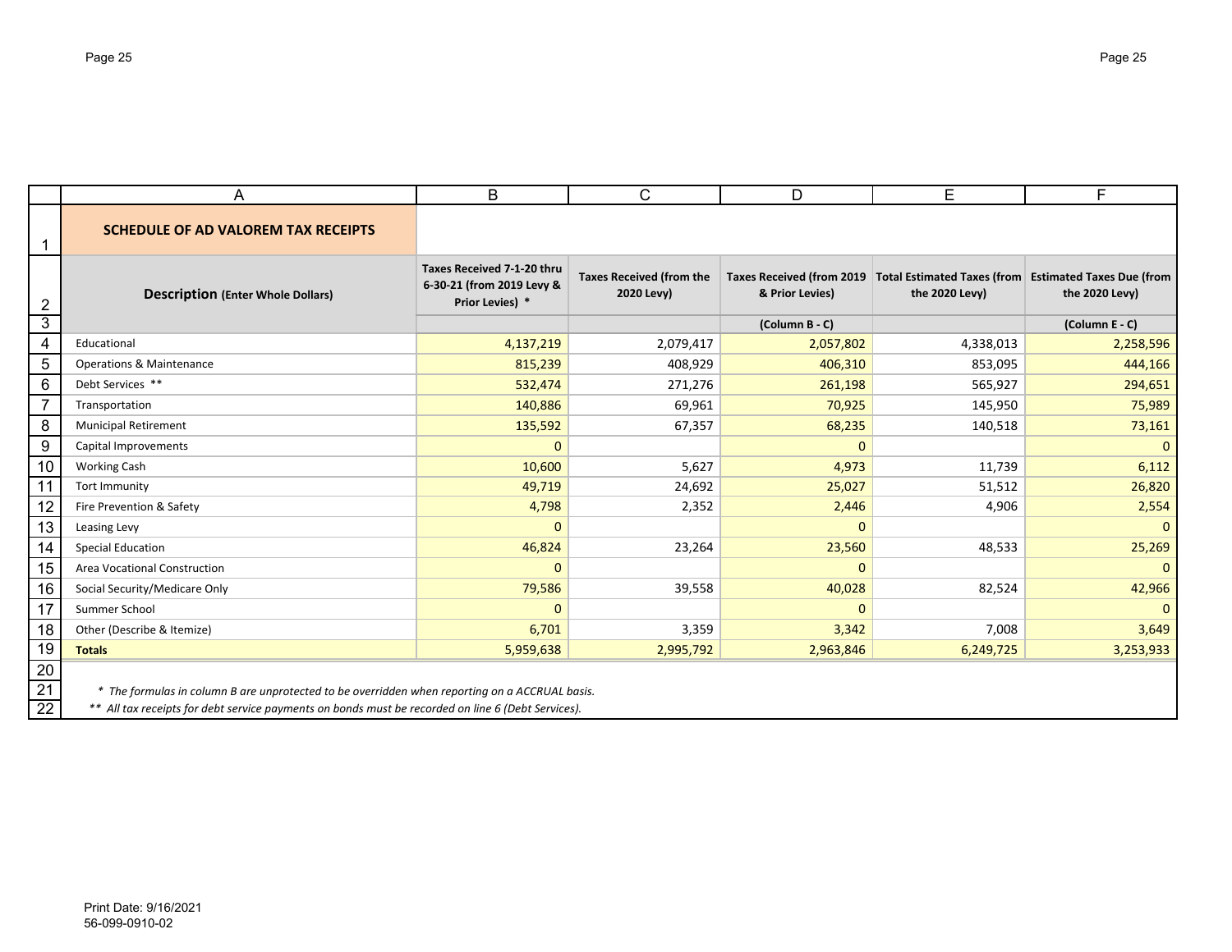## SCHEDULE OF AD VALOREM TAX RECEIPTS

| Description (Enter Whole Dollars) | Taxes Received 7-1-20 thru 6-30-21 (from 2019 Levy & Prior Levies) * | Taxes Received (from the 2020 Levy) | Taxes Received (from 2019 & Prior Levies) | Total Estimated Taxes (from the 2020 Levy) | Estimated Taxes Due (from the 2020 Levy) |
|---|---|---|---|---|---|
| | | | (Column B - C) | | (Column E - C) |
| Educational | 4,137,219 | 2,079,417 | 2,057,802 | 4,338,013 | 2,258,596 |
| Operations & Maintenance | 815,239 | 408,929 | 406,310 | 853,095 | 444,166 |
| Debt Services ** | 532,474 | 271,276 | 261,198 | 565,927 | 294,651 |
| Transportation | 140,886 | 69,961 | 70,925 | 145,950 | 75,989 |
| Municipal Retirement | 135,592 | 67,357 | 68,235 | 140,518 | 73,161 |
| Capital Improvements | 0 | | 0 | | 0 |
| Working Cash | 10,600 | 5,627 | 4,973 | 11,739 | 6,112 |
| Tort Immunity | 49,719 | 24,692 | 25,027 | 51,512 | 26,820 |
| Fire Prevention & Safety | 4,798 | 2,352 | 2,446 | 4,906 | 2,554 |
| Leasing Levy | 0 | | 0 | | 0 |
| Special Education | 46,824 | 23,264 | 23,560 | 48,533 | 25,269 |
| Area Vocational Construction | 0 | | 0 | | 0 |
| Social Security/Medicare Only | 79,586 | 39,558 | 40,028 | 82,524 | 42,966 |
| Summer School | 0 | | 0 | | 0 |
| Other (Describe & Itemize) | 6,701 | 3,359 | 3,342 | 7,008 | 3,649 |
| **Totals** | 5,959,638 | 2,995,792 | 2,963,846 | 6,249,725 | 3,253,933 |

*\* The formulas in column B are unprotected to be overridden when reporting on a ACCRUAL basis.*

*\*\* All tax receipts for debt service payments on bonds must be recorded on line 6 (Debt Services).*

Print Date: 9/16/2021
56-099-0910-02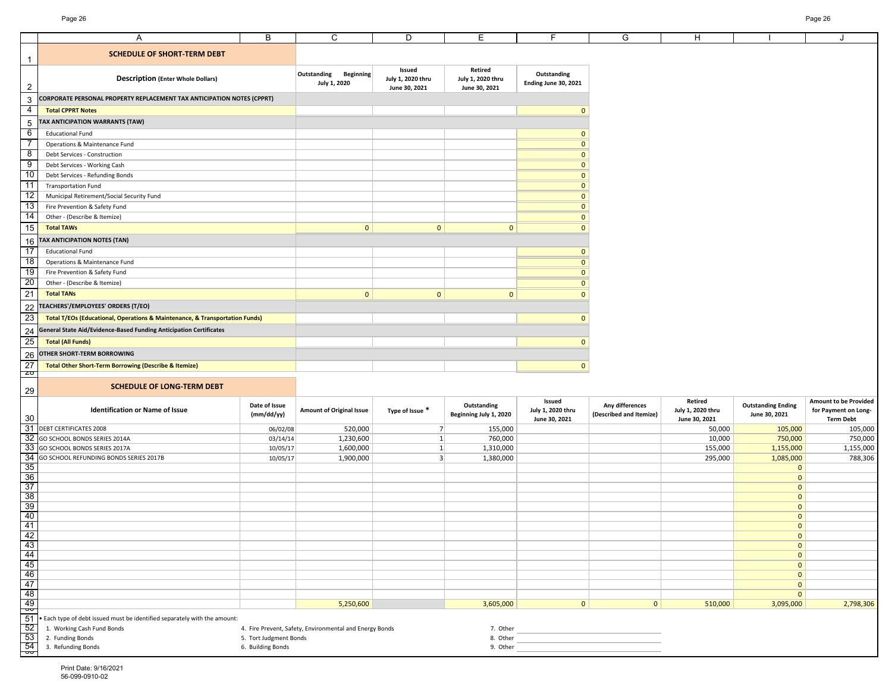## SCHEDULE OF SHORT-TERM DEBT

| Description (Enter Whole Dollars) | Outstanding Beginning July 1, 2020 | Issued July 1, 2020 thru June 30, 2021 | Retired July 1, 2020 thru June 30, 2021 | Outstanding Ending June 30, 2021 |
|---|---|---|---|---|
| **CORPORATE PERSONAL PROPERTY REPLACEMENT TAX ANTICIPATION NOTES (CPPRT)** | | | | |
| **Total CPPRT Notes** | | | | 0 |
| **TAX ANTICIPATION WARRANTS (TAW)** | | | | |
| Educational Fund | | | | 0 |
| Operations & Maintenance Fund | | | | 0 |
| Debt Services - Construction | | | | 0 |
| Debt Services - Working Cash | | | | 0 |
| Debt Services - Refunding Bonds | | | | 0 |
| Transportation Fund | | | | 0 |
| Municipal Retirement/Social Security Fund | | | | 0 |
| Fire Prevention & Safety Fund | | | | 0 |
| Other - (Describe & Itemize) | | | | 0 |
| **Total TAWs** | 0 | 0 | 0 | 0 |
| **TAX ANTICIPATION NOTES (TAN)** | | | | |
| Educational Fund | | | | 0 |
| Operations & Maintenance Fund | | | | 0 |
| Fire Prevention & Safety Fund | | | | 0 |
| Other - (Describe & Itemize) | | | | 0 |
| **Total TANs** | 0 | 0 | 0 | 0 |
| **TEACHERS'/EMPLOYEES' ORDERS (T/EO)** | | | | |
| **Total T/EOs (Educational, Operations & Maintenance, & Transportation Funds)** | | | | 0 |
| **General State Aid/Evidence-Based Funding Anticipation Certificates** | | | | |
| **Total (All Funds)** | | | | 0 |
| **OTHER SHORT-TERM BORROWING** | | | | |
| **Total Other Short-Term Borrowing (Describe & Itemize)** | | | | 0 |

## SCHEDULE OF LONG-TERM DEBT

| Identification or Name of Issue | Date of Issue (mm/dd/yy) | Amount of Original Issue | Type of Issue * | Outstanding Beginning July 1, 2020 | Issued July 1, 2020 thru June 30, 2021 | Any differences (Described and Itemize) | Retired July 1, 2020 thru June 30, 2021 | Outstanding Ending June 30, 2021 | Amount to be Provided for Payment on Long-Term Debt |
|---|---|---|---|---|---|---|---|---|---|
| DEBT CERTIFICATES 2008 | 06/02/08 | 520,000 | 7 | 155,000 | | | 50,000 | 105,000 | 105,000 |
| GO SCHOOL BONDS SERIES 2014A | 03/14/14 | 1,230,600 | 1 | 760,000 | | | 10,000 | 750,000 | 750,000 |
| GO SCHOOL BONDS SERIES 2017A | 10/05/17 | 1,600,000 | 1 | 1,310,000 | | | 155,000 | 1,155,000 | 1,155,000 |
| GO SCHOOL REFUNDING BONDS SERIES 2017B | 10/05/17 | 1,900,000 | 3 | 1,380,000 | | | 295,000 | 1,085,000 | 788,306 |
| | | | | | | | | 0 | |
| | | | | | | | | 0 | |
| | | | | | | | | 0 | |
| | | | | | | | | 0 | |
| | | | | | | | | 0 | |
| | | | | | | | | 0 | |
| | | | | | | | | 0 | |
| | | | | | | | | 0 | |
| | | | | | | | | 0 | |
| | | | | | | | | 0 | |
| | | | | | | | | 0 | |
| | | | | | | | | 0 | |
| | | | | | | | | 0 | |
| | | | | | | | | 0 | |
| | | 5,250,600 | | 3,605,000 | 0 | 0 | 510,000 | 3,095,000 | 2,798,306 |

• Each type of debt issued must be identified separately with the amount:

1. Working Cash Fund Bonds
2. Funding Bonds
3. Refunding Bonds
4. Fire Prevent, Safety, Environmental and Energy Bonds
5. Tort Judgment Bonds
6. Building Bonds
7. Other \_\_\_\_\_\_\_\_\_\_
8. Other \_\_\_\_\_\_\_\_\_\_
9. Other \_\_\_\_\_\_\_\_\_\_

Print Date: 9/16/2021
56-099-0910-02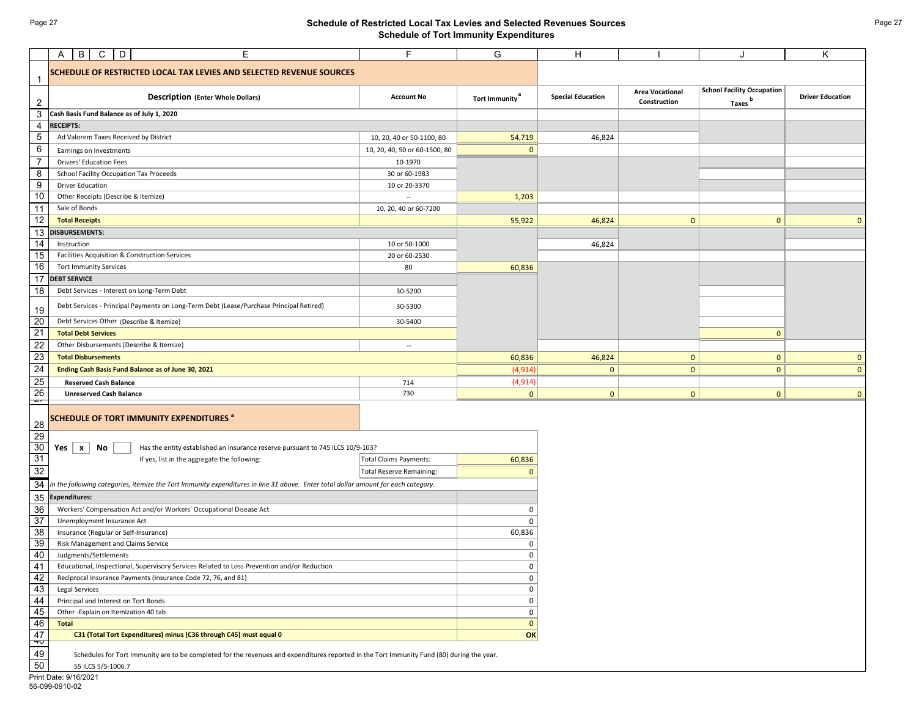# Schedule of Restricted Local Tax Levies and Selected Revenues Sources
## Schedule of Tort Immunity Expenditures

| | Description (Enter Whole Dollars) | Account No | Tort Immunity [a] | Special Education | Area Vocational Construction | School Facility Occupation Taxes [b] | Driver Education |
|---|---|---|---|---|---|---|---|
| 1 | **SCHEDULE OF RESTRICTED LOCAL TAX LEVIES AND SELECTED REVENUE SOURCES** | | | | | | |
| 3 | **Cash Basis Fund Balance as of July 1, 2020** | | | | | | |
| 4 | **RECEIPTS:** | | | | | | |
| 5 | Ad Valorem Taxes Received by District | 10, 20, 40 or 50-1100, 80 | 54,719 | 46,824 | | | |
| 6 | Earnings on Investments | 10, 20, 40, 50 or 60-1500, 80 | 0 | | | | |
| 7 | Drivers' Education Fees | 10-1970 | | | | | |
| 8 | School Facility Occupation Tax Proceeds | 30 or 60-1983 | | | | | |
| 9 | Driver Education | 10 or 20-3370 | | | | | |
| 10 | Other Receipts (Describe & Itemize) | -- | 1,203 | | | | |
| 11 | Sale of Bonds | 10, 20, 40 or 60-7200 | | | | | |
| 12 | **Total Receipts** | | 55,922 | 46,824 | 0 | 0 | 0 |
| 13 | **DISBURSEMENTS:** | | | | | | |
| 14 | Instruction | 10 or 50-1000 | | 46,824 | | | |
| 15 | Facilities Acquisition & Construction Services | 20 or 60-2530 | | | | | |
| 16 | Tort Immunity Services | 80 | 60,836 | | | | |
| 17 | **DEBT SERVICE** | | | | | | |
| 18 | Debt Services - Interest on Long-Term Debt | 30-5200 | | | | | |
| 19 | Debt Services - Principal Payments on Long-Term Debt (Lease/Purchase Principal Retired) | 30-5300 | | | | | |
| 20 | Debt Services Other (Describe & Itemize) | 30-5400 | | | | | |
| 21 | **Total Debt Services** | | | | | 0 | |
| 22 | Other Disbursements (Describe & Itemize) | -- | | | | | |
| 23 | **Total Disbursements** | | 60,836 | 46,824 | 0 | 0 | 0 |
| 24 | **Ending Cash Basis Fund Balance as of June 30, 2021** | | (4,914) | 0 | 0 | 0 | 0 |
| 25 | **Reserved Cash Balance** | 714 | (4,914) | | | | |
| 26 | **Unreserved Cash Balance** | 730 | 0 | 0 | 0 | 0 | 0 |

## SCHEDULE OF TORT IMMUNITY EXPENDITURES [a]

Yes **x** No ☐ Has the entity established an insurance reserve pursuant to 745 ILCS 10/9-103?

If yes, list in the aggregate the following:

| | | |
|---|---|---|
| 31 | Total Claims Payments: | 60,836 |
| 32 | Total Reserve Remaining: | 0 |

*In the following categories, itemize the Tort Immunity expenditures in line 31 above. Enter total dollar amount for each category.*

| | Expenditures: | |
|---|---|---|
| 36 | Workers' Compensation Act and/or Workers' Occupational Disease Act | 0 |
| 37 | Unemployment Insurance Act | 0 |
| 38 | Insurance (Regular or Self-Insurance) | 60,836 |
| 39 | Risk Management and Claims Service | 0 |
| 40 | Judgments/Settlements | 0 |
| 41 | Educational, Inspectional, Supervisory Services Related to Loss Prevention and/or Reduction | 0 |
| 42 | Reciprocal Insurance Payments (Insurance Code 72, 76, and 81) | 0 |
| 43 | Legal Services | 0 |
| 44 | Principal and Interest on Tort Bonds | 0 |
| 45 | Other -Explain on Itemization 40 tab | 0 |
| 46 | **Total** | 0 |
| 47 | **C31 (Total Tort Expenditures) minus (C36 through C45) must equal 0** | **OK** |

Schedules for Tort Immunity are to be completed for the revenues and expenditures reported in the Tort Immunity Fund (80) during the year.

55 ILCS 5/5-1006.7

Print Date: 9/16/2021

56-099-0910-02